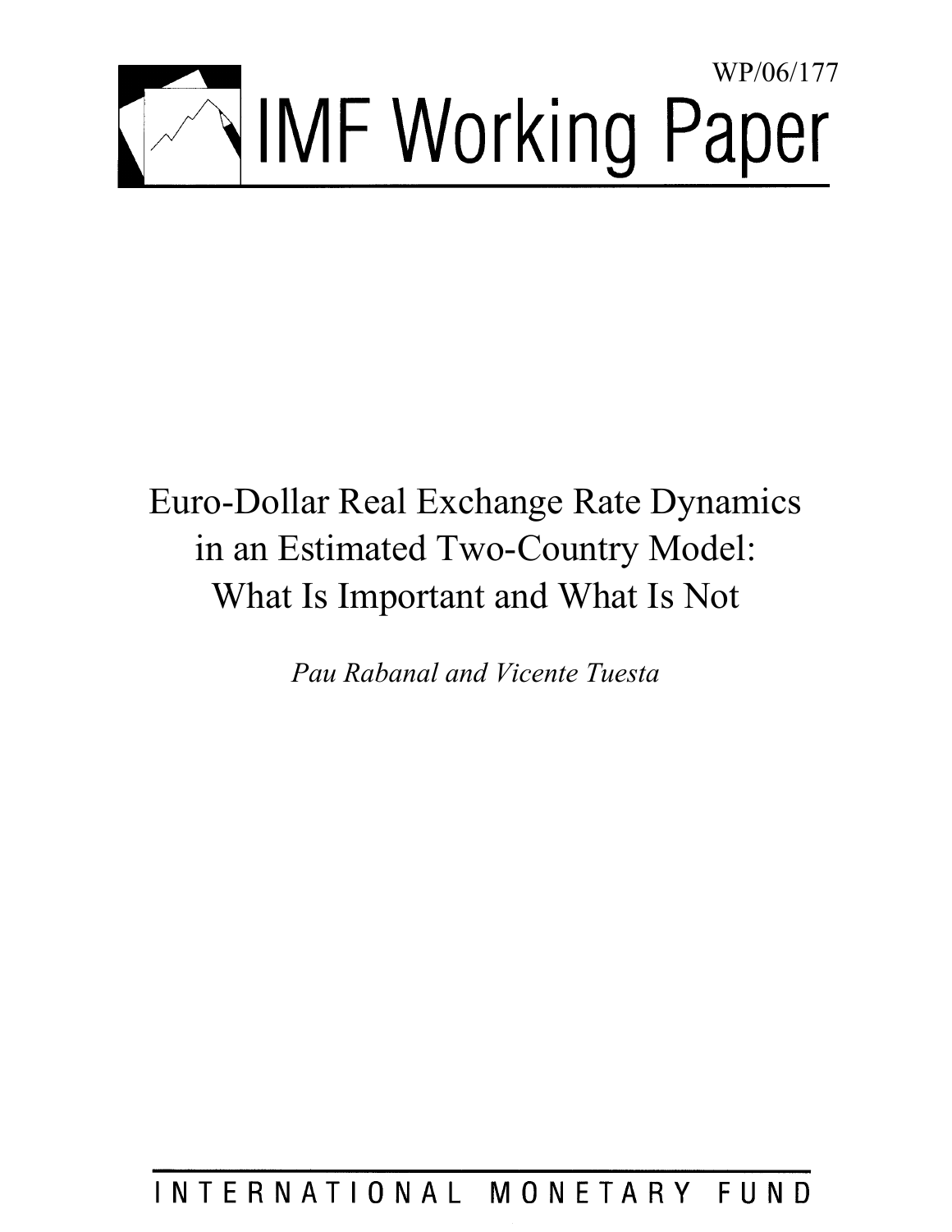WP/06/177

# IMF Working Paper

# Euro-Dollar Real Exchange Rate Dynamics in an Estimated Two-Country Model: What Is Important and What Is Not

*Pau Rabanal and Vicente Tuesta*

INTERNATIONAL MONETARY FUND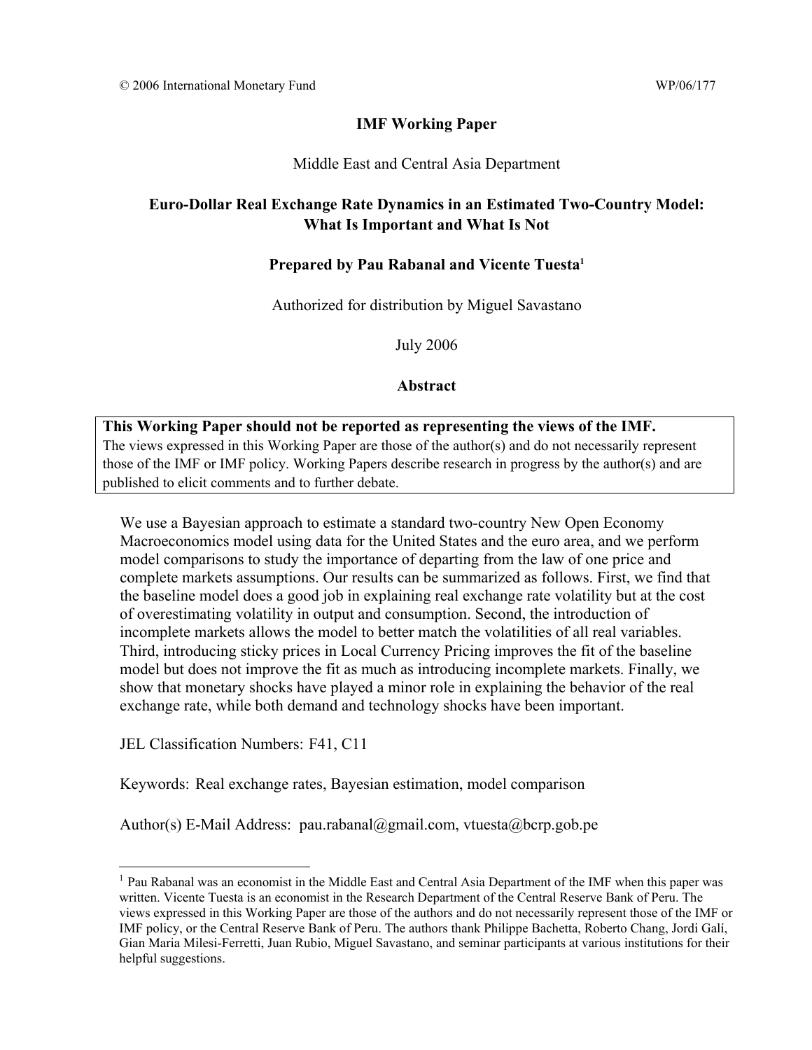© 2006 International Monetary Fund WP/06/177

**IMF Working Paper**

Middle East and Central Asia Department

**Euro-Dollar Real Exchange Rate Dynamics in an Estimated Two-Country Model: What Is Important and What Is Not**

**Prepared by Pau Rabanal and Vicente Tuesta[1]**

Authorized for distribution by Miguel Savastano

July 2006

**Abstract**

> **This Working Paper should not be reported as representing the views of the IMF.**
> The views expressed in this Working Paper are those of the author(s) and do not necessarily represent those of the IMF or IMF policy. Working Papers describe research in progress by the author(s) and are published to elicit comments and to further debate.

We use a Bayesian approach to estimate a standard two-country New Open Economy Macroeconomics model using data for the United States and the euro area, and we perform model comparisons to study the importance of departing from the law of one price and complete markets assumptions. Our results can be summarized as follows. First, we find that the baseline model does a good job in explaining real exchange rate volatility but at the cost of overestimating volatility in output and consumption. Second, the introduction of incomplete markets allows the model to better match the volatilities of all real variables. Third, introducing sticky prices in Local Currency Pricing improves the fit of the baseline model but does not improve the fit as much as introducing incomplete markets. Finally, we show that monetary shocks have played a minor role in explaining the behavior of the real exchange rate, while both demand and technology shocks have been important.

JEL Classification Numbers: F41, C11

Keywords: Real exchange rates, Bayesian estimation, model comparison

Author(s) E-Mail Address: pau.rabanal@gmail.com, vtuesta@bcrp.gob.pe

[1] Pau Rabanal was an economist in the Middle East and Central Asia Department of the IMF when this paper was written. Vicente Tuesta is an economist in the Research Department of the Central Reserve Bank of Peru. The views expressed in this Working Paper are those of the authors and do not necessarily represent those of the IMF or IMF policy, or the Central Reserve Bank of Peru. The authors thank Philippe Bachetta, Roberto Chang, Jordi Galí, Gian Maria Milesi-Ferretti, Juan Rubio, Miguel Savastano, and seminar participants at various institutions for their helpful suggestions.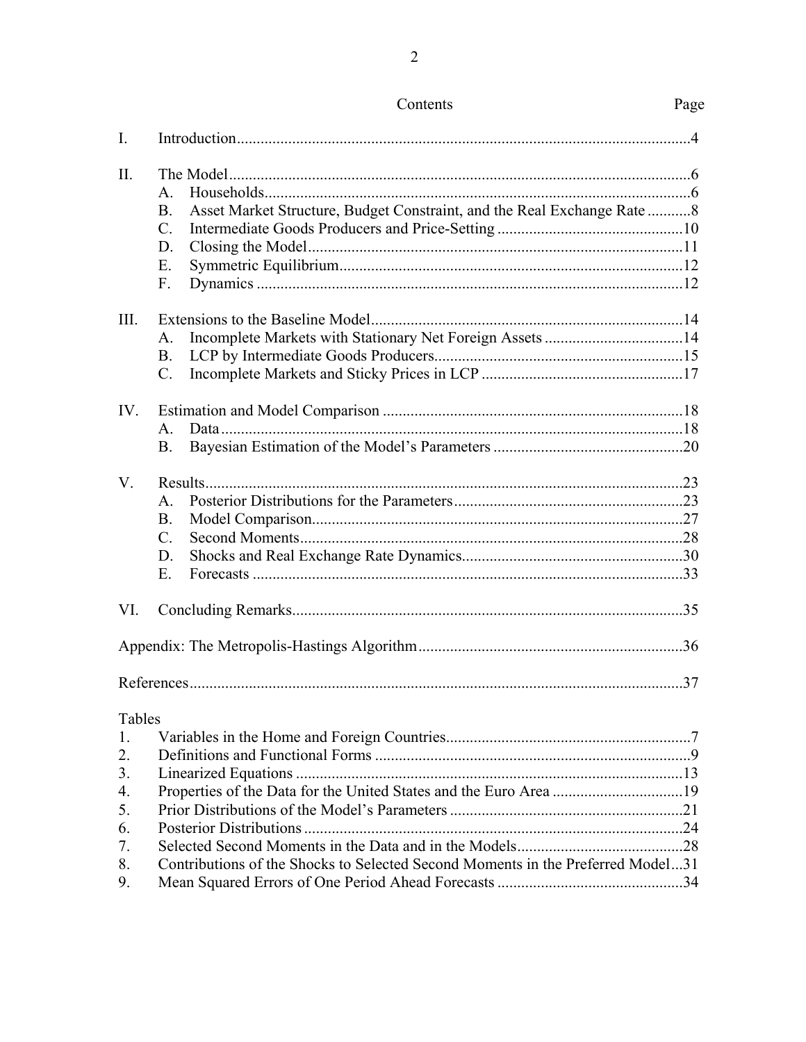## Contents

| | | Page |
|---|---|---|
| I. | Introduction | 4 |
| II. | The Model | 6 |
| | A. Households | 6 |
| | B. Asset Market Structure, Budget Constraint, and the Real Exchange Rate | 8 |
| | C. Intermediate Goods Producers and Price-Setting | 10 |
| | D. Closing the Model | 11 |
| | E. Symmetric Equilibrium | 12 |
| | F. Dynamics | 12 |
| III. | Extensions to the Baseline Model | 14 |
| | A. Incomplete Markets with Stationary Net Foreign Assets | 14 |
| | B. LCP by Intermediate Goods Producers | 15 |
| | C. Incomplete Markets and Sticky Prices in LCP | 17 |
| IV. | Estimation and Model Comparison | 18 |
| | A. Data | 18 |
| | B. Bayesian Estimation of the Model's Parameters | 20 |
| V. | Results | 23 |
| | A. Posterior Distributions for the Parameters | 23 |
| | B. Model Comparison | 27 |
| | C. Second Moments | 28 |
| | D. Shocks and Real Exchange Rate Dynamics | 30 |
| | E. Forecasts | 33 |
| VI. | Concluding Remarks | 35 |
| | Appendix: The Metropolis-Hastings Algorithm | 36 |
| | References | 37 |

**Tables**

| | | |
|---|---|---|
| 1. | Variables in the Home and Foreign Countries | 7 |
| 2. | Definitions and Functional Forms | 9 |
| 3. | Linearized Equations | 13 |
| 4. | Properties of the Data for the United States and the Euro Area | 19 |
| 5. | Prior Distributions of the Model's Parameters | 21 |
| 6. | Posterior Distributions | 24 |
| 7. | Selected Second Moments in the Data and in the Models | 28 |
| 8. | Contributions of the Shocks to Selected Second Moments in the Preferred Model | 31 |
| 9. | Mean Squared Errors of One Period Ahead Forecasts | 34 |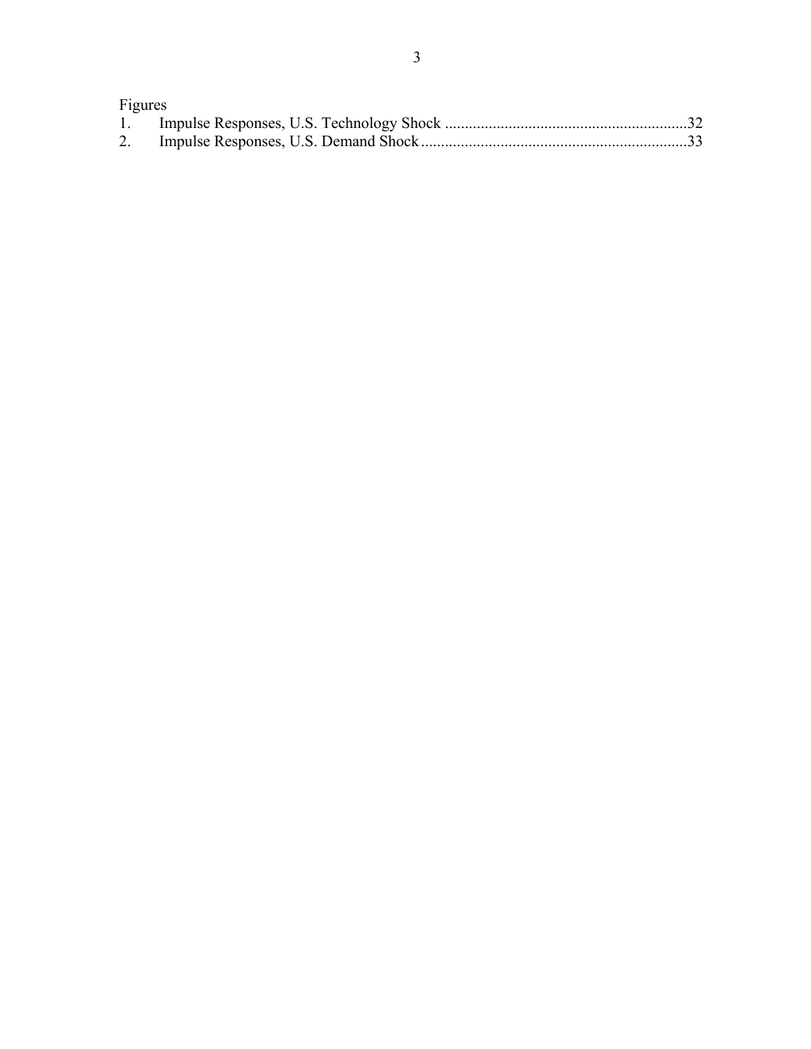Figures

1. Impulse Responses, U.S. Technology Shock ............................................................32
2. Impulse Responses, U.S. Demand Shock..................................................................33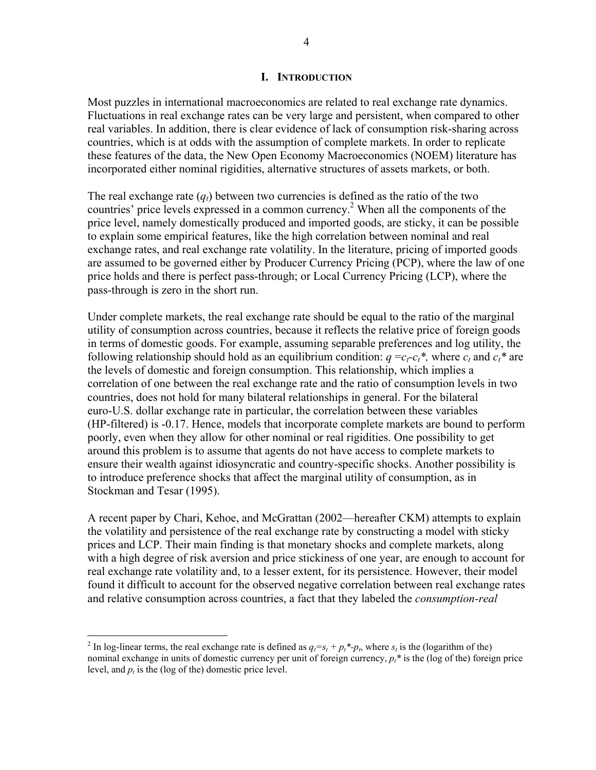## I. Introduction

Most puzzles in international macroeconomics are related to real exchange rate dynamics. Fluctuations in real exchange rates can be very large and persistent, when compared to other real variables. In addition, there is clear evidence of lack of consumption risk-sharing across countries, which is at odds with the assumption of complete markets. In order to replicate these features of the data, the New Open Economy Macroeconomics (NOEM) literature has incorporated either nominal rigidities, alternative structures of assets markets, or both.

The real exchange rate ($q_t$) between two currencies is defined as the ratio of the two countries' price levels expressed in a common currency.[2] When all the components of the price level, namely domestically produced and imported goods, are sticky, it can be possible to explain some empirical features, like the high correlation between nominal and real exchange rates, and real exchange rate volatility. In the literature, pricing of imported goods are assumed to be governed either by Producer Currency Pricing (PCP), where the law of one price holds and there is perfect pass-through; or Local Currency Pricing (LCP), where the pass-through is zero in the short run.

Under complete markets, the real exchange rate should be equal to the ratio of the marginal utility of consumption across countries, because it reflects the relative price of foreign goods in terms of domestic goods. For example, assuming separable preferences and log utility, the following relationship should hold as an equilibrium condition: $q = c_t - c_t^*$, where $c_t$ and $c_t^*$ are the levels of domestic and foreign consumption. This relationship, which implies a correlation of one between the real exchange rate and the ratio of consumption levels in two countries, does not hold for many bilateral relationships in general. For the bilateral euro-U.S. dollar exchange rate in particular, the correlation between these variables (HP-filtered) is -0.17. Hence, models that incorporate complete markets are bound to perform poorly, even when they allow for other nominal or real rigidities. One possibility to get around this problem is to assume that agents do not have access to complete markets to ensure their wealth against idiosyncratic and country-specific shocks. Another possibility is to introduce preference shocks that affect the marginal utility of consumption, as in Stockman and Tesar (1995).

A recent paper by Chari, Kehoe, and McGrattan (2002—hereafter CKM) attempts to explain the volatility and persistence of the real exchange rate by constructing a model with sticky prices and LCP. Their main finding is that monetary shocks and complete markets, along with a high degree of risk aversion and price stickiness of one year, are enough to account for real exchange rate volatility and, to a lesser extent, for its persistence. However, their model found it difficult to account for the observed negative correlation between real exchange rates and relative consumption across countries, a fact that they labeled the *consumption-real*

---

[2] In log-linear terms, the real exchange rate is defined as $q_t = s_t + p_t^* - p_t$, where $s_t$ is the (logarithm of the) nominal exchange in units of domestic currency per unit of foreign currency, $p_t^*$ is the (log of the) foreign price level, and $p_t$ is the (log of the) domestic price level.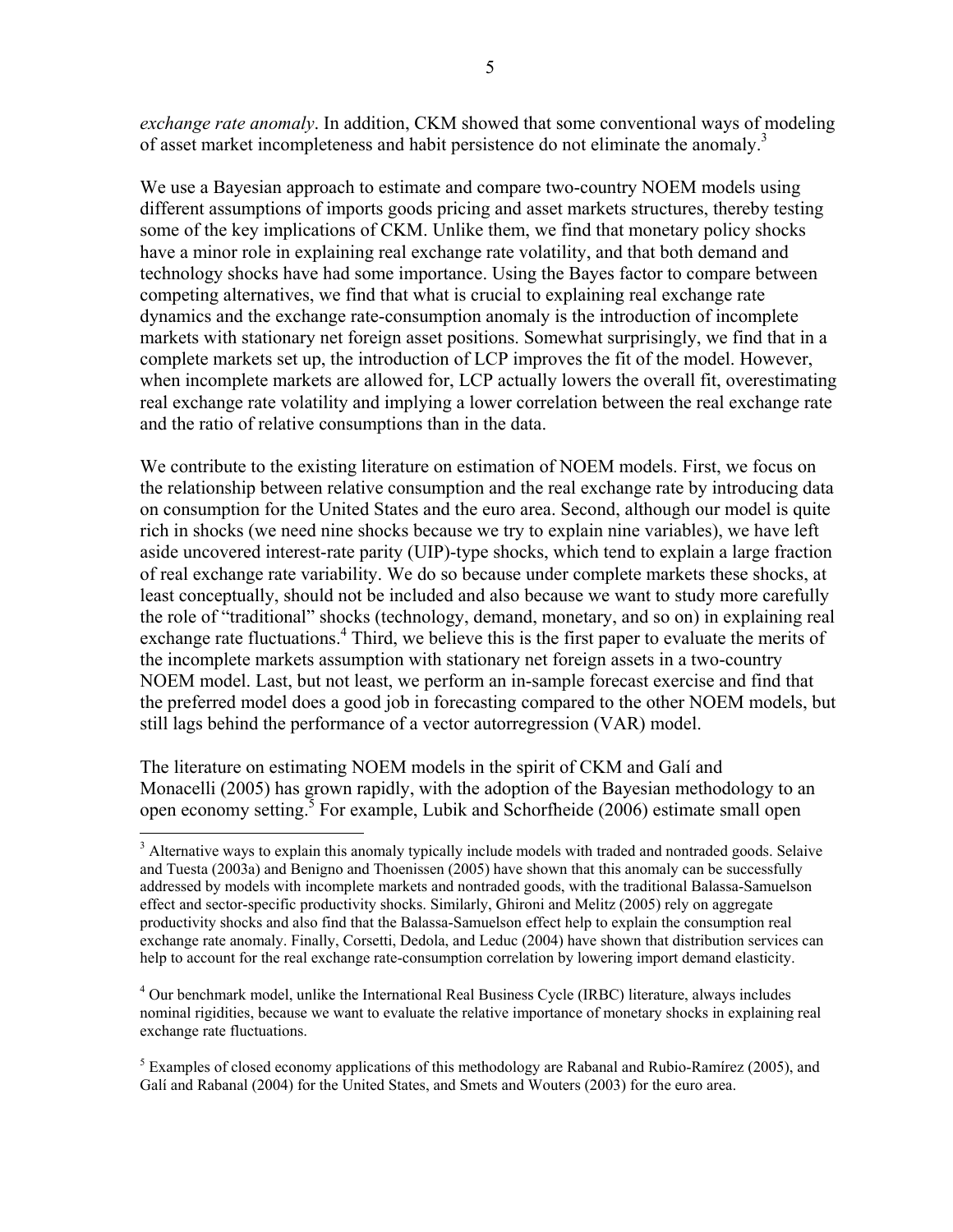*exchange rate anomaly*. In addition, CKM showed that some conventional ways of modeling of asset market incompleteness and habit persistence do not eliminate the anomaly.[3]

We use a Bayesian approach to estimate and compare two-country NOEM models using different assumptions of imports goods pricing and asset markets structures, thereby testing some of the key implications of CKM. Unlike them, we find that monetary policy shocks have a minor role in explaining real exchange rate volatility, and that both demand and technology shocks have had some importance. Using the Bayes factor to compare between competing alternatives, we find that what is crucial to explaining real exchange rate dynamics and the exchange rate-consumption anomaly is the introduction of incomplete markets with stationary net foreign asset positions. Somewhat surprisingly, we find that in a complete markets set up, the introduction of LCP improves the fit of the model. However, when incomplete markets are allowed for, LCP actually lowers the overall fit, overestimating real exchange rate volatility and implying a lower correlation between the real exchange rate and the ratio of relative consumptions than in the data.

We contribute to the existing literature on estimation of NOEM models. First, we focus on the relationship between relative consumption and the real exchange rate by introducing data on consumption for the United States and the euro area. Second, although our model is quite rich in shocks (we need nine shocks because we try to explain nine variables), we have left aside uncovered interest-rate parity (UIP)-type shocks, which tend to explain a large fraction of real exchange rate variability. We do so because under complete markets these shocks, at least conceptually, should not be included and also because we want to study more carefully the role of "traditional" shocks (technology, demand, monetary, and so on) in explaining real exchange rate fluctuations.[4] Third, we believe this is the first paper to evaluate the merits of the incomplete markets assumption with stationary net foreign assets in a two-country NOEM model. Last, but not least, we perform an in-sample forecast exercise and find that the preferred model does a good job in forecasting compared to the other NOEM models, but still lags behind the performance of a vector autorregression (VAR) model.

The literature on estimating NOEM models in the spirit of CKM and Galí and Monacelli (2005) has grown rapidly, with the adoption of the Bayesian methodology to an open economy setting.[5] For example, Lubik and Schorfheide (2006) estimate small open

---

[3] Alternative ways to explain this anomaly typically include models with traded and nontraded goods. Selaive and Tuesta (2003a) and Benigno and Thoenissen (2005) have shown that this anomaly can be successfully addressed by models with incomplete markets and nontraded goods, with the traditional Balassa-Samuelson effect and sector-specific productivity shocks. Similarly, Ghironi and Melitz (2005) rely on aggregate productivity shocks and also find that the Balassa-Samuelson effect help to explain the consumption real exchange rate anomaly. Finally, Corsetti, Dedola, and Leduc (2004) have shown that distribution services can help to account for the real exchange rate-consumption correlation by lowering import demand elasticity.

[4] Our benchmark model, unlike the International Real Business Cycle (IRBC) literature, always includes nominal rigidities, because we want to evaluate the relative importance of monetary shocks in explaining real exchange rate fluctuations.

[5] Examples of closed economy applications of this methodology are Rabanal and Rubio-Ramírez (2005), and Galí and Rabanal (2004) for the United States, and Smets and Wouters (2003) for the euro area.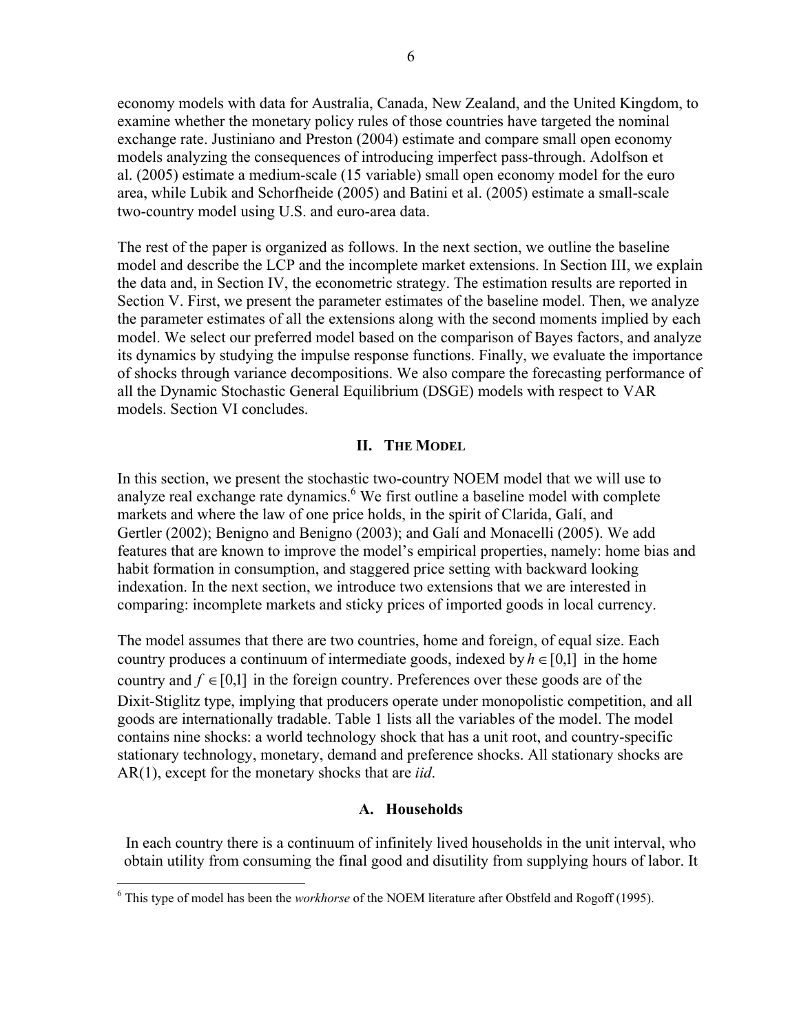economy models with data for Australia, Canada, New Zealand, and the United Kingdom, to examine whether the monetary policy rules of those countries have targeted the nominal exchange rate. Justiniano and Preston (2004) estimate and compare small open economy models analyzing the consequences of introducing imperfect pass-through. Adolfson et al. (2005) estimate a medium-scale (15 variable) small open economy model for the euro area, while Lubik and Schorfheide (2005) and Batini et al. (2005) estimate a small-scale two-country model using U.S. and euro-area data.

The rest of the paper is organized as follows. In the next section, we outline the baseline model and describe the LCP and the incomplete market extensions. In Section III, we explain the data and, in Section IV, the econometric strategy. The estimation results are reported in Section V. First, we present the parameter estimates of the baseline model. Then, we analyze the parameter estimates of all the extensions along with the second moments implied by each model. We select our preferred model based on the comparison of Bayes factors, and analyze its dynamics by studying the impulse response functions. Finally, we evaluate the importance of shocks through variance decompositions. We also compare the forecasting performance of all the Dynamic Stochastic General Equilibrium (DSGE) models with respect to VAR models. Section VI concludes.

## II. The Model

In this section, we present the stochastic two-country NOEM model that we will use to analyze real exchange rate dynamics.[6] We first outline a baseline model with complete markets and where the law of one price holds, in the spirit of Clarida, Galí, and Gertler (2002); Benigno and Benigno (2003); and Galí and Monacelli (2005). We add features that are known to improve the model's empirical properties, namely: home bias and habit formation in consumption, and staggered price setting with backward looking indexation. In the next section, we introduce two extensions that we are interested in comparing: incomplete markets and sticky prices of imported goods in local currency.

The model assumes that there are two countries, home and foreign, of equal size. Each country produces a continuum of intermediate goods, indexed by $h \in [0,1]$ in the home country and $f \in [0,1]$ in the foreign country. Preferences over these goods are of the Dixit-Stiglitz type, implying that producers operate under monopolistic competition, and all goods are internationally tradable. Table 1 lists all the variables of the model. The model contains nine shocks: a world technology shock that has a unit root, and country-specific stationary technology, monetary, demand and preference shocks. All stationary shocks are AR(1), except for the monetary shocks that are *iid*.

### A. Households

In each country there is a continuum of infinitely lived households in the unit interval, who obtain utility from consuming the final good and disutility from supplying hours of labor. It

[6] This type of model has been the *workhorse* of the NOEM literature after Obstfeld and Rogoff (1995).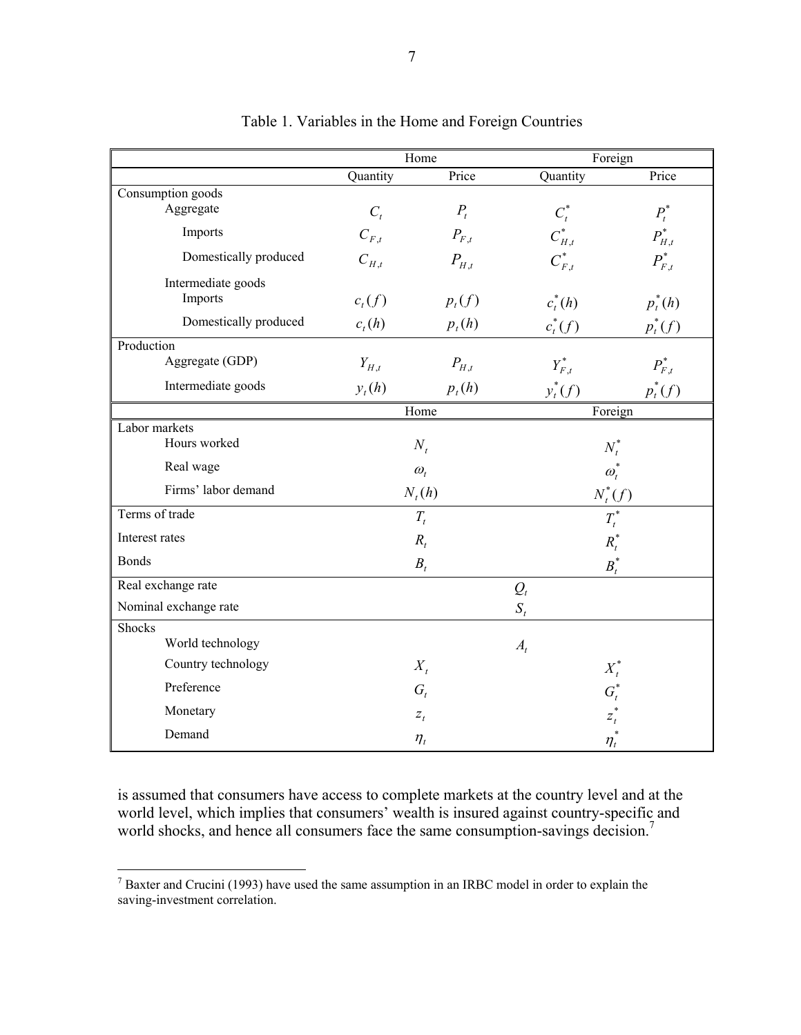Table 1. Variables in the Home and Foreign Countries

| | Home | | Foreign | |
|---|---|---|---|---|
| | Quantity | Price | Quantity | Price |
| Consumption goods | | | | |
| Aggregate | $C_t$ | $P_t$ | $C_t^*$ | $P_t^*$ |
| Imports | $C_{F,t}$ | $P_{F,t}$ | $C_{H,t}^*$ | $P_{H,t}^*$ |
| Domestically produced | $C_{H,t}$ | $P_{H,t}$ | $C_{F,t}^*$ | $P_{F,t}^*$ |
| Intermediate goods | | | | |
| Imports | $c_t(f)$ | $p_t(f)$ | $c_t^*(h)$ | $p_t^*(h)$ |
| Domestically produced | $c_t(h)$ | $p_t(h)$ | $c_t^*(f)$ | $p_t^*(f)$ |
| Production | | | | |
| Aggregate (GDP) | $Y_{H,t}$ | $P_{H,t}$ | $Y_{F,t}^*$ | $P_{F,t}^*$ |
| Intermediate goods | $y_t(h)$ | $p_t(h)$ | $y_t^*(f)$ | $p_t^*(f)$ |

| | Home | Foreign |
|---|---|---|
| Labor markets | | |
| Hours worked | $N_t$ | $N_t^*$ |
| Real wage | $\omega_t$ | $\omega_t^*$ |
| Firms' labor demand | $N_t(h)$ | $N_t^*(f)$ |
| Terms of trade | $T_t$ | $T_t^*$ |
| Interest rates | $R_t$ | $R_t^*$ |
| Bonds | $B_t$ | $B_t^*$ |
| Real exchange rate | $Q_t$ | |
| Nominal exchange rate | $S_t$ | |
| Shocks | | |
| World technology | $A_t$ | |
| Country technology | $X_t$ | $X_t^*$ |
| Preference | $G_t$ | $G_t^*$ |
| Monetary | $z_t$ | $z_t^*$ |
| Demand | $\eta_t$ | $\eta_t^*$ |

is assumed that consumers have access to complete markets at the country level and at the world level, which implies that consumers' wealth is insured against country-specific and world shocks, and hence all consumers face the same consumption-savings decision.[7]

[7] Baxter and Crucini (1993) have used the same assumption in an IRBC model in order to explain the saving-investment correlation.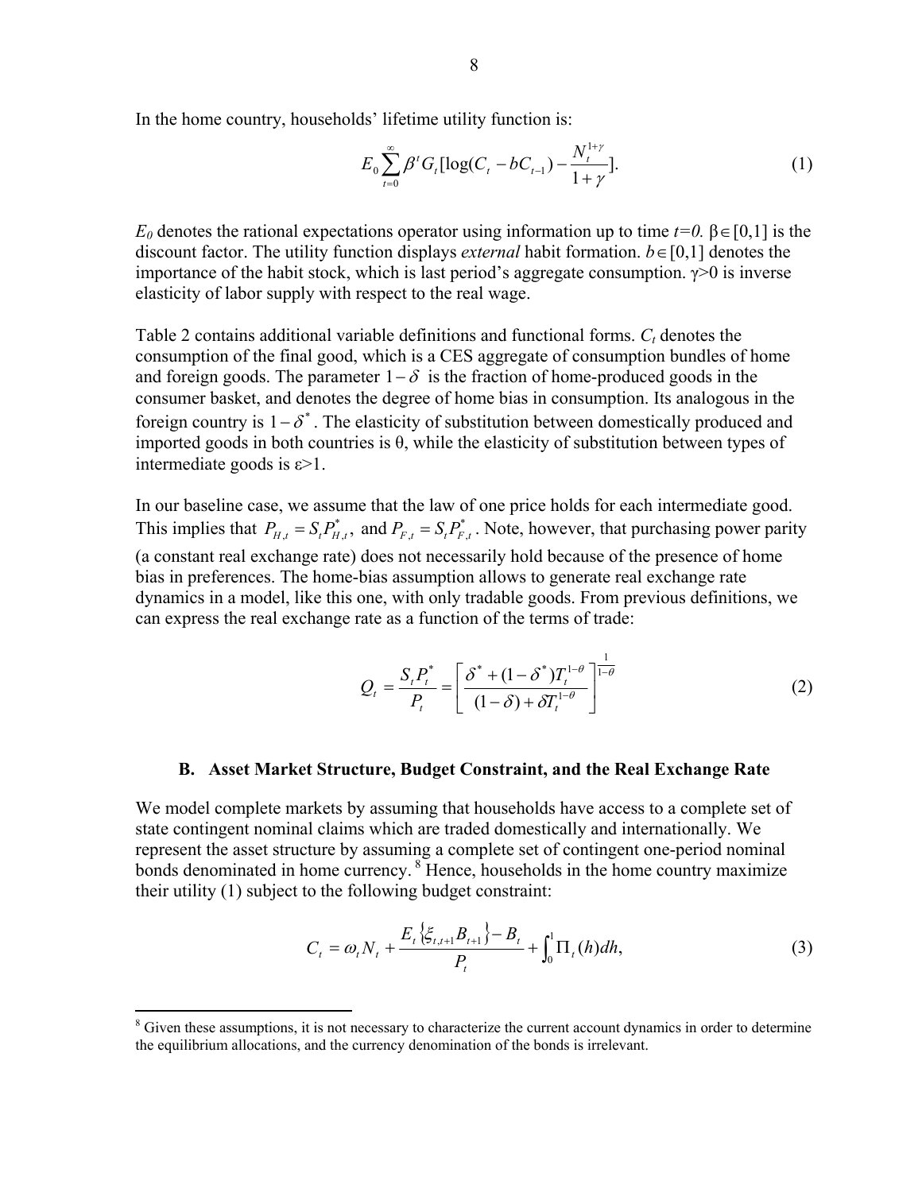In the home country, households' lifetime utility function is:

$$E_0 \sum_{t=0}^{\infty} \beta^t G_t [\log(C_t - bC_{t-1}) - \frac{N_t^{1+\gamma}}{1+\gamma}]. \tag{1}$$

$E_0$ denotes the rational expectations operator using information up to time $t=0$. $\beta \in [0,1]$ is the discount factor. The utility function displays *external* habit formation. $b \in [0,1]$ denotes the importance of the habit stock, which is last period's aggregate consumption. $\gamma>0$ is inverse elasticity of labor supply with respect to the real wage.

Table 2 contains additional variable definitions and functional forms. $C_t$ denotes the consumption of the final good, which is a CES aggregate of consumption bundles of home and foreign goods. The parameter $1-\delta$ is the fraction of home-produced goods in the consumer basket, and denotes the degree of home bias in consumption. Its analogous in the foreign country is $1-\delta^*$. The elasticity of substitution between domestically produced and imported goods in both countries is $\theta$, while the elasticity of substitution between types of intermediate goods is $\varepsilon>1$.

In our baseline case, we assume that the law of one price holds for each intermediate good. This implies that $P_{H,t} = S_t P_{H,t}^*$, and $P_{F,t} = S_t P_{F,t}^*$. Note, however, that purchasing power parity (a constant real exchange rate) does not necessarily hold because of the presence of home bias in preferences. The home-bias assumption allows to generate real exchange rate dynamics in a model, like this one, with only tradable goods. From previous definitions, we can express the real exchange rate as a function of the terms of trade:

$$Q_t = \frac{S_t P_t^*}{P_t} = \left[ \frac{\delta^* + (1-\delta^*) T_t^{1-\theta}}{(1-\delta) + \delta T_t^{1-\theta}} \right]^{\frac{1}{1-\theta}} \tag{2}$$

## B. Asset Market Structure, Budget Constraint, and the Real Exchange Rate

We model complete markets by assuming that households have access to a complete set of state contingent nominal claims which are traded domestically and internationally. We represent the asset structure by assuming a complete set of contingent one-period nominal bonds denominated in home currency.[8] Hence, households in the home country maximize their utility (1) subject to the following budget constraint:

$$C_t = \omega_t N_t + \frac{E_t \{\xi_{t,t+1} B_{t+1}\} - B_t}{P_t} + \int_0^1 \Pi_t(h) dh, \tag{3}$$

[8] Given these assumptions, it is not necessary to characterize the current account dynamics in order to determine the equilibrium allocations, and the currency denomination of the bonds is irrelevant.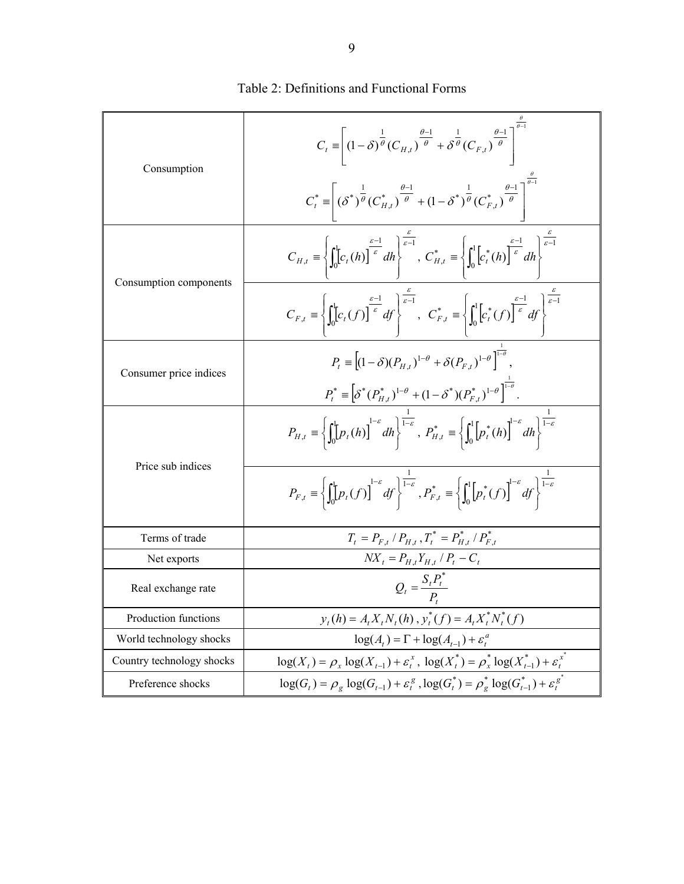Table 2: Definitions and Functional Forms

| | |
|---|---|
| Consumption | $C_t \equiv \left[ (1-\delta)^{\frac{1}{\theta}} (C_{H,t})^{\frac{\theta-1}{\theta}} + \delta^{\frac{1}{\theta}} (C_{F,t})^{\frac{\theta-1}{\theta}} \right]^{\frac{\theta}{\theta-1}}$ <br> $C_t^* \equiv \left[ (\delta^*)^{\frac{1}{\theta}} (C_{H,t}^*)^{\frac{\theta-1}{\theta}} + (1-\delta^*)^{\frac{1}{\theta}} (C_{F,t}^*)^{\frac{\theta-1}{\theta}} \right]^{\frac{\theta}{\theta-1}}$ |
| Consumption components | $C_{H,t} \equiv \left\{ \int_0^1 [c_t(h)]^{\frac{\varepsilon-1}{\varepsilon}} dh \right\}^{\frac{\varepsilon}{\varepsilon-1}}$, $C_{H,t}^* \equiv \left\{ \int_0^1 [c_t^*(h)]^{\frac{\varepsilon-1}{\varepsilon}} dh \right\}^{\frac{\varepsilon}{\varepsilon-1}}$ |
| | $C_{F,t} \equiv \left\{ \int_0^1 [c_t(f)]^{\frac{\varepsilon-1}{\varepsilon}} df \right\}^{\frac{\varepsilon}{\varepsilon-1}}$, $C_{F,t}^* \equiv \left\{ \int_0^1 [c_t^*(f)]^{\frac{\varepsilon-1}{\varepsilon}} df \right\}^{\frac{\varepsilon}{\varepsilon-1}}$ |
| Consumer price indices | $P_t \equiv \left[ (1-\delta)(P_{H,t})^{1-\theta} + \delta (P_{F,t})^{1-\theta} \right]^{\frac{1}{1-\theta}}$, <br> $P_t^* \equiv \left[ \delta^* (P_{H,t}^*)^{1-\theta} + (1-\delta^*)(P_{F,t}^*)^{1-\theta} \right]^{\frac{1}{1-\theta}}$. |
| Price sub indices | $P_{H,t} \equiv \left\{ \int_0^1 [p_t(h)]^{1-\varepsilon} dh \right\}^{\frac{1}{1-\varepsilon}}$, $P_{H,t}^* \equiv \left\{ \int_0^1 [p_t^*(h)]^{1-\varepsilon} dh \right\}^{\frac{1}{1-\varepsilon}}$ |
| | $P_{F,t} \equiv \left\{ \int_0^1 [p_t(f)]^{1-\varepsilon} df \right\}^{\frac{1}{1-\varepsilon}}$, $P_{F,t}^* \equiv \left\{ \int_0^1 [p_t^*(f)]^{1-\varepsilon} df \right\}^{\frac{1}{1-\varepsilon}}$ |
| Terms of trade | $T_t = P_{F,t} / P_{H,t}$, $T_t^* = P_{H,t}^* / P_{F,t}^*$ |
| Net exports | $NX_t = P_{H,t} Y_{H,t} / P_t - C_t$ |
| Real exchange rate | $Q_t = \frac{S_t P_t^*}{P_t}$ |
| Production functions | $y_t(h) = A_t X_t N_t(h)$, $y_t^*(f) = A_t X_t^* N_t^*(f)$ |
| World technology shocks | $\log(A_t) = \Gamma + \log(A_{t-1}) + \varepsilon_t^a$ |
| Country technology shocks | $\log(X_t) = \rho_x \log(X_{t-1}) + \varepsilon_t^x$, $\log(X_t^*) = \rho_x^* \log(X_{t-1}^*) + \varepsilon_t^{x^*}$ |
| Preference shocks | $\log(G_t) = \rho_g \log(G_{t-1}) + \varepsilon_t^g$, $\log(G_t^*) = \rho_g^* \log(G_{t-1}^*) + \varepsilon_t^{g^*}$ |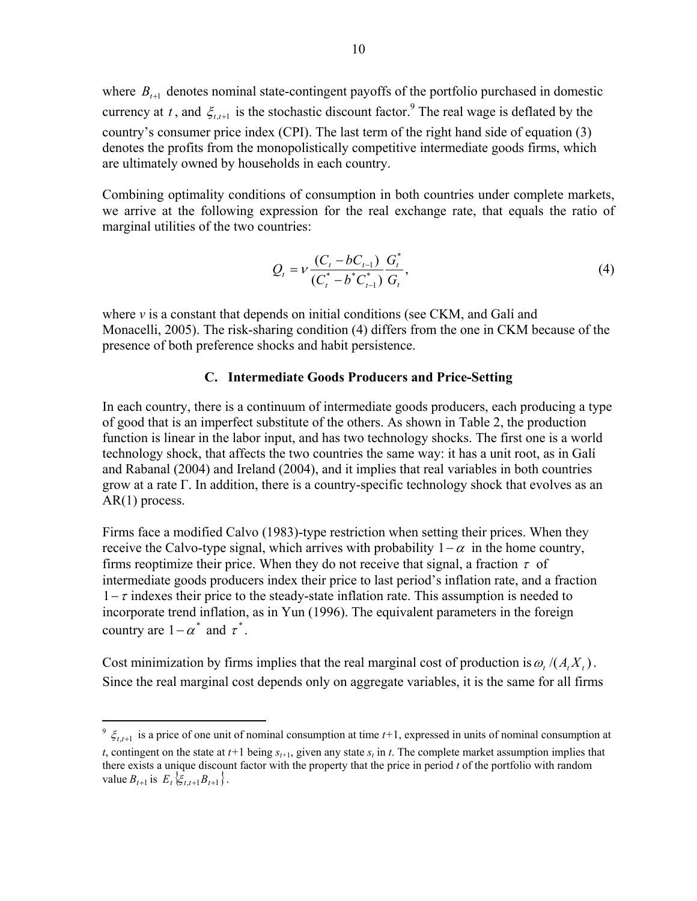where $B_{t+1}$ denotes nominal state-contingent payoffs of the portfolio purchased in domestic currency at $t$, and $\xi_{t,t+1}$ is the stochastic discount factor.[9] The real wage is deflated by the country's consumer price index (CPI). The last term of the right hand side of equation (3) denotes the profits from the monopolistically competitive intermediate goods firms, which are ultimately owned by households in each country.

Combining optimality conditions of consumption in both countries under complete markets, we arrive at the following expression for the real exchange rate, that equals the ratio of marginal utilities of the two countries:

$$Q_t = \nu \frac{(C_t - bC_{t-1})}{(C_t^* - b^* C_{t-1}^*)} \frac{G_t^*}{G_t}, \tag{4}$$

where $\nu$ is a constant that depends on initial conditions (see CKM, and Galí and Monacelli, 2005). The risk-sharing condition (4) differs from the one in CKM because of the presence of both preference shocks and habit persistence.

### C. Intermediate Goods Producers and Price-Setting

In each country, there is a continuum of intermediate goods producers, each producing a type of good that is an imperfect substitute of the others. As shown in Table 2, the production function is linear in the labor input, and has two technology shocks. The first one is a world technology shock, that affects the two countries the same way: it has a unit root, as in Galí and Rabanal (2004) and Ireland (2004), and it implies that real variables in both countries grow at a rate $\Gamma$. In addition, there is a country-specific technology shock that evolves as an AR(1) process.

Firms face a modified Calvo (1983)-type restriction when setting their prices. When they receive the Calvo-type signal, which arrives with probability $1-\alpha$ in the home country, firms reoptimize their price. When they do not receive that signal, a fraction $\tau$ of intermediate goods producers index their price to last period's inflation rate, and a fraction $1-\tau$ indexes their price to the steady-state inflation rate. This assumption is needed to incorporate trend inflation, as in Yun (1996). The equivalent parameters in the foreign country are $1-\alpha^*$ and $\tau^*$.

Cost minimization by firms implies that the real marginal cost of production is $\omega_t/(A_t X_t)$. Since the real marginal cost depends only on aggregate variables, it is the same for all firms

---

[9] $\xi_{t,t+1}$ is a price of one unit of nominal consumption at time $t$+1, expressed in units of nominal consumption at $t$, contingent on the state at $t$+1 being $s_{t+1}$, given any state $s_t$ in $t$. The complete market assumption implies that there exists a unique discount factor with the property that the price in period $t$ of the portfolio with random value $B_{t+1}$ is $E_t\{\xi_{t,t+1}B_{t+1}\}$.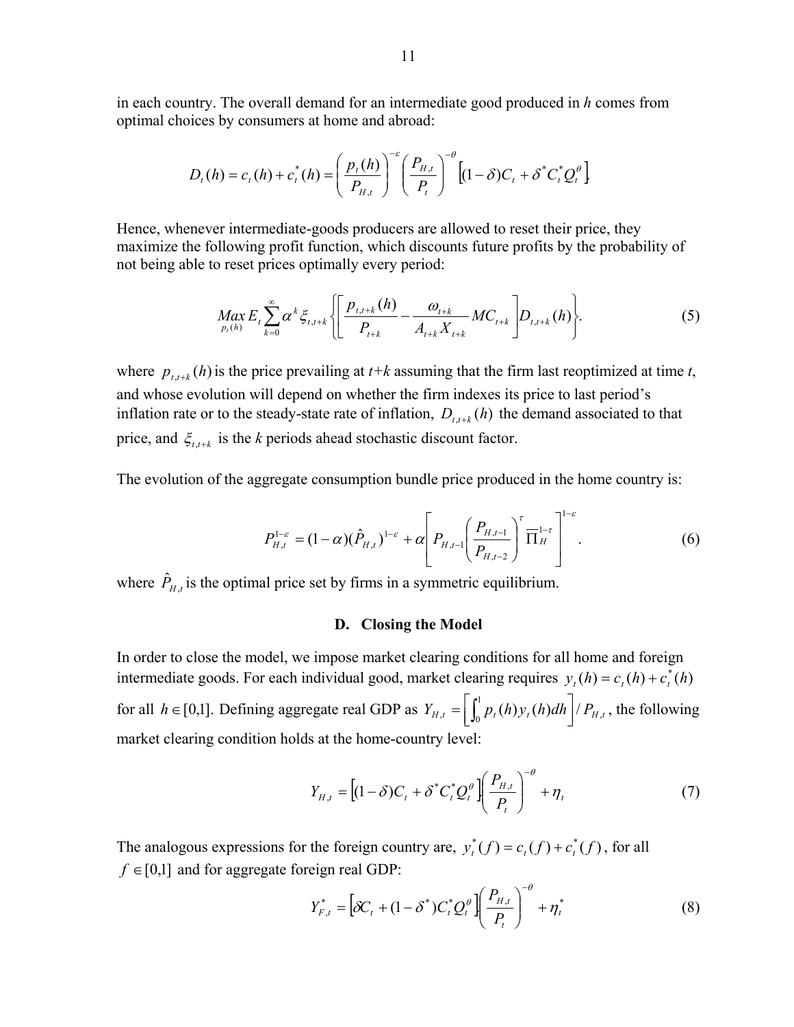in each country. The overall demand for an intermediate good produced in $h$ comes from optimal choices by consumers at home and abroad:

$$D_t(h) = c_t(h) + c_t^*(h) = \left(\frac{p_t(h)}{P_{H,t}}\right)^{-\varepsilon} \left(\frac{P_{H,t}}{P_t}\right)^{-\theta} \left[(1-\delta)C_t + \delta^* C_t^* Q_t^{\theta}\right]$$

Hence, whenever intermediate-goods producers are allowed to reset their price, they maximize the following profit function, which discounts future profits by the probability of not being able to reset prices optimally every period:

$$\underset{p_t(h)}{Max}\, E_t \sum_{k=0}^{\infty} \alpha^k \xi_{t,t+k} \left\{ \left[ \frac{p_{t,t+k}(h)}{P_{t+k}} - \frac{\omega_{t+k}}{A_{t+k} X_{t+k}} MC_{t+k} \right] D_{t,t+k}(h) \right\}. \tag{5}$$

where $p_{t,t+k}(h)$ is the price prevailing at $t+k$ assuming that the firm last reoptimized at time $t$, and whose evolution will depend on whether the firm indexes its price to last period's inflation rate or to the steady-state rate of inflation, $D_{t,t+k}(h)$ the demand associated to that price, and $\xi_{t,t+k}$ is the $k$ periods ahead stochastic discount factor.

The evolution of the aggregate consumption bundle price produced in the home country is:

$$P_{H,t}^{1-\varepsilon} = (1-\alpha)(\hat{P}_{H,t})^{1-\varepsilon} + \alpha \left[ P_{H,t-1} \left( \frac{P_{H,t-1}}{P_{H,t-2}} \right)^{\tau} \overline{\Pi}_H^{1-\tau} \right]^{1-\varepsilon}. \tag{6}$$

where $\hat{P}_{H,t}$ is the optimal price set by firms in a symmetric equilibrium.

### D. Closing the Model

In order to close the model, we impose market clearing conditions for all home and foreign intermediate goods. For each individual good, market clearing requires $y_t(h) = c_t(h) + c_t^*(h)$ for all $h \in [0,1]$. Defining aggregate real GDP as $Y_{H,t} = \left[\int_0^1 p_t(h) y_t(h) dh\right] / P_{H,t}$, the following market clearing condition holds at the home-country level:

$$Y_{H,t} = \left[(1-\delta)C_t + \delta^* C_t^* Q_t^{\theta}\right] \left(\frac{P_{H,t}}{P_t}\right)^{-\theta} + \eta_t \tag{7}$$

The analogous expressions for the foreign country are, $y_t^*(f) = c_t(f) + c_t^*(f)$, for all $f \in [0,1]$ and for aggregate foreign real GDP:

$$Y_{F,t}^* = \left[\delta C_t + (1-\delta^*) C_t^* Q_t^{\theta}\right] \left(\frac{P_{H,t}}{P_t}\right)^{-\theta} + \eta_t^* \tag{8}$$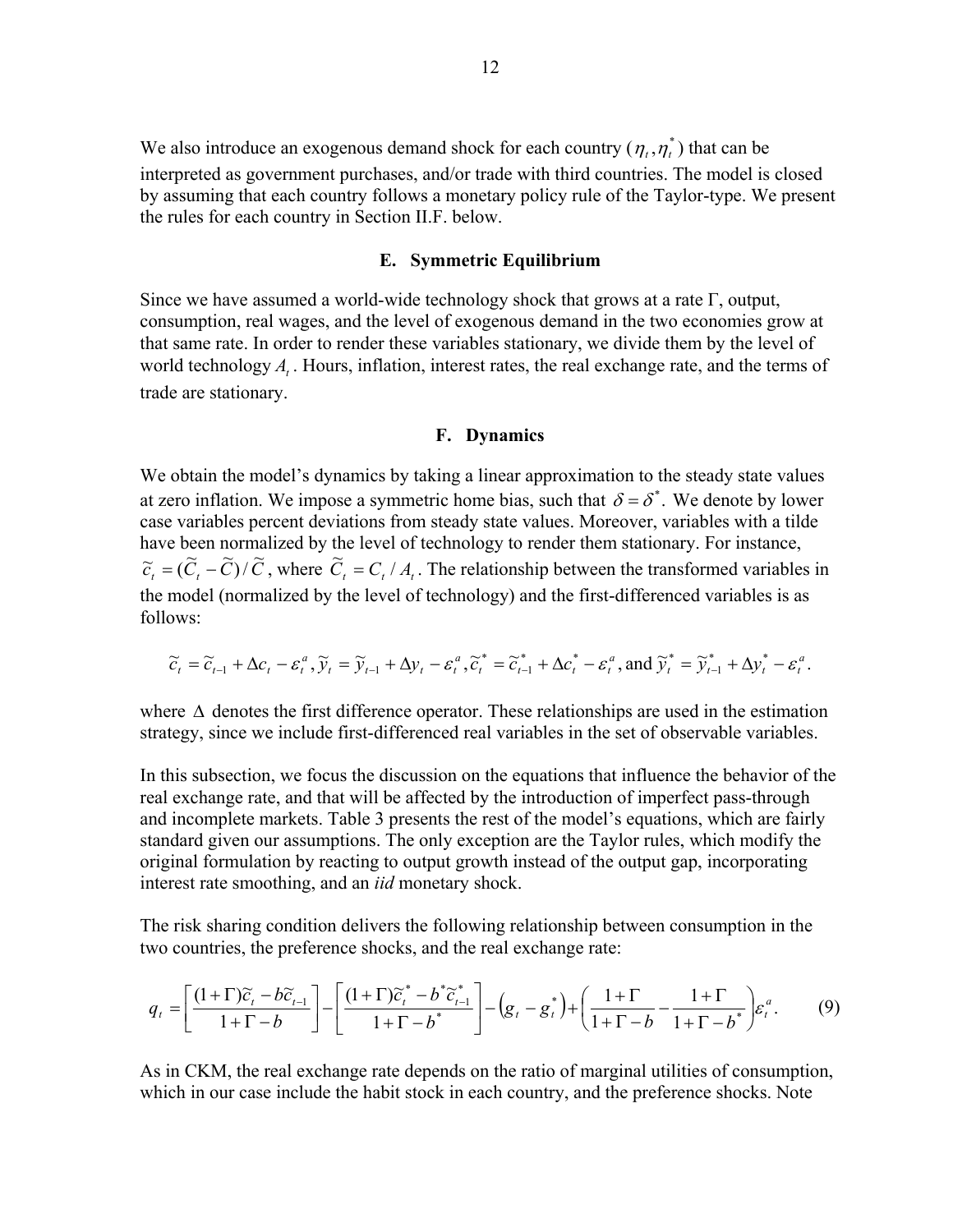We also introduce an exogenous demand shock for each country ($\eta_t, \eta_t^*$) that can be interpreted as government purchases, and/or trade with third countries. The model is closed by assuming that each country follows a monetary policy rule of the Taylor-type. We present the rules for each country in Section II.F. below.

### E. Symmetric Equilibrium

Since we have assumed a world-wide technology shock that grows at a rate $\Gamma$, output, consumption, real wages, and the level of exogenous demand in the two economies grow at that same rate. In order to render these variables stationary, we divide them by the level of world technology $A_t$. Hours, inflation, interest rates, the real exchange rate, and the terms of trade are stationary.

### F. Dynamics

We obtain the model's dynamics by taking a linear approximation to the steady state values at zero inflation. We impose a symmetric home bias, such that $\delta = \delta^*$. We denote by lower case variables percent deviations from steady state values. Moreover, variables with a tilde have been normalized by the level of technology to render them stationary. For instance, $\widetilde{c}_t = (\widetilde{C}_t - \widetilde{C})/\widetilde{C}$, where $\widetilde{C}_t = C_t / A_t$. The relationship between the transformed variables in the model (normalized by the level of technology) and the first-differenced variables is as follows:

$$\widetilde{c}_t = \widetilde{c}_{t-1} + \Delta c_t - \varepsilon_t^a, \widetilde{y}_t = \widetilde{y}_{t-1} + \Delta y_t - \varepsilon_t^a, \widetilde{c}_t^* = \widetilde{c}_{t-1}^* + \Delta c_t^* - \varepsilon_t^a, \text{and } \widetilde{y}_t^* = \widetilde{y}_{t-1}^* + \Delta y_t^* - \varepsilon_t^a.$$

where $\Delta$ denotes the first difference operator. These relationships are used in the estimation strategy, since we include first-differenced real variables in the set of observable variables.

In this subsection, we focus the discussion on the equations that influence the behavior of the real exchange rate, and that will be affected by the introduction of imperfect pass-through and incomplete markets. Table 3 presents the rest of the model's equations, which are fairly standard given our assumptions. The only exception are the Taylor rules, which modify the original formulation by reacting to output growth instead of the output gap, incorporating interest rate smoothing, and an *iid* monetary shock.

The risk sharing condition delivers the following relationship between consumption in the two countries, the preference shocks, and the real exchange rate:

$$q_t = \left[\frac{(1+\Gamma)\widetilde{c}_t - b\widetilde{c}_{t-1}}{1+\Gamma-b}\right] - \left[\frac{(1+\Gamma)\widetilde{c}_t^* - b^*\widetilde{c}_{t-1}^*}{1+\Gamma-b^*}\right] - \left(g_t - g_t^*\right) + \left(\frac{1+\Gamma}{1+\Gamma-b} - \frac{1+\Gamma}{1+\Gamma-b^*}\right)\varepsilon_t^a. \qquad (9)$$

As in CKM, the real exchange rate depends on the ratio of marginal utilities of consumption, which in our case include the habit stock in each country, and the preference shocks. Note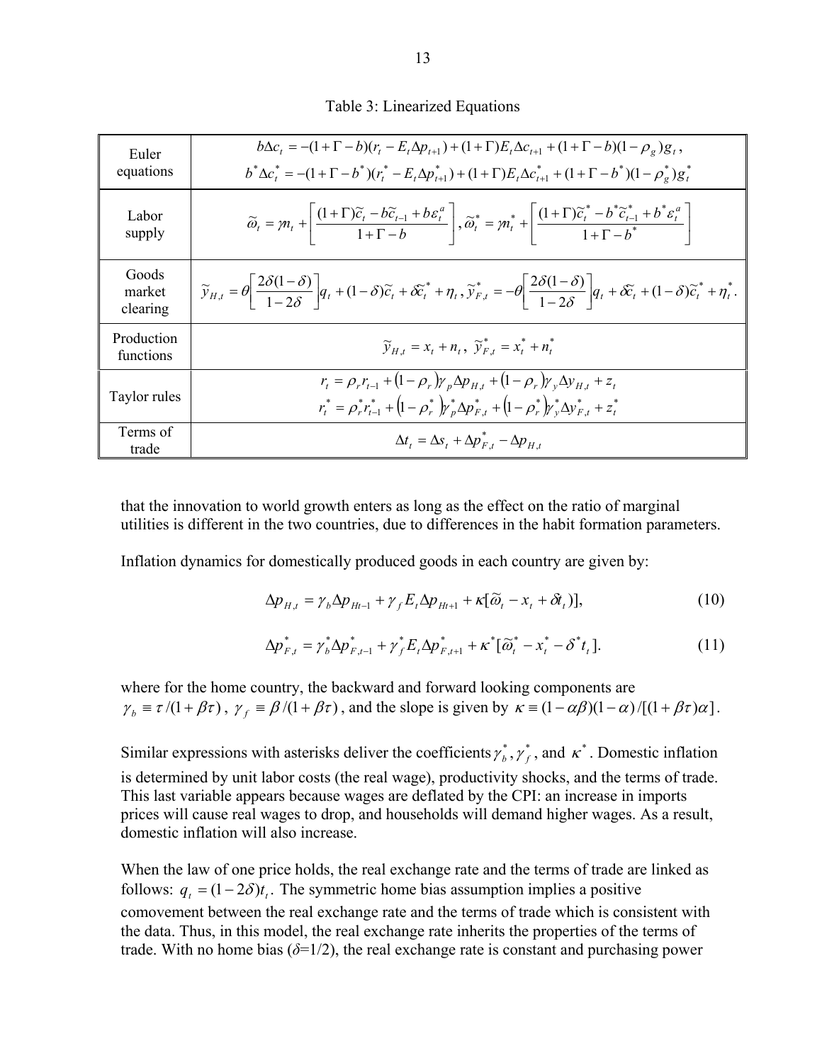Table 3: Linearized Equations

| | |
|---|---|
| Euler equations | $b\Delta c_t = -(1+\Gamma-b)(r_t - E_t\Delta p_{t+1}) + (1+\Gamma)E_t\Delta c_{t+1} + (1+\Gamma-b)(1-\rho_g)g_t$, $b^*\Delta c_t^* = -(1+\Gamma-b^*)(r_t^* - E_t\Delta p_{t+1}^*) + (1+\Gamma)E_t\Delta c_{t+1}^* + (1+\Gamma-b^*)(1-\rho_g^*)g_t^*$ |
| Labor supply | $\widetilde{\omega}_t = \gamma n_t + \left[\frac{(1+\Gamma)\widetilde{c}_t - b\widetilde{c}_{t-1} + b\varepsilon_t^a}{1+\Gamma-b}\right], \widetilde{\omega}_t^* = \gamma n_t^* + \left[\frac{(1+\Gamma)\widetilde{c}_t^* - b^*\widetilde{c}_{t-1}^* + b^*\varepsilon_t^a}{1+\Gamma-b^*}\right]$ |
| Goods market clearing | $\widetilde{y}_{H,t} = \theta\left[\frac{2\delta(1-\delta)}{1-2\delta}\right]q_t + (1-\delta)\widetilde{c}_t + \delta\widetilde{c}_t^* + \eta_t, \widetilde{y}_{F,t}^* = -\theta\left[\frac{2\delta(1-\delta)}{1-2\delta}\right]q_t + \delta\widetilde{c}_t + (1-\delta)\widetilde{c}_t^* + \eta_t^*$. |
| Production functions | $\widetilde{y}_{H,t} = x_t + n_t,\ \widetilde{y}_{F,t}^* = x_t^* + n_t^*$ |
| Taylor rules | $r_t = \rho_r r_{t-1} + (1-\rho_r)\gamma_p \Delta p_{H,t} + (1-\rho_r)\gamma_y \Delta y_{H,t} + z_t$, $r_t^* = \rho_r^* r_{t-1}^* + (1-\rho_r^*)\gamma_p^* \Delta p_{F,t}^* + (1-\rho_r^*)\gamma_y^* \Delta y_{F,t}^* + z_t^*$ |
| Terms of trade | $\Delta t_t = \Delta s_t + \Delta p_{F,t}^* - \Delta p_{H,t}$ |

that the innovation to world growth enters as long as the effect on the ratio of marginal utilities is different in the two countries, due to differences in the habit formation parameters.

Inflation dynamics for domestically produced goods in each country are given by:

$$\Delta p_{H,t} = \gamma_b \Delta p_{Ht-1} + \gamma_f E_t \Delta p_{Ht+1} + \kappa[\widetilde{\omega}_t - x_t + \delta t_t)], \tag{10}$$

$$\Delta p_{F,t}^* = \gamma_b^* \Delta p_{F,t-1}^* + \gamma_f^* E_t \Delta p_{F,t+1}^* + \kappa^*[\widetilde{\omega}_t^* - x_t^* - \delta^* t_t]. \tag{11}$$

where for the home country, the backward and forward looking components are $\gamma_b \equiv \tau/(1+\beta\tau)$, $\gamma_f \equiv \beta/(1+\beta\tau)$, and the slope is given by $\kappa \equiv (1-\alpha\beta)(1-\alpha)/[(1+\beta\tau)\alpha]$.

Similar expressions with asterisks deliver the coefficients $\gamma_b^*, \gamma_f^*$, and $\kappa^*$. Domestic inflation is determined by unit labor costs (the real wage), productivity shocks, and the terms of trade. This last variable appears because wages are deflated by the CPI: an increase in imports prices will cause real wages to drop, and households will demand higher wages. As a result, domestic inflation will also increase.

When the law of one price holds, the real exchange rate and the terms of trade are linked as follows: $q_t = (1-2\delta)t_t$. The symmetric home bias assumption implies a positive comovement between the real exchange rate and the terms of trade which is consistent with the data. Thus, in this model, the real exchange rate inherits the properties of the terms of trade. With no home bias ($\delta$=1/2), the real exchange rate is constant and purchasing power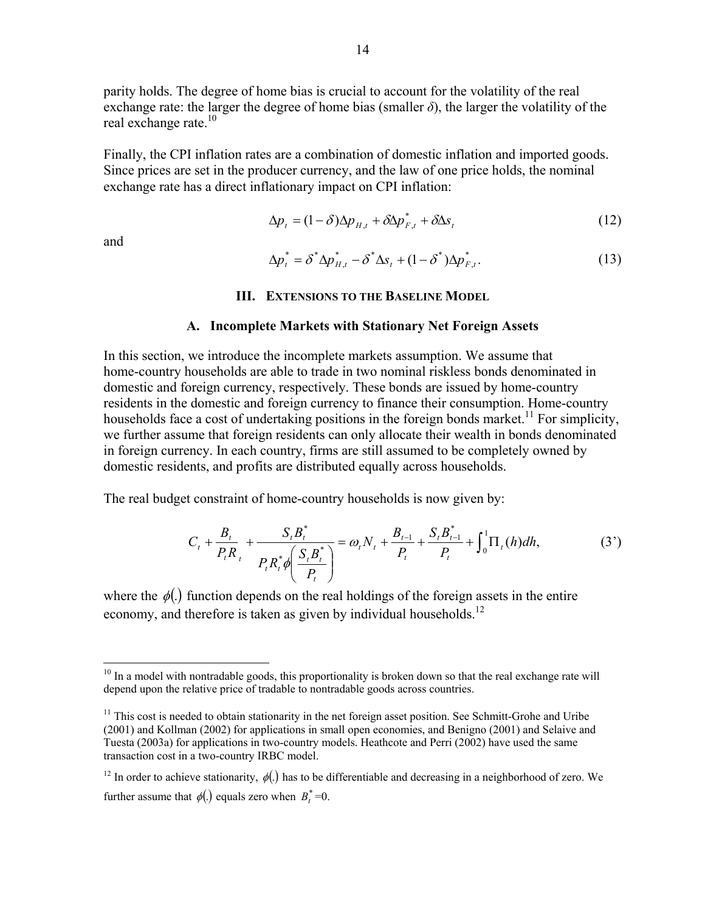parity holds. The degree of home bias is crucial to account for the volatility of the real exchange rate: the larger the degree of home bias (smaller $\delta$), the larger the volatility of the real exchange rate.[10]

Finally, the CPI inflation rates are a combination of domestic inflation and imported goods. Since prices are set in the producer currency, and the law of one price holds, the nominal exchange rate has a direct inflationary impact on CPI inflation:

$$\Delta p_t = (1-\delta)\Delta p_{H,t} + \delta \Delta p^*_{F,t} + \delta \Delta s_t \tag{12}$$

and

$$\Delta p^*_t = \delta^* \Delta p^*_{H,t} - \delta^* \Delta s_t + (1-\delta^*)\Delta p^*_{F,t}. \tag{13}$$

## III. Extensions to the Baseline Model

### A. Incomplete Markets with Stationary Net Foreign Assets

In this section, we introduce the incomplete markets assumption. We assume that home-country households are able to trade in two nominal riskless bonds denominated in domestic and foreign currency, respectively. These bonds are issued by home-country residents in the domestic and foreign currency to finance their consumption. Home-country households face a cost of undertaking positions in the foreign bonds market.[11] For simplicity, we further assume that foreign residents can only allocate their wealth in bonds denominated in foreign currency. In each country, firms are still assumed to be completely owned by domestic residents, and profits are distributed equally across households.

The real budget constraint of home-country households is now given by:

$$C_t + \frac{B_t}{P_t R_t} + \frac{S_t B^*_t}{P_t R^*_t \phi\left(\frac{S_t B^*_t}{P_t}\right)} = \omega_t N_t + \frac{B_{t-1}}{P_t} + \frac{S_t B^*_{t-1}}{P_t} + \int_0^1 \Pi_t(h)dh, \tag{3'}$$

where the $\phi(.)$ function depends on the real holdings of the foreign assets in the entire economy, and therefore is taken as given by individual households.[12]

---

[10] In a model with nontradable goods, this proportionality is broken down so that the real exchange rate will depend upon the relative price of tradable to nontradable goods across countries.

[11] This cost is needed to obtain stationarity in the net foreign asset position. See Schmitt-Grohe and Uribe (2001) and Kollman (2002) for applications in small open economies, and Benigno (2001) and Selaive and Tuesta (2003a) for applications in two-country models. Heathcote and Perri (2002) have used the same transaction cost in a two-country IRBC model.

[12] In order to achieve stationarity, $\phi(.)$ has to be differentiable and decreasing in a neighborhood of zero. We further assume that $\phi(.)$ equals zero when $B^*_t = 0$.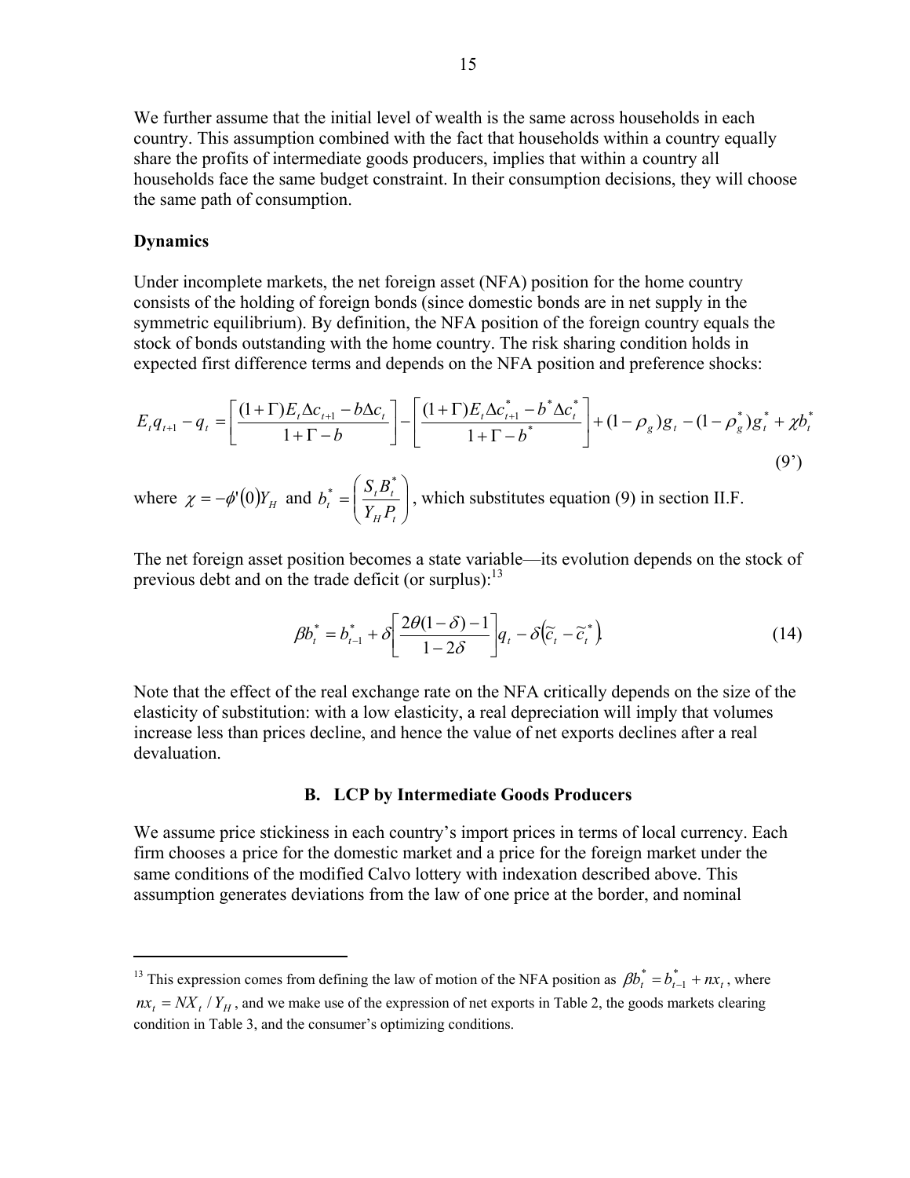We further assume that the initial level of wealth is the same across households in each country. This assumption combined with the fact that households within a country equally share the profits of intermediate goods producers, implies that within a country all households face the same budget constraint. In their consumption decisions, they will choose the same path of consumption.

**Dynamics**

Under incomplete markets, the net foreign asset (NFA) position for the home country consists of the holding of foreign bonds (since domestic bonds are in net supply in the symmetric equilibrium). By definition, the NFA position of the foreign country equals the stock of bonds outstanding with the home country. The risk sharing condition holds in expected first difference terms and depends on the NFA position and preference shocks:

$$E_t q_{t+1} - q_t = \left[\frac{(1+\Gamma)E_t \Delta c_{t+1} - b\Delta c_t}{1+\Gamma-b}\right] - \left[\frac{(1+\Gamma)E_t \Delta c^*_{t+1} - b^*\Delta c^*_t}{1+\Gamma-b^*}\right] + (1-\rho_g)g_t - (1-\rho^*_g)g^*_t + \chi b^*_t \tag{9'}$$

where $\chi = -\phi'(0)Y_H$ and $b^*_t = \left(\frac{S_t B^*_t}{Y_H P_t}\right)$, which substitutes equation (9) in section II.F.

The net foreign asset position becomes a state variable—its evolution depends on the stock of previous debt and on the trade deficit (or surplus):[13]

$$\beta b^*_t = b^*_{t-1} + \delta\left[\frac{2\theta(1-\delta)-1}{1-2\delta}\right]q_t - \delta\left(\tilde{c}_t - \tilde{c}^*_t\right). \tag{14}$$

Note that the effect of the real exchange rate on the NFA critically depends on the size of the elasticity of substitution: with a low elasticity, a real depreciation will imply that volumes increase less than prices decline, and hence the value of net exports declines after a real devaluation.

## B. LCP by Intermediate Goods Producers

We assume price stickiness in each country's import prices in terms of local currency. Each firm chooses a price for the domestic market and a price for the foreign market under the same conditions of the modified Calvo lottery with indexation described above. This assumption generates deviations from the law of one price at the border, and nominal

---

[13] This expression comes from defining the law of motion of the NFA position as $\beta b^*_t = b^*_{t-1} + nx_t$, where $nx_t = NX_t / Y_H$, and we make use of the expression of net exports in Table 2, the goods markets clearing condition in Table 3, and the consumer's optimizing conditions.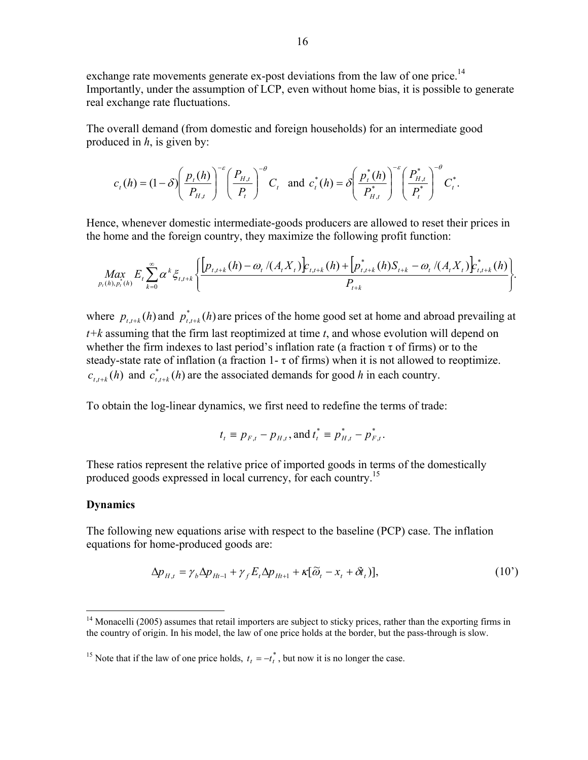exchange rate movements generate ex-post deviations from the law of one price.[14] Importantly, under the assumption of LCP, even without home bias, it is possible to generate real exchange rate fluctuations.

The overall demand (from domestic and foreign households) for an intermediate good produced in *h*, is given by:

$$c_t(h) = (1-\delta)\left(\frac{p_t(h)}{P_{H,t}}\right)^{-\varepsilon}\left(\frac{P_{H,t}}{P_t}\right)^{-\theta} C_t \quad \text{and} \quad c_t^*(h) = \delta\left(\frac{p_t^*(h)}{P_{H,t}^*}\right)^{-\varepsilon}\left(\frac{P_{H,t}^*}{P_t^*}\right)^{-\theta} C_t^*.$$

Hence, whenever domestic intermediate-goods producers are allowed to reset their prices in the home and the foreign country, they maximize the following profit function:

$$\underset{p_t(h),p_t^*(h)}{Max}\; E_t\sum_{k=0}^{\infty}\alpha^k \xi_{t,t+k}\left\{\frac{\left[p_{t,t+k}(h)-\omega_t/(A_t X_t)\right]c_{t,t+k}(h)+\left[p_{t,t+k}^*(h)S_{t+k}-\omega_t/(A_t X_t)\right]c_{t,t+k}^*(h)}{P_{t+k}}\right\}.$$

where $p_{t,t+k}(h)$ and $p_{t,t+k}^*(h)$ are prices of the home good set at home and abroad prevailing at $t+k$ assuming that the firm last reoptimized at time $t$, and whose evolution will depend on whether the firm indexes to last period's inflation rate (a fraction $\tau$ of firms) or to the steady-state rate of inflation (a fraction 1- $\tau$ of firms) when it is not allowed to reoptimize. $c_{t,t+k}(h)$ and $c_{t,t+k}^*(h)$ are the associated demands for good *h* in each country.

To obtain the log-linear dynamics, we first need to redefine the terms of trade:

$$t_t \equiv p_{F,t} - p_{H,t}\text{, and } t_t^* \equiv p_{H,t}^* - p_{F,t}^*.$$

These ratios represent the relative price of imported goods in terms of the domestically produced goods expressed in local currency, for each country.[15]

**Dynamics**

The following new equations arise with respect to the baseline (PCP) case. The inflation equations for home-produced goods are:

$$\Delta p_{H,t} = \gamma_b \Delta p_{Ht-1} + \gamma_f E_t \Delta p_{Ht+1} + \kappa[\widetilde{\omega}_t - x_t + \delta t_t)], \tag{10'}$$

---

[14] Monacelli (2005) assumes that retail importers are subject to sticky prices, rather than the exporting firms in the country of origin. In his model, the law of one price holds at the border, but the pass-through is slow.

[15] Note that if the law of one price holds, $t_t = -t_t^*$, but now it is no longer the case.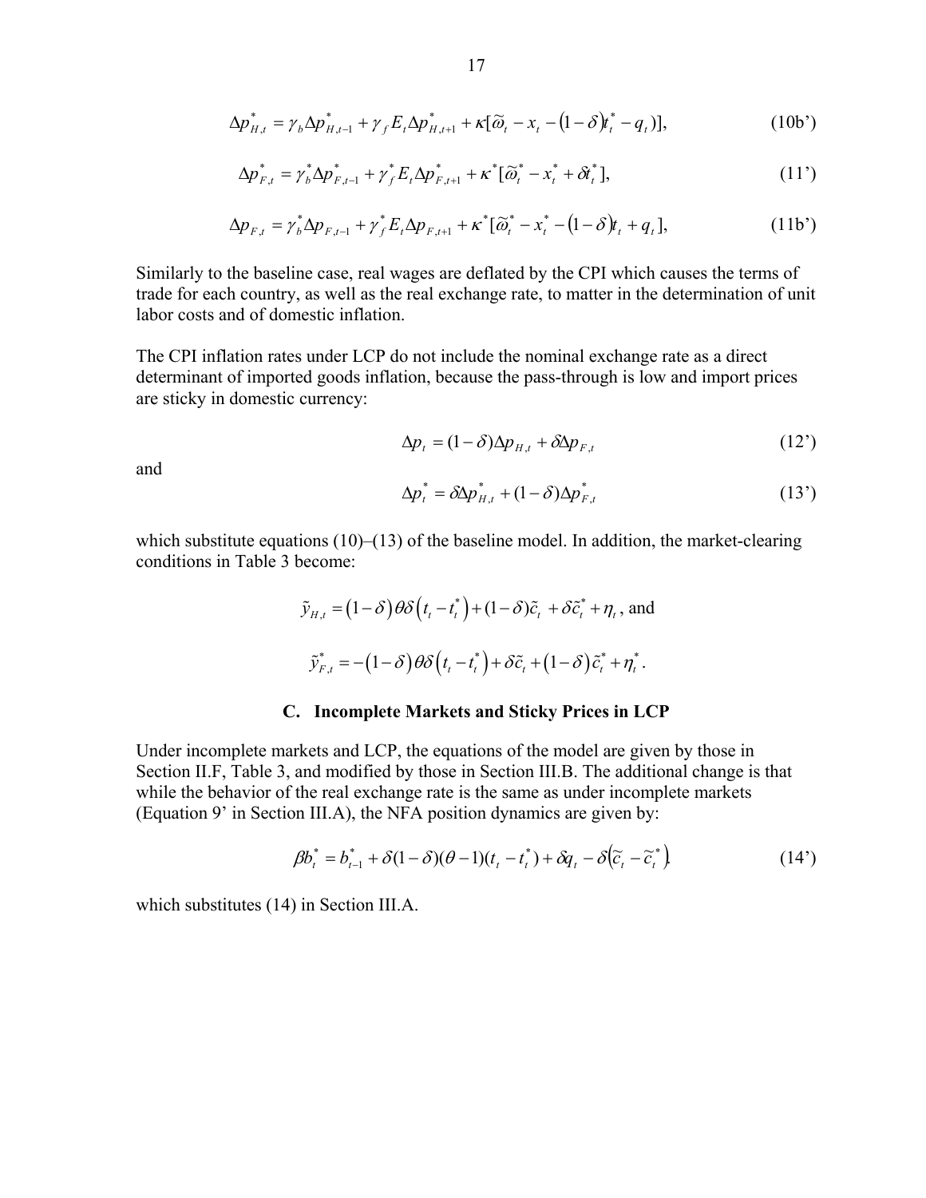$$\Delta p_{H,t}^{*} = \gamma_b \Delta p_{H,t-1}^{*} + \gamma_f E_t \Delta p_{H,t+1}^{*} + \kappa[\widetilde{\omega}_t - x_t - (1-\delta)t_t^{*} - q_t)], \tag{10b'}$$

$$\Delta p_{F,t}^{*} = \gamma_b^{*} \Delta p_{F,t-1}^{*} + \gamma_f^{*} E_t \Delta p_{F,t+1}^{*} + \kappa^{*}[\widetilde{\omega}_t^{*} - x_t^{*} + \delta t_t^{*}], \tag{11'}$$

$$\Delta p_{F,t} = \gamma_b^{*} \Delta p_{F,t-1} + \gamma_f^{*} E_t \Delta p_{F,t+1} + \kappa^{*}[\widetilde{\omega}_t^{*} - x_t^{*} - (1-\delta)t_t + q_t], \tag{11b'}$$

Similarly to the baseline case, real wages are deflated by the CPI which causes the terms of trade for each country, as well as the real exchange rate, to matter in the determination of unit labor costs and of domestic inflation.

The CPI inflation rates under LCP do not include the nominal exchange rate as a direct determinant of imported goods inflation, because the pass-through is low and import prices are sticky in domestic currency:

$$\Delta p_t = (1-\delta)\Delta p_{H,t} + \delta \Delta p_{F,t} \tag{12'}$$

and

$$\Delta p_t^{*} = \delta \Delta p_{H,t}^{*} + (1-\delta)\Delta p_{F,t}^{*} \tag{13'}$$

which substitute equations (10)–(13) of the baseline model. In addition, the market-clearing conditions in Table 3 become:

$$\tilde{y}_{H,t} = (1-\delta)\theta\delta\left(t_t - t_t^{*}\right) + (1-\delta)\tilde{c}_t + \delta\tilde{c}_t^{*} + \eta_t, \text{ and}$$

$$\tilde{y}_{F,t}^{*} = -(1-\delta)\theta\delta\left(t_t - t_t^{*}\right) + \delta\tilde{c}_t + (1-\delta)\tilde{c}_t^{*} + \eta_t^{*}.$$

## C. Incomplete Markets and Sticky Prices in LCP

Under incomplete markets and LCP, the equations of the model are given by those in Section II.F, Table 3, and modified by those in Section III.B. The additional change is that while the behavior of the real exchange rate is the same as under incomplete markets (Equation 9' in Section III.A), the NFA position dynamics are given by:

$$\beta b_t^{*} = b_{t-1}^{*} + \delta(1-\delta)(\theta-1)(t_t - t_t^{*}) + \delta q_t - \delta\left(\widetilde{c}_t - \widetilde{c}_t^{*}\right) \tag{14'}$$

which substitutes (14) in Section III.A.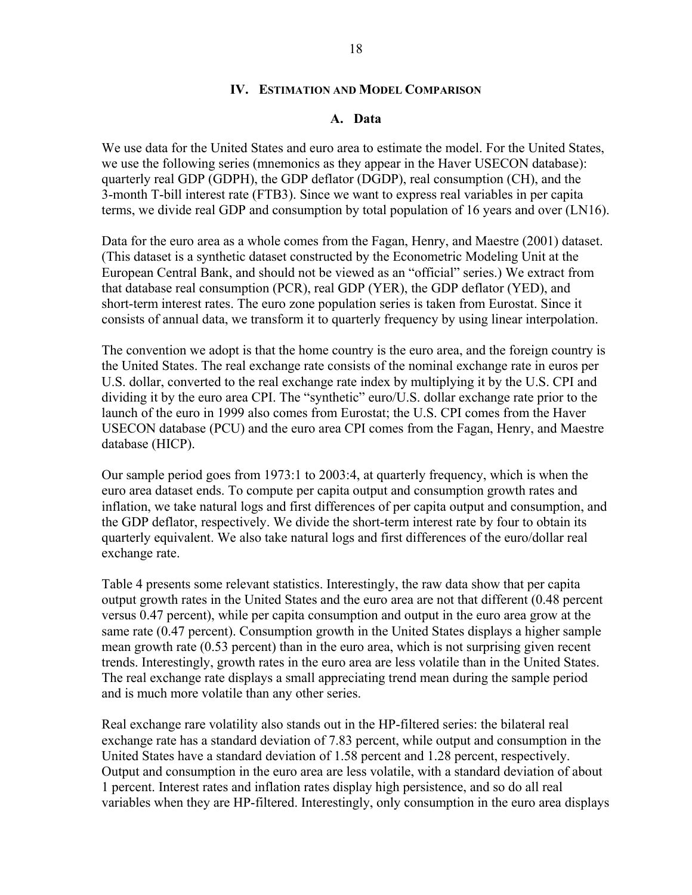## IV. Estimation and Model Comparison

### A. Data

We use data for the United States and euro area to estimate the model. For the United States, we use the following series (mnemonics as they appear in the Haver USECON database): quarterly real GDP (GDPH), the GDP deflator (DGDP), real consumption (CH), and the 3-month T-bill interest rate (FTB3). Since we want to express real variables in per capita terms, we divide real GDP and consumption by total population of 16 years and over (LN16).

Data for the euro area as a whole comes from the Fagan, Henry, and Maestre (2001) dataset. (This dataset is a synthetic dataset constructed by the Econometric Modeling Unit at the European Central Bank, and should not be viewed as an "official" series.) We extract from that database real consumption (PCR), real GDP (YER), the GDP deflator (YED), and short-term interest rates. The euro zone population series is taken from Eurostat. Since it consists of annual data, we transform it to quarterly frequency by using linear interpolation.

The convention we adopt is that the home country is the euro area, and the foreign country is the United States. The real exchange rate consists of the nominal exchange rate in euros per U.S. dollar, converted to the real exchange rate index by multiplying it by the U.S. CPI and dividing it by the euro area CPI. The "synthetic" euro/U.S. dollar exchange rate prior to the launch of the euro in 1999 also comes from Eurostat; the U.S. CPI comes from the Haver USECON database (PCU) and the euro area CPI comes from the Fagan, Henry, and Maestre database (HICP).

Our sample period goes from 1973:1 to 2003:4, at quarterly frequency, which is when the euro area dataset ends. To compute per capita output and consumption growth rates and inflation, we take natural logs and first differences of per capita output and consumption, and the GDP deflator, respectively. We divide the short-term interest rate by four to obtain its quarterly equivalent. We also take natural logs and first differences of the euro/dollar real exchange rate.

Table 4 presents some relevant statistics. Interestingly, the raw data show that per capita output growth rates in the United States and the euro area are not that different (0.48 percent versus 0.47 percent), while per capita consumption and output in the euro area grow at the same rate (0.47 percent). Consumption growth in the United States displays a higher sample mean growth rate (0.53 percent) than in the euro area, which is not surprising given recent trends. Interestingly, growth rates in the euro area are less volatile than in the United States. The real exchange rate displays a small appreciating trend mean during the sample period and is much more volatile than any other series.

Real exchange rare volatility also stands out in the HP-filtered series: the bilateral real exchange rate has a standard deviation of 7.83 percent, while output and consumption in the United States have a standard deviation of 1.58 percent and 1.28 percent, respectively. Output and consumption in the euro area are less volatile, with a standard deviation of about 1 percent. Interest rates and inflation rates display high persistence, and so do all real variables when they are HP-filtered. Interestingly, only consumption in the euro area displays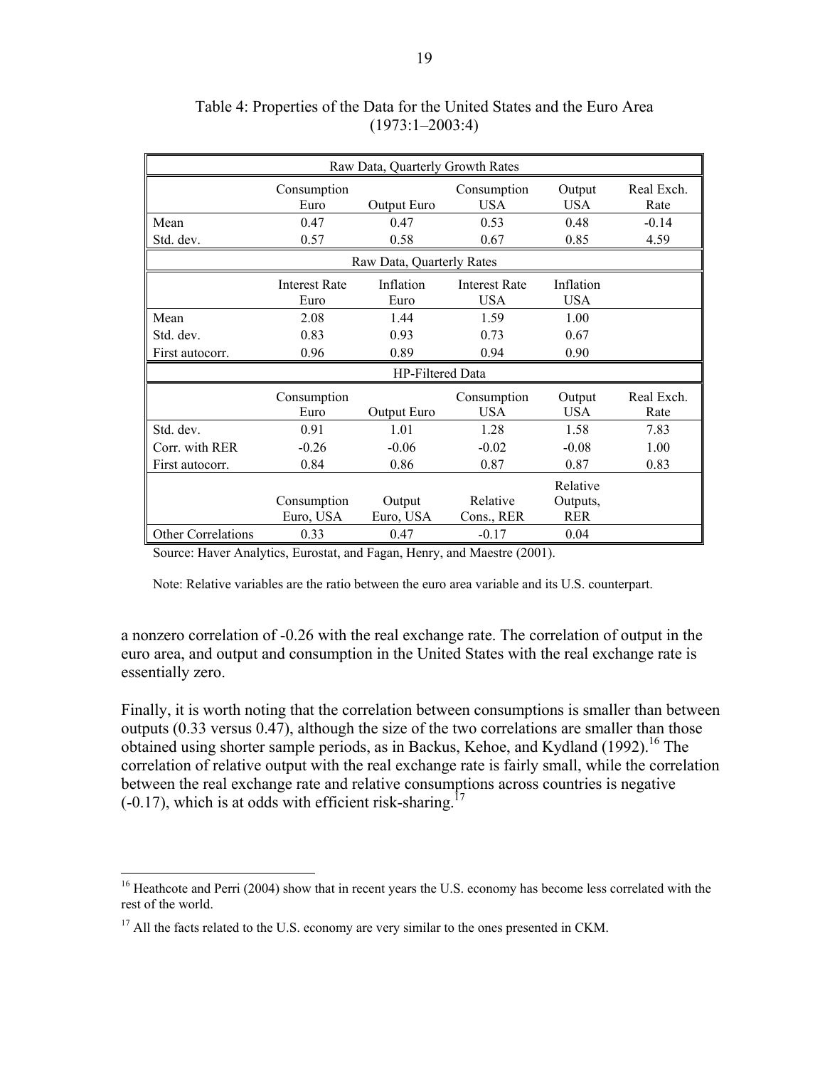Table 4: Properties of the Data for the United States and the Euro Area (1973:1–2003:4)

| Raw Data, Quarterly Growth Rates | | | | | |
|---|---|---|---|---|---|
| | Consumption Euro | Output Euro | Consumption USA | Output USA | Real Exch. Rate |
| Mean | 0.47 | 0.47 | 0.53 | 0.48 | -0.14 |
| Std. dev. | 0.57 | 0.58 | 0.67 | 0.85 | 4.59 |
| **Raw Data, Quarterly Rates** | | | | | |
| | Interest Rate Euro | Inflation Euro | Interest Rate USA | Inflation USA | |
| Mean | 2.08 | 1.44 | 1.59 | 1.00 | |
| Std. dev. | 0.83 | 0.93 | 0.73 | 0.67 | |
| First autocorr. | 0.96 | 0.89 | 0.94 | 0.90 | |
| **HP-Filtered Data** | | | | | |
| | Consumption Euro | Output Euro | Consumption USA | Output USA | Real Exch. Rate |
| Std. dev. | 0.91 | 1.01 | 1.28 | 1.58 | 7.83 |
| Corr. with RER | -0.26 | -0.06 | -0.02 | -0.08 | 1.00 |
| First autocorr. | 0.84 | 0.86 | 0.87 | 0.87 | 0.83 |
| | Consumption Euro, USA | Output Euro, USA | Relative Cons., RER | Relative Outputs, RER | |
| Other Correlations | 0.33 | 0.47 | -0.17 | 0.04 | |

Source: Haver Analytics, Eurostat, and Fagan, Henry, and Maestre (2001).

Note: Relative variables are the ratio between the euro area variable and its U.S. counterpart.

a nonzero correlation of -0.26 with the real exchange rate. The correlation of output in the euro area, and output and consumption in the United States with the real exchange rate is essentially zero.

Finally, it is worth noting that the correlation between consumptions is smaller than between outputs (0.33 versus 0.47), although the size of the two correlations are smaller than those obtained using shorter sample periods, as in Backus, Kehoe, and Kydland (1992).[16] The correlation of relative output with the real exchange rate is fairly small, while the correlation between the real exchange rate and relative consumptions across countries is negative (-0.17), which is at odds with efficient risk-sharing.[17]

[16] Heathcote and Perri (2004) show that in recent years the U.S. economy has become less correlated with the rest of the world.

[17] All the facts related to the U.S. economy are very similar to the ones presented in CKM.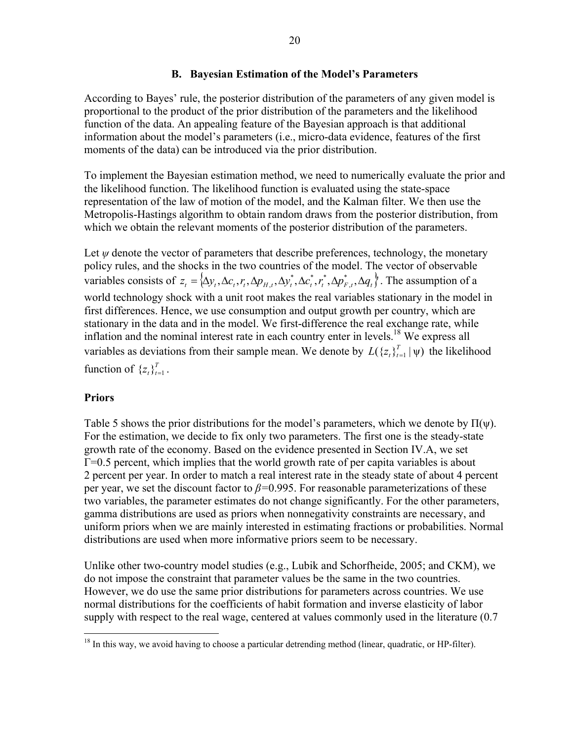### B. Bayesian Estimation of the Model's Parameters

According to Bayes' rule, the posterior distribution of the parameters of any given model is proportional to the product of the prior distribution of the parameters and the likelihood function of the data. An appealing feature of the Bayesian approach is that additional information about the model's parameters (i.e., micro-data evidence, features of the first moments of the data) can be introduced via the prior distribution.

To implement the Bayesian estimation method, we need to numerically evaluate the prior and the likelihood function. The likelihood function is evaluated using the state-space representation of the law of motion of the model, and the Kalman filter. We then use the Metropolis-Hastings algorithm to obtain random draws from the posterior distribution, from which we obtain the relevant moments of the posterior distribution of the parameters.

Let $\psi$ denote the vector of parameters that describe preferences, technology, the monetary policy rules, and the shocks in the two countries of the model. The vector of observable variables consists of $z_t = \{\Delta y_t, \Delta c_t, r_t, \Delta p_{H,t}, \Delta y_t^*, \Delta c_t^*, r_t^*, \Delta p_{F,t}^*, \Delta q_t\}$. The assumption of a world technology shock with a unit root makes the real variables stationary in the model in first differences. Hence, we use consumption and output growth per country, which are stationary in the data and in the model. We first-difference the real exchange rate, while inflation and the nominal interest rate in each country enter in levels.[18] We express all variables as deviations from their sample mean. We denote by $L(\{z_t\}_{t=1}^T \mid \psi)$ the likelihood function of $\{z_t\}_{t=1}^T$.

**Priors**

Table 5 shows the prior distributions for the model's parameters, which we denote by $\Pi(\psi)$. For the estimation, we decide to fix only two parameters. The first one is the steady-state growth rate of the economy. Based on the evidence presented in Section IV.A, we set $\Gamma$=0.5 percent, which implies that the world growth rate of per capita variables is about 2 percent per year. In order to match a real interest rate in the steady state of about 4 percent per year, we set the discount factor to $\beta$=0.995. For reasonable parameterizations of these two variables, the parameter estimates do not change significantly. For the other parameters, gamma distributions are used as priors when nonnegativity constraints are necessary, and uniform priors when we are mainly interested in estimating fractions or probabilities. Normal distributions are used when more informative priors seem to be necessary.

Unlike other two-country model studies (e.g., Lubik and Schorfheide, 2005; and CKM), we do not impose the constraint that parameter values be the same in the two countries. However, we do use the same prior distributions for parameters across countries. We use normal distributions for the coefficients of habit formation and inverse elasticity of labor supply with respect to the real wage, centered at values commonly used in the literature (0.7

[18] In this way, we avoid having to choose a particular detrending method (linear, quadratic, or HP-filter).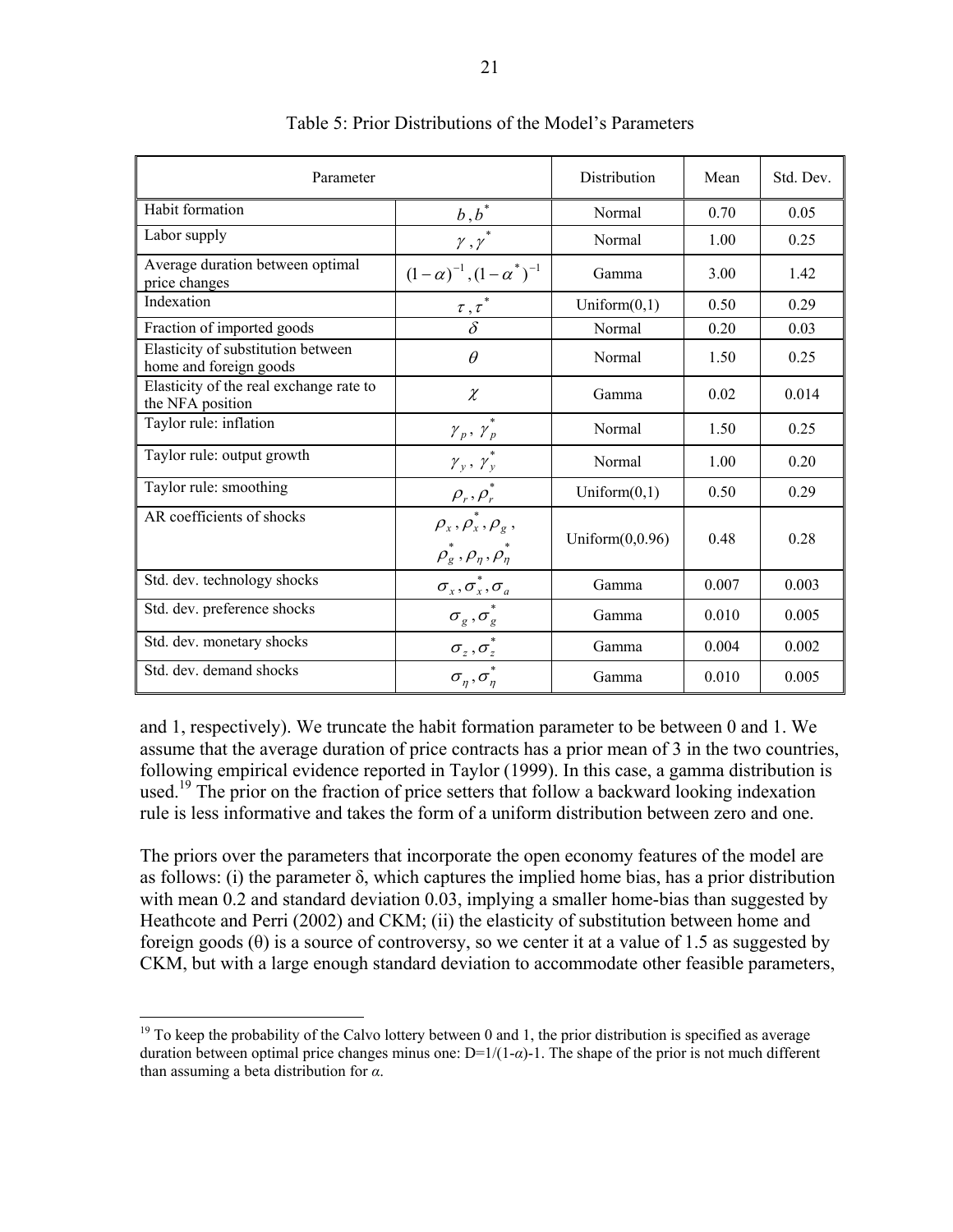Table 5: Prior Distributions of the Model's Parameters

| Parameter | | Distribution | Mean | Std. Dev. |
|---|---|---|---|---|
| Habit formation | $b, b^*$ | Normal | 0.70 | 0.05 |
| Labor supply | $\gamma, \gamma^*$ | Normal | 1.00 | 0.25 |
| Average duration between optimal price changes | $(1-\alpha)^{-1}, (1-\alpha^*)^{-1}$ | Gamma | 3.00 | 1.42 |
| Indexation | $\tau, \tau^*$ | Uniform(0,1) | 0.50 | 0.29 |
| Fraction of imported goods | $\delta$ | Normal | 0.20 | 0.03 |
| Elasticity of substitution between home and foreign goods | $\theta$ | Normal | 1.50 | 0.25 |
| Elasticity of the real exchange rate to the NFA position | $\chi$ | Gamma | 0.02 | 0.014 |
| Taylor rule: inflation | $\gamma_p, \gamma_p^*$ | Normal | 1.50 | 0.25 |
| Taylor rule: output growth | $\gamma_y, \gamma_y^*$ | Normal | 1.00 | 0.20 |
| Taylor rule: smoothing | $\rho_r, \rho_r^*$ | Uniform(0,1) | 0.50 | 0.29 |
| AR coefficients of shocks | $\rho_x, \rho_x^*, \rho_g, \rho_g^*, \rho_\eta, \rho_\eta^*$ | Uniform(0,0.96) | 0.48 | 0.28 |
| Std. dev. technology shocks | $\sigma_x, \sigma_x^*, \sigma_a$ | Gamma | 0.007 | 0.003 |
| Std. dev. preference shocks | $\sigma_g, \sigma_g^*$ | Gamma | 0.010 | 0.005 |
| Std. dev. monetary shocks | $\sigma_z, \sigma_z^*$ | Gamma | 0.004 | 0.002 |
| Std. dev. demand shocks | $\sigma_\eta, \sigma_\eta^*$ | Gamma | 0.010 | 0.005 |

and 1, respectively). We truncate the habit formation parameter to be between 0 and 1. We assume that the average duration of price contracts has a prior mean of 3 in the two countries, following empirical evidence reported in Taylor (1999). In this case, a gamma distribution is used.[19] The prior on the fraction of price setters that follow a backward looking indexation rule is less informative and takes the form of a uniform distribution between zero and one.

The priors over the parameters that incorporate the open economy features of the model are as follows: (i) the parameter δ, which captures the implied home bias, has a prior distribution with mean 0.2 and standard deviation 0.03, implying a smaller home-bias than suggested by Heathcote and Perri (2002) and CKM; (ii) the elasticity of substitution between home and foreign goods (θ) is a source of controversy, so we center it at a value of 1.5 as suggested by CKM, but with a large enough standard deviation to accommodate other feasible parameters,

[19] To keep the probability of the Calvo lottery between 0 and 1, the prior distribution is specified as average duration between optimal price changes minus one: $D=1/(1-\alpha)-1$. The shape of the prior is not much different than assuming a beta distribution for $\alpha$.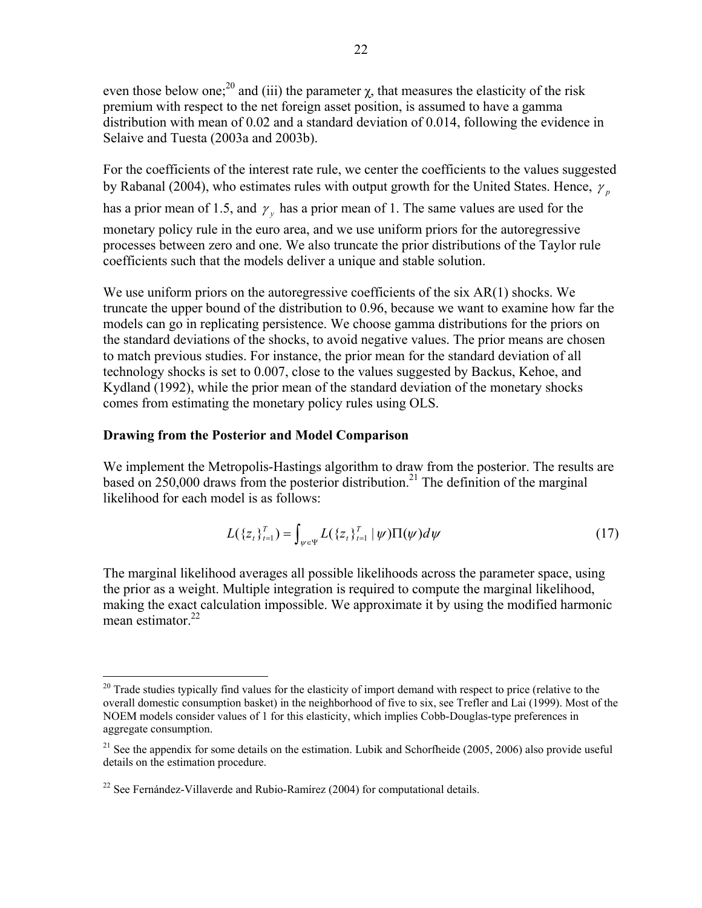even those below one;[20] and (iii) the parameter $\chi$, that measures the elasticity of the risk premium with respect to the net foreign asset position, is assumed to have a gamma distribution with mean of 0.02 and a standard deviation of 0.014, following the evidence in Selaive and Tuesta (2003a and 2003b).

For the coefficients of the interest rate rule, we center the coefficients to the values suggested by Rabanal (2004), who estimates rules with output growth for the United States. Hence, $\gamma_p$ has a prior mean of 1.5, and $\gamma_y$ has a prior mean of 1. The same values are used for the monetary policy rule in the euro area, and we use uniform priors for the autoregressive processes between zero and one. We also truncate the prior distributions of the Taylor rule coefficients such that the models deliver a unique and stable solution.

We use uniform priors on the autoregressive coefficients of the six AR(1) shocks. We truncate the upper bound of the distribution to 0.96, because we want to examine how far the models can go in replicating persistence. We choose gamma distributions for the priors on the standard deviations of the shocks, to avoid negative values. The prior means are chosen to match previous studies. For instance, the prior mean for the standard deviation of all technology shocks is set to 0.007, close to the values suggested by Backus, Kehoe, and Kydland (1992), while the prior mean of the standard deviation of the monetary shocks comes from estimating the monetary policy rules using OLS.

**Drawing from the Posterior and Model Comparison**

We implement the Metropolis-Hastings algorithm to draw from the posterior. The results are based on 250,000 draws from the posterior distribution.[21] The definition of the marginal likelihood for each model is as follows:

$$L(\{z_t\}_{t=1}^{T}) = \int_{\psi \in \Psi} L(\{z_t\}_{t=1}^{T} \mid \psi)\Pi(\psi)d\psi \tag{17}$$

The marginal likelihood averages all possible likelihoods across the parameter space, using the prior as a weight. Multiple integration is required to compute the marginal likelihood, making the exact calculation impossible. We approximate it by using the modified harmonic mean estimator.[22]

---

[20] Trade studies typically find values for the elasticity of import demand with respect to price (relative to the overall domestic consumption basket) in the neighborhood of five to six, see Trefler and Lai (1999). Most of the NOEM models consider values of 1 for this elasticity, which implies Cobb-Douglas-type preferences in aggregate consumption.

[21] See the appendix for some details on the estimation. Lubik and Schorfheide (2005, 2006) also provide useful details on the estimation procedure.

[22] See Fernández-Villaverde and Rubio-Ramírez (2004) for computational details.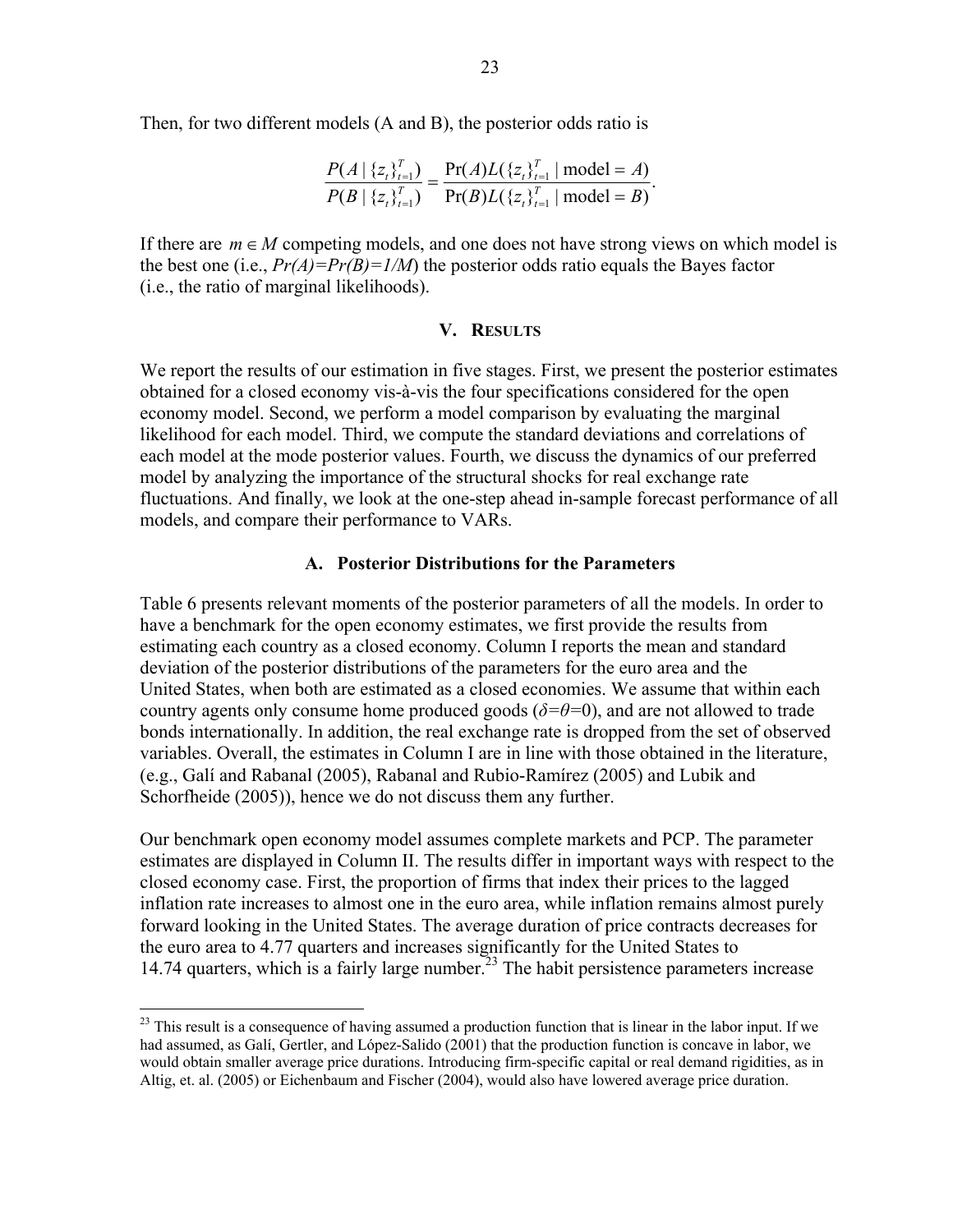Then, for two different models (A and B), the posterior odds ratio is

$$\frac{P(A \mid \{z_t\}_{t=1}^{T})}{P(B \mid \{z_t\}_{t=1}^{T})} = \frac{\Pr(A) L(\{z_t\}_{t=1}^{T} \mid \text{model} = A)}{\Pr(B) L(\{z_t\}_{t=1}^{T} \mid \text{model} = B)}.$$

If there are $m \in M$ competing models, and one does not have strong views on which model is the best one (i.e., *Pr(A)=Pr(B)=1/M*) the posterior odds ratio equals the Bayes factor (i.e., the ratio of marginal likelihoods).

## V. Results

We report the results of our estimation in five stages. First, we present the posterior estimates obtained for a closed economy vis-à-vis the four specifications considered for the open economy model. Second, we perform a model comparison by evaluating the marginal likelihood for each model. Third, we compute the standard deviations and correlations of each model at the mode posterior values. Fourth, we discuss the dynamics of our preferred model by analyzing the importance of the structural shocks for real exchange rate fluctuations. And finally, we look at the one-step ahead in-sample forecast performance of all models, and compare their performance to VARs.

### A. Posterior Distributions for the Parameters

Table 6 presents relevant moments of the posterior parameters of all the models. In order to have a benchmark for the open economy estimates, we first provide the results from estimating each country as a closed economy. Column I reports the mean and standard deviation of the posterior distributions of the parameters for the euro area and the United States, when both are estimated as a closed economies. We assume that within each country agents only consume home produced goods ($\delta=\theta=0$), and are not allowed to trade bonds internationally. In addition, the real exchange rate is dropped from the set of observed variables. Overall, the estimates in Column I are in line with those obtained in the literature, (e.g., Galí and Rabanal (2005), Rabanal and Rubio-Ramírez (2005) and Lubik and Schorfheide (2005)), hence we do not discuss them any further.

Our benchmark open economy model assumes complete markets and PCP. The parameter estimates are displayed in Column II. The results differ in important ways with respect to the closed economy case. First, the proportion of firms that index their prices to the lagged inflation rate increases to almost one in the euro area, while inflation remains almost purely forward looking in the United States. The average duration of price contracts decreases for the euro area to 4.77 quarters and increases significantly for the United States to 14.74 quarters, which is a fairly large number.[23] The habit persistence parameters increase

[23] This result is a consequence of having assumed a production function that is linear in the labor input. If we had assumed, as Galí, Gertler, and López-Salido (2001) that the production function is concave in labor, we would obtain smaller average price durations. Introducing firm-specific capital or real demand rigidities, as in Altig, et. al. (2005) or Eichenbaum and Fischer (2004), would also have lowered average price duration.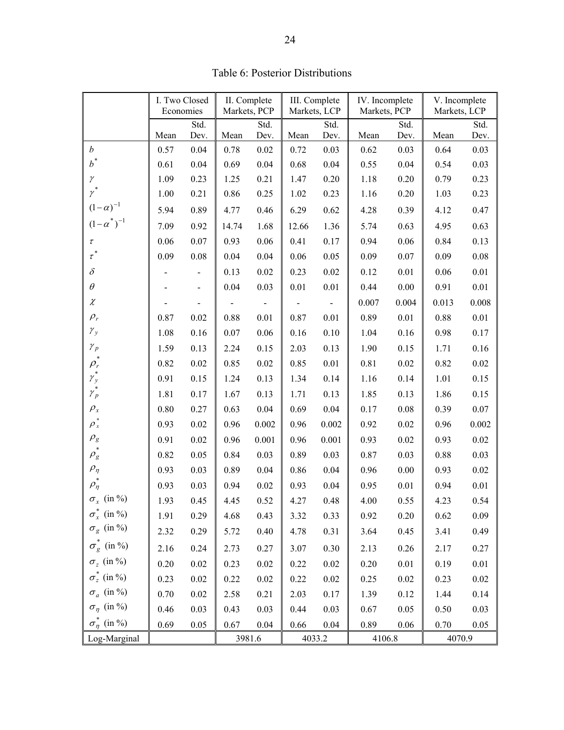Table 6: Posterior Distributions

| | I. Two Closed Economies | | II. Complete Markets, PCP | | III. Complete Markets, LCP | | IV. Incomplete Markets, PCP | | V. Incomplete Markets, LCP | |
|---|---|---|---|---|---|---|---|---|---|---|
| | Mean | Std. Dev. | Mean | Std. Dev. | Mean | Std. Dev. | Mean | Std. Dev. | Mean | Std. Dev. |
| $b$ | 0.57 | 0.04 | 0.78 | 0.02 | 0.72 | 0.03 | 0.62 | 0.03 | 0.64 | 0.03 |
| $b^*$ | 0.61 | 0.04 | 0.69 | 0.04 | 0.68 | 0.04 | 0.55 | 0.04 | 0.54 | 0.03 |
| $\gamma$ | 1.09 | 0.23 | 1.25 | 0.21 | 1.47 | 0.20 | 1.18 | 0.20 | 0.79 | 0.23 |
| $\gamma^*$ | 1.00 | 0.21 | 0.86 | 0.25 | 1.02 | 0.23 | 1.16 | 0.20 | 1.03 | 0.23 |
| $(1-\alpha)^{-1}$ | 5.94 | 0.89 | 4.77 | 0.46 | 6.29 | 0.62 | 4.28 | 0.39 | 4.12 | 0.47 |
| $(1-\alpha^*)^{-1}$ | 7.09 | 0.92 | 14.74 | 1.68 | 12.66 | 1.36 | 5.74 | 0.63 | 4.95 | 0.63 |
| $\tau$ | 0.06 | 0.07 | 0.93 | 0.06 | 0.41 | 0.17 | 0.94 | 0.06 | 0.84 | 0.13 |
| $\tau^*$ | 0.09 | 0.08 | 0.04 | 0.04 | 0.06 | 0.05 | 0.09 | 0.07 | 0.09 | 0.08 |
| $\delta$ | - | - | 0.13 | 0.02 | 0.23 | 0.02 | 0.12 | 0.01 | 0.06 | 0.01 |
| $\theta$ | - | - | 0.04 | 0.03 | 0.01 | 0.01 | 0.44 | 0.00 | 0.91 | 0.01 |
| $\chi$ | - | - | - | - | - | - | 0.007 | 0.004 | 0.013 | 0.008 |
| $\rho_r$ | 0.87 | 0.02 | 0.88 | 0.01 | 0.87 | 0.01 | 0.89 | 0.01 | 0.88 | 0.01 |
| $\gamma_y$ | 1.08 | 0.16 | 0.07 | 0.06 | 0.16 | 0.10 | 1.04 | 0.16 | 0.98 | 0.17 |
| $\gamma_p$ | 1.59 | 0.13 | 2.24 | 0.15 | 2.03 | 0.13 | 1.90 | 0.15 | 1.71 | 0.16 |
| $\rho_r^*$ | 0.82 | 0.02 | 0.85 | 0.02 | 0.85 | 0.01 | 0.81 | 0.02 | 0.82 | 0.02 |
| $\gamma_y^*$ | 0.91 | 0.15 | 1.24 | 0.13 | 1.34 | 0.14 | 1.16 | 0.14 | 1.01 | 0.15 |
| $\gamma_p^*$ | 1.81 | 0.17 | 1.67 | 0.13 | 1.71 | 0.13 | 1.85 | 0.13 | 1.86 | 0.15 |
| $\rho_x$ | 0.80 | 0.27 | 0.63 | 0.04 | 0.69 | 0.04 | 0.17 | 0.08 | 0.39 | 0.07 |
| $\rho_x^*$ | 0.93 | 0.02 | 0.96 | 0.002 | 0.96 | 0.002 | 0.92 | 0.02 | 0.96 | 0.002 |
| $\rho_g$ | 0.91 | 0.02 | 0.96 | 0.001 | 0.96 | 0.001 | 0.93 | 0.02 | 0.93 | 0.02 |
| $\rho_g^*$ | 0.82 | 0.05 | 0.84 | 0.03 | 0.89 | 0.03 | 0.87 | 0.03 | 0.88 | 0.03 |
| $\rho_\eta$ | 0.93 | 0.03 | 0.89 | 0.04 | 0.86 | 0.04 | 0.96 | 0.00 | 0.93 | 0.02 |
| $\rho_\eta^*$ | 0.93 | 0.03 | 0.94 | 0.02 | 0.93 | 0.04 | 0.95 | 0.01 | 0.94 | 0.01 |
| $\sigma_x$ (in %) | 1.93 | 0.45 | 4.45 | 0.52 | 4.27 | 0.48 | 4.00 | 0.55 | 4.23 | 0.54 |
| $\sigma_x^*$ (in %) | 1.91 | 0.29 | 4.68 | 0.43 | 3.32 | 0.33 | 0.92 | 0.20 | 0.62 | 0.09 |
| $\sigma_g$ (in %) | 2.32 | 0.29 | 5.72 | 0.40 | 4.78 | 0.31 | 3.64 | 0.45 | 3.41 | 0.49 |
| $\sigma_g^*$ (in %) | 2.16 | 0.24 | 2.73 | 0.27 | 3.07 | 0.30 | 2.13 | 0.26 | 2.17 | 0.27 |
| $\sigma_z$ (in %) | 0.20 | 0.02 | 0.23 | 0.02 | 0.22 | 0.02 | 0.20 | 0.01 | 0.19 | 0.01 |
| $\sigma_z^*$ (in %) | 0.23 | 0.02 | 0.22 | 0.02 | 0.22 | 0.02 | 0.25 | 0.02 | 0.23 | 0.02 |
| $\sigma_a$ (in %) | 0.70 | 0.02 | 2.58 | 0.21 | 2.03 | 0.17 | 1.39 | 0.12 | 1.44 | 0.14 |
| $\sigma_\eta$ (in %) | 0.46 | 0.03 | 0.43 | 0.03 | 0.44 | 0.03 | 0.67 | 0.05 | 0.50 | 0.03 |
| $\sigma_\eta^*$ (in %) | 0.69 | 0.05 | 0.67 | 0.04 | 0.66 | 0.04 | 0.89 | 0.06 | 0.70 | 0.05 |
| Log-Marginal | | | 3981.6 | | 4033.2 | | 4106.8 | | 4070.9 | |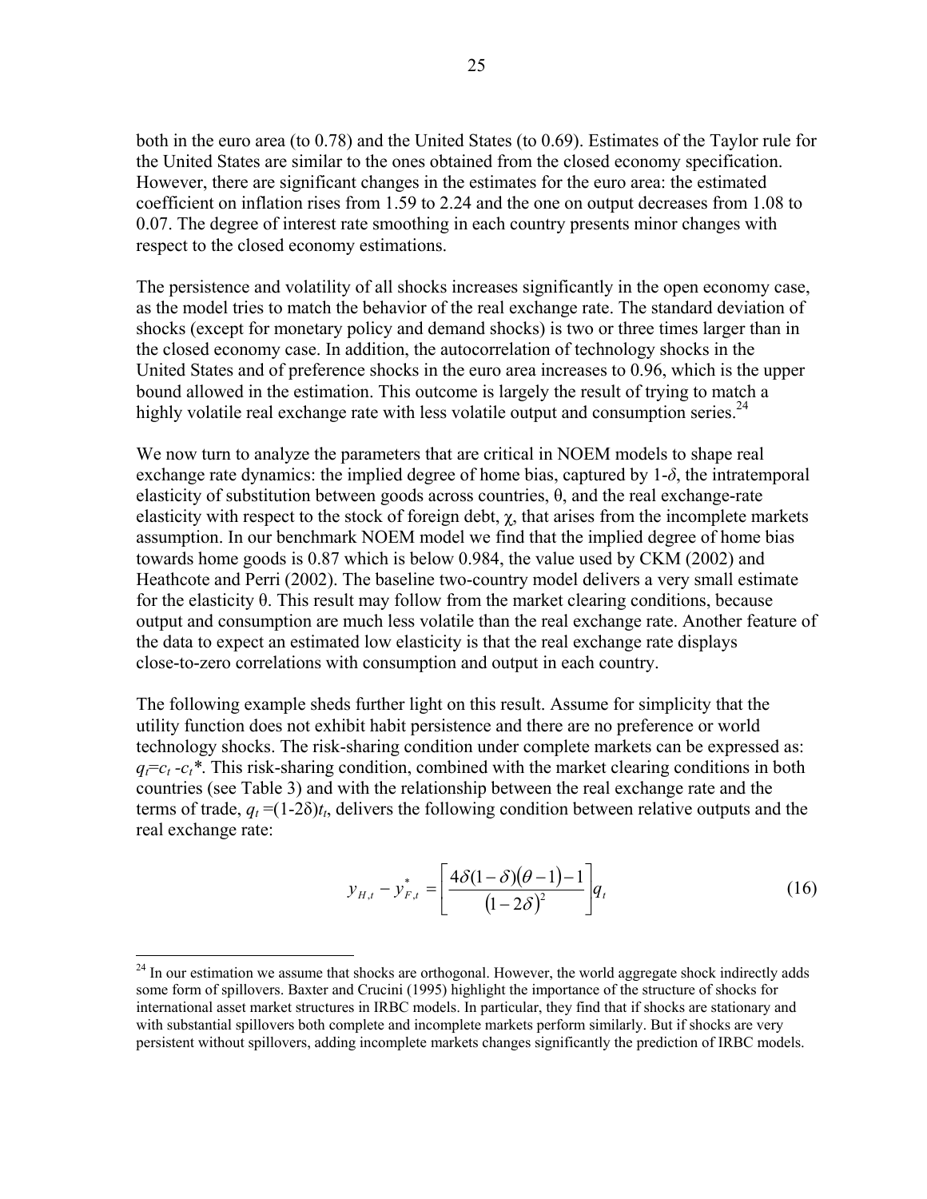both in the euro area (to 0.78) and the United States (to 0.69). Estimates of the Taylor rule for the United States are similar to the ones obtained from the closed economy specification. However, there are significant changes in the estimates for the euro area: the estimated coefficient on inflation rises from 1.59 to 2.24 and the one on output decreases from 1.08 to 0.07. The degree of interest rate smoothing in each country presents minor changes with respect to the closed economy estimations.

The persistence and volatility of all shocks increases significantly in the open economy case, as the model tries to match the behavior of the real exchange rate. The standard deviation of shocks (except for monetary policy and demand shocks) is two or three times larger than in the closed economy case. In addition, the autocorrelation of technology shocks in the United States and of preference shocks in the euro area increases to 0.96, which is the upper bound allowed in the estimation. This outcome is largely the result of trying to match a highly volatile real exchange rate with less volatile output and consumption series.[24]

We now turn to analyze the parameters that are critical in NOEM models to shape real exchange rate dynamics: the implied degree of home bias, captured by $1-\delta$, the intratemporal elasticity of substitution between goods across countries, $\theta$, and the real exchange-rate elasticity with respect to the stock of foreign debt, $\chi$, that arises from the incomplete markets assumption. In our benchmark NOEM model we find that the implied degree of home bias towards home goods is 0.87 which is below 0.984, the value used by CKM (2002) and Heathcote and Perri (2002). The baseline two-country model delivers a very small estimate for the elasticity $\theta$. This result may follow from the market clearing conditions, because output and consumption are much less volatile than the real exchange rate. Another feature of the data to expect an estimated low elasticity is that the real exchange rate displays close-to-zero correlations with consumption and output in each country.

The following example sheds further light on this result. Assume for simplicity that the utility function does not exhibit habit persistence and there are no preference or world technology shocks. The risk-sharing condition under complete markets can be expressed as: $q_t = c_t - c_t^*$. This risk-sharing condition, combined with the market clearing conditions in both countries (see Table 3) and with the relationship between the real exchange rate and the terms of trade, $q_t = (1-2\delta)t_t$, delivers the following condition between relative outputs and the real exchange rate:

$$y_{H,t} - y_{F,t}^* = \left[ \frac{4\delta(1-\delta)(\theta-1)-1}{(1-2\delta)^2} \right] q_t \tag{16}$$

[24] In our estimation we assume that shocks are orthogonal. However, the world aggregate shock indirectly adds some form of spillovers. Baxter and Crucini (1995) highlight the importance of the structure of shocks for international asset market structures in IRBC models. In particular, they find that if shocks are stationary and with substantial spillovers both complete and incomplete markets perform similarly. But if shocks are very persistent without spillovers, adding incomplete markets changes significantly the prediction of IRBC models.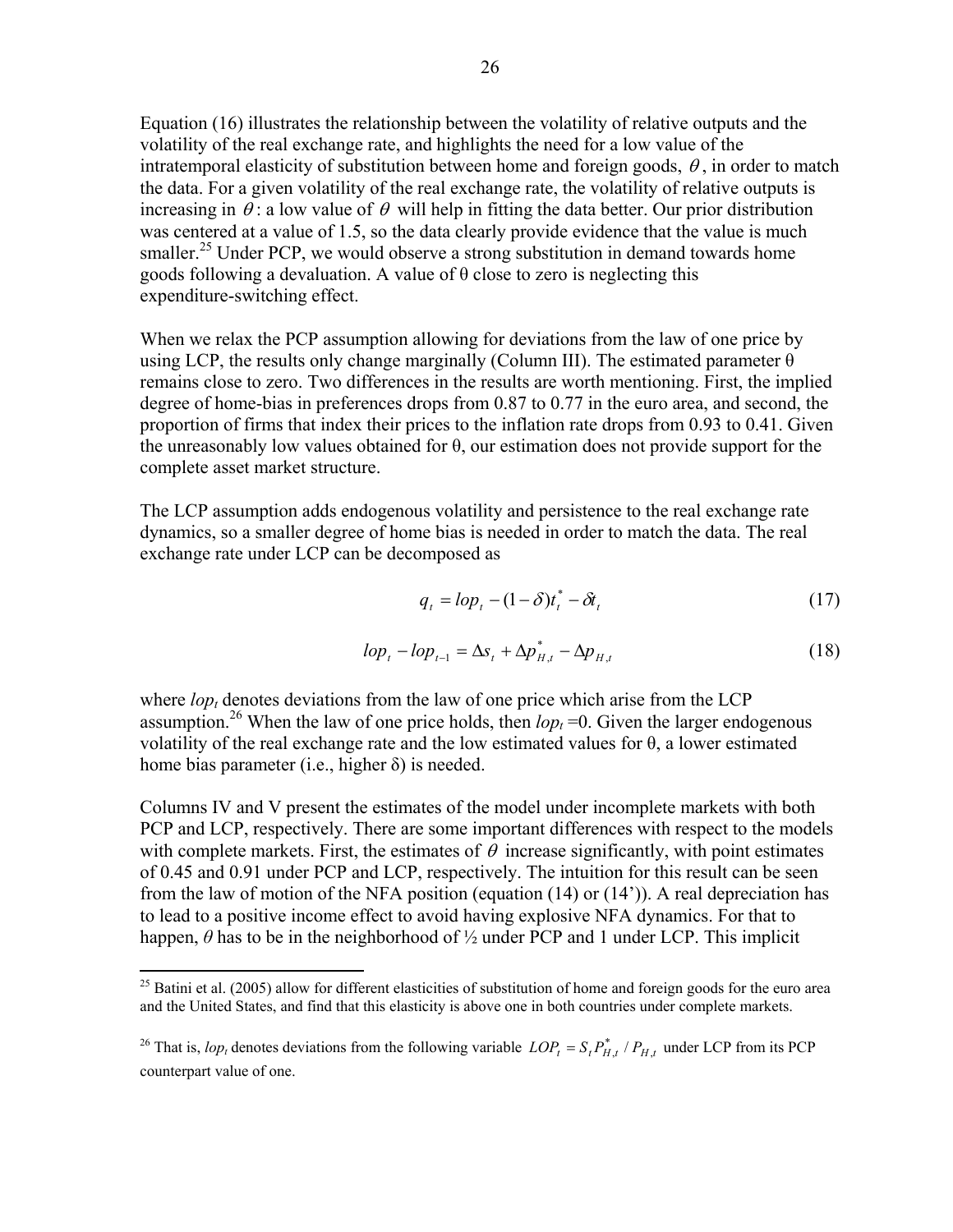Equation (16) illustrates the relationship between the volatility of relative outputs and the volatility of the real exchange rate, and highlights the need for a low value of the intratemporal elasticity of substitution between home and foreign goods, $\theta$, in order to match the data. For a given volatility of the real exchange rate, the volatility of relative outputs is increasing in $\theta$: a low value of $\theta$ will help in fitting the data better. Our prior distribution was centered at a value of 1.5, so the data clearly provide evidence that the value is much smaller.[25] Under PCP, we would observe a strong substitution in demand towards home goods following a devaluation. A value of θ close to zero is neglecting this expenditure-switching effect.

When we relax the PCP assumption allowing for deviations from the law of one price by using LCP, the results only change marginally (Column III). The estimated parameter θ remains close to zero. Two differences in the results are worth mentioning. First, the implied degree of home-bias in preferences drops from 0.87 to 0.77 in the euro area, and second, the proportion of firms that index their prices to the inflation rate drops from 0.93 to 0.41. Given the unreasonably low values obtained for θ, our estimation does not provide support for the complete asset market structure.

The LCP assumption adds endogenous volatility and persistence to the real exchange rate dynamics, so a smaller degree of home bias is needed in order to match the data. The real exchange rate under LCP can be decomposed as

$$q_t = lop_t - (1-\delta)t_t^* - \delta t_t \tag{17}$$

$$lop_t - lop_{t-1} = \Delta s_t + \Delta p_{H,t}^* - \Delta p_{H,t} \tag{18}$$

where $lop_t$ denotes deviations from the law of one price which arise from the LCP assumption.[26] When the law of one price holds, then $lop_t = 0$. Given the larger endogenous volatility of the real exchange rate and the low estimated values for θ, a lower estimated home bias parameter (i.e., higher δ) is needed.

Columns IV and V present the estimates of the model under incomplete markets with both PCP and LCP, respectively. There are some important differences with respect to the models with complete markets. First, the estimates of $\theta$ increase significantly, with point estimates of 0.45 and 0.91 under PCP and LCP, respectively. The intuition for this result can be seen from the law of motion of the NFA position (equation (14) or (14')). A real depreciation has to lead to a positive income effect to avoid having explosive NFA dynamics. For that to happen, $\theta$ has to be in the neighborhood of ½ under PCP and 1 under LCP. This implicit

[25] Batini et al. (2005) allow for different elasticities of substitution of home and foreign goods for the euro area and the United States, and find that this elasticity is above one in both countries under complete markets.

[26] That is, $lop_t$ denotes deviations from the following variable $LOP_t = S_t P_{H,t}^* / P_{H,t}$ under LCP from its PCP counterpart value of one.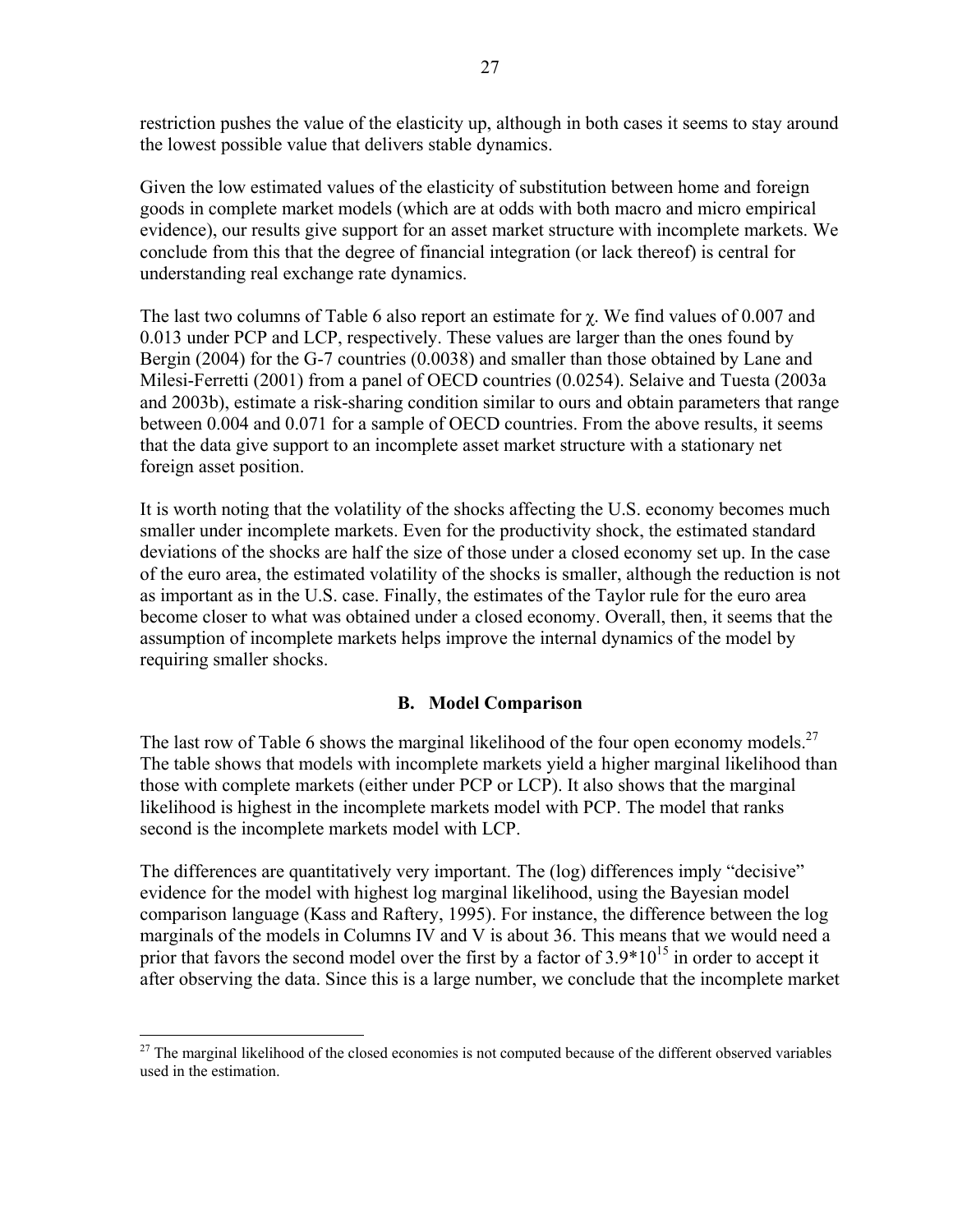restriction pushes the value of the elasticity up, although in both cases it seems to stay around the lowest possible value that delivers stable dynamics.

Given the low estimated values of the elasticity of substitution between home and foreign goods in complete market models (which are at odds with both macro and micro empirical evidence), our results give support for an asset market structure with incomplete markets. We conclude from this that the degree of financial integration (or lack thereof) is central for understanding real exchange rate dynamics.

The last two columns of Table 6 also report an estimate for $\chi$. We find values of 0.007 and 0.013 under PCP and LCP, respectively. These values are larger than the ones found by Bergin (2004) for the G-7 countries (0.0038) and smaller than those obtained by Lane and Milesi-Ferretti (2001) from a panel of OECD countries (0.0254). Selaive and Tuesta (2003a and 2003b), estimate a risk-sharing condition similar to ours and obtain parameters that range between 0.004 and 0.071 for a sample of OECD countries. From the above results, it seems that the data give support to an incomplete asset market structure with a stationary net foreign asset position.

It is worth noting that the volatility of the shocks affecting the U.S. economy becomes much smaller under incomplete markets. Even for the productivity shock, the estimated standard deviations of the shocks are half the size of those under a closed economy set up. In the case of the euro area, the estimated volatility of the shocks is smaller, although the reduction is not as important as in the U.S. case. Finally, the estimates of the Taylor rule for the euro area become closer to what was obtained under a closed economy. Overall, then, it seems that the assumption of incomplete markets helps improve the internal dynamics of the model by requiring smaller shocks.

### B. Model Comparison

The last row of Table 6 shows the marginal likelihood of the four open economy models.[27] The table shows that models with incomplete markets yield a higher marginal likelihood than those with complete markets (either under PCP or LCP). It also shows that the marginal likelihood is highest in the incomplete markets model with PCP. The model that ranks second is the incomplete markets model with LCP.

The differences are quantitatively very important. The (log) differences imply "decisive" evidence for the model with highest log marginal likelihood, using the Bayesian model comparison language (Kass and Raftery, 1995). For instance, the difference between the log marginals of the models in Columns IV and V is about 36. This means that we would need a prior that favors the second model over the first by a factor of $3.9*10^{15}$ in order to accept it after observing the data. Since this is a large number, we conclude that the incomplete market

[27] The marginal likelihood of the closed economies is not computed because of the different observed variables used in the estimation.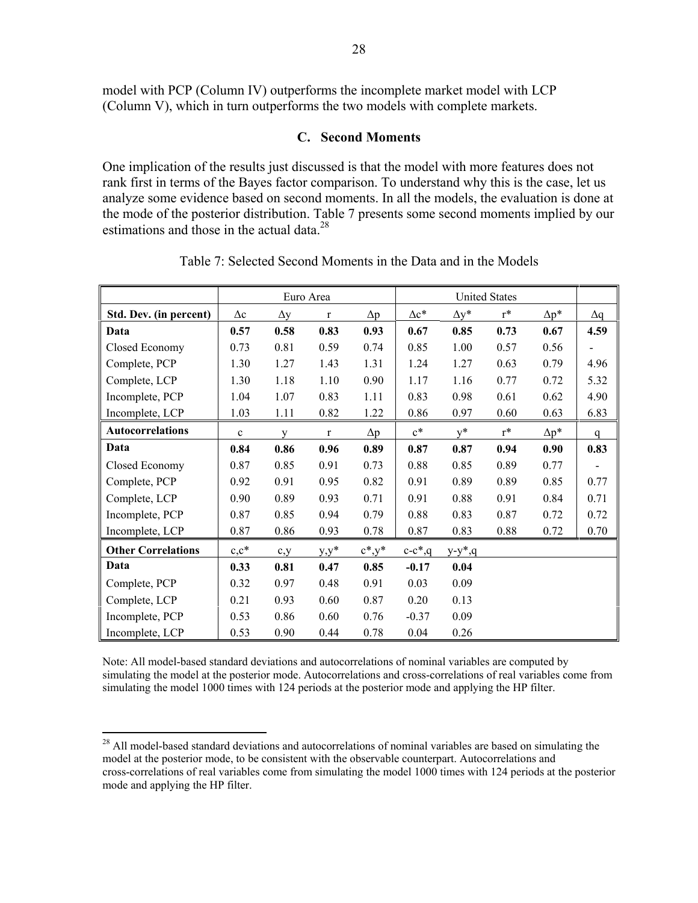model with PCP (Column IV) outperforms the incomplete market model with LCP (Column V), which in turn outperforms the two models with complete markets.

### C. Second Moments

One implication of the results just discussed is that the model with more features does not rank first in terms of the Bayes factor comparison. To understand why this is the case, let us analyze some evidence based on second moments. In all the models, the evaluation is done at the mode of the posterior distribution. Table 7 presents some second moments implied by our estimations and those in the actual data.[28]

Table 7: Selected Second Moments in the Data and in the Models

| | Euro Area | | | | United States | | | | |
|---|---|---|---|---|---|---|---|---|---|
| **Std. Dev. (in percent)** | $\Delta c$ | $\Delta y$ | $r$ | $\Delta p$ | $\Delta c^*$ | $\Delta y^*$ | $r^*$ | $\Delta p^*$ | $\Delta q$ |
| **Data** | **0.57** | **0.58** | **0.83** | **0.93** | **0.67** | **0.85** | **0.73** | **0.67** | **4.59** |
| Closed Economy | 0.73 | 0.81 | 0.59 | 0.74 | 0.85 | 1.00 | 0.57 | 0.56 | - |
| Complete, PCP | 1.30 | 1.27 | 1.43 | 1.31 | 1.24 | 1.27 | 0.63 | 0.79 | 4.96 |
| Complete, LCP | 1.30 | 1.18 | 1.10 | 0.90 | 1.17 | 1.16 | 0.77 | 0.72 | 5.32 |
| Incomplete, PCP | 1.04 | 1.07 | 0.83 | 1.11 | 0.83 | 0.98 | 0.61 | 0.62 | 4.90 |
| Incomplete, LCP | 1.03 | 1.11 | 0.82 | 1.22 | 0.86 | 0.97 | 0.60 | 0.63 | 6.83 |
| **Autocorrelations** | $c$ | $y$ | $r$ | $\Delta p$ | $c^*$ | $y^*$ | $r^*$ | $\Delta p^*$ | $q$ |
| **Data** | **0.84** | **0.86** | **0.96** | **0.89** | **0.87** | **0.87** | **0.94** | **0.90** | **0.83** |
| Closed Economy | 0.87 | 0.85 | 0.91 | 0.73 | 0.88 | 0.85 | 0.89 | 0.77 | - |
| Complete, PCP | 0.92 | 0.91 | 0.95 | 0.82 | 0.91 | 0.89 | 0.89 | 0.85 | 0.77 |
| Complete, LCP | 0.90 | 0.89 | 0.93 | 0.71 | 0.91 | 0.88 | 0.91 | 0.84 | 0.71 |
| Incomplete, PCP | 0.87 | 0.85 | 0.94 | 0.79 | 0.88 | 0.83 | 0.87 | 0.72 | 0.72 |
| Incomplete, LCP | 0.87 | 0.86 | 0.93 | 0.78 | 0.87 | 0.83 | 0.88 | 0.72 | 0.70 |
| **Other Correlations** | $c,c^*$ | $c,y$ | $y,y^*$ | $c^*,y^*$ | $c-c^*,q$ | $y-y^*,q$ | | | |
| **Data** | **0.33** | **0.81** | **0.47** | **0.85** | **-0.17** | **0.04** | | | |
| Complete, PCP | 0.32 | 0.97 | 0.48 | 0.91 | 0.03 | 0.09 | | | |
| Complete, LCP | 0.21 | 0.93 | 0.60 | 0.87 | 0.20 | 0.13 | | | |
| Incomplete, PCP | 0.53 | 0.86 | 0.60 | 0.76 | -0.37 | 0.09 | | | |
| Incomplete, LCP | 0.53 | 0.90 | 0.44 | 0.78 | 0.04 | 0.26 | | | |

Note: All model-based standard deviations and autocorrelations of nominal variables are computed by simulating the model at the posterior mode. Autocorrelations and cross-correlations of real variables come from simulating the model 1000 times with 124 periods at the posterior mode and applying the HP filter.

[28] All model-based standard deviations and autocorrelations of nominal variables are based on simulating the model at the posterior mode, to be consistent with the observable counterpart. Autocorrelations and cross-correlations of real variables come from simulating the model 1000 times with 124 periods at the posterior mode and applying the HP filter.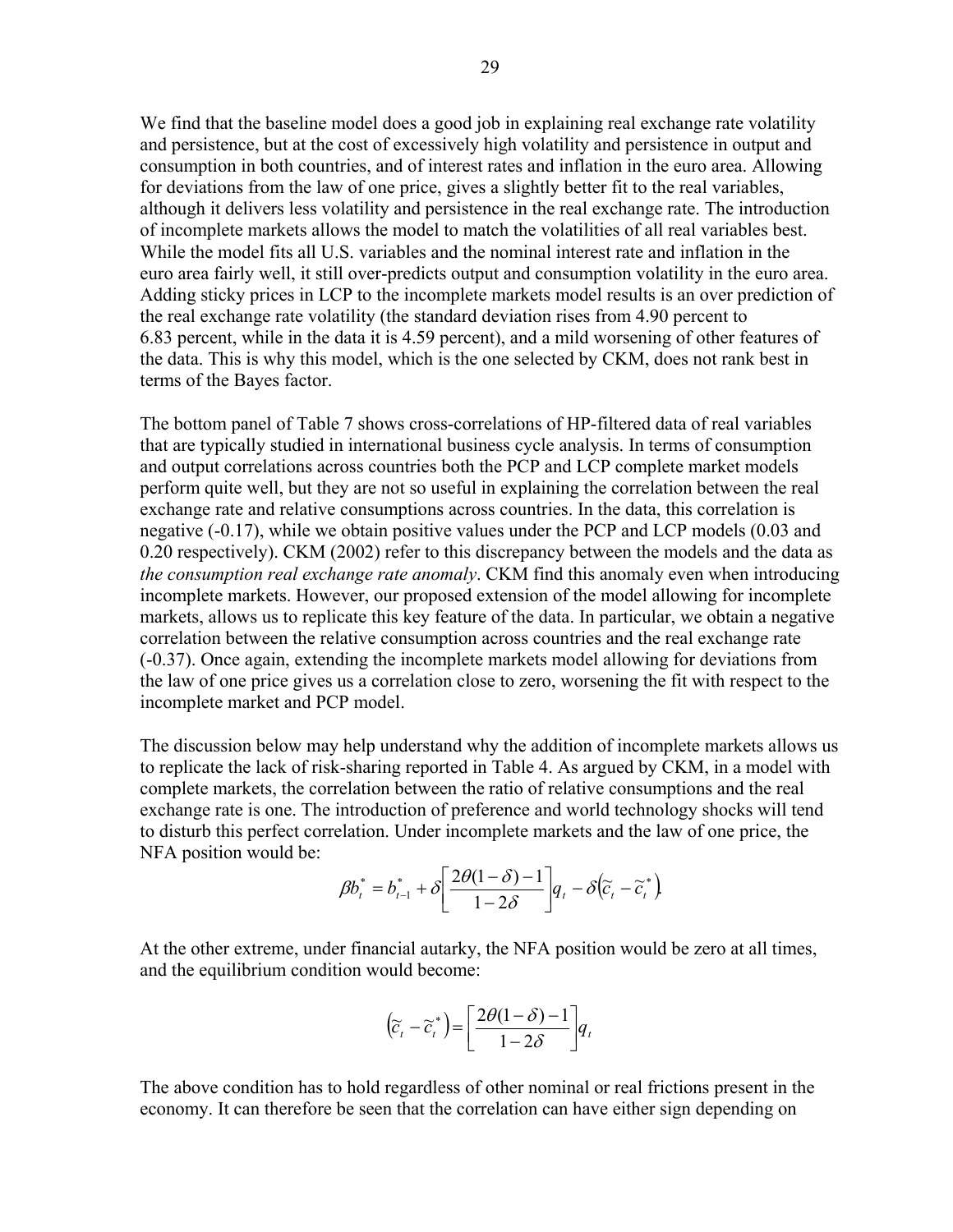We find that the baseline model does a good job in explaining real exchange rate volatility and persistence, but at the cost of excessively high volatility and persistence in output and consumption in both countries, and of interest rates and inflation in the euro area. Allowing for deviations from the law of one price, gives a slightly better fit to the real variables, although it delivers less volatility and persistence in the real exchange rate. The introduction of incomplete markets allows the model to match the volatilities of all real variables best. While the model fits all U.S. variables and the nominal interest rate and inflation in the euro area fairly well, it still over-predicts output and consumption volatility in the euro area. Adding sticky prices in LCP to the incomplete markets model results is an over prediction of the real exchange rate volatility (the standard deviation rises from 4.90 percent to 6.83 percent, while in the data it is 4.59 percent), and a mild worsening of other features of the data. This is why this model, which is the one selected by CKM, does not rank best in terms of the Bayes factor.

The bottom panel of Table 7 shows cross-correlations of HP-filtered data of real variables that are typically studied in international business cycle analysis. In terms of consumption and output correlations across countries both the PCP and LCP complete market models perform quite well, but they are not so useful in explaining the correlation between the real exchange rate and relative consumptions across countries. In the data, this correlation is negative (-0.17), while we obtain positive values under the PCP and LCP models (0.03 and 0.20 respectively). CKM (2002) refer to this discrepancy between the models and the data as *the consumption real exchange rate anomaly*. CKM find this anomaly even when introducing incomplete markets. However, our proposed extension of the model allowing for incomplete markets, allows us to replicate this key feature of the data. In particular, we obtain a negative correlation between the relative consumption across countries and the real exchange rate (-0.37). Once again, extending the incomplete markets model allowing for deviations from the law of one price gives us a correlation close to zero, worsening the fit with respect to the incomplete market and PCP model.

The discussion below may help understand why the addition of incomplete markets allows us to replicate the lack of risk-sharing reported in Table 4. As argued by CKM, in a model with complete markets, the correlation between the ratio of relative consumptions and the real exchange rate is one. The introduction of preference and world technology shocks will tend to disturb this perfect correlation. Under incomplete markets and the law of one price, the NFA position would be:

$$\beta b_t^* = b_{t-1}^* + \delta\left[\frac{2\theta(1-\delta)-1}{1-2\delta}\right]q_t - \delta\left(\widetilde{c}_t - \widetilde{c}_t^*\right).$$

At the other extreme, under financial autarky, the NFA position would be zero at all times, and the equilibrium condition would become:

$$\left(\widetilde{c}_t - \widetilde{c}_t^*\right) = \left[\frac{2\theta(1-\delta)-1}{1-2\delta}\right]q_t$$

The above condition has to hold regardless of other nominal or real frictions present in the economy. It can therefore be seen that the correlation can have either sign depending on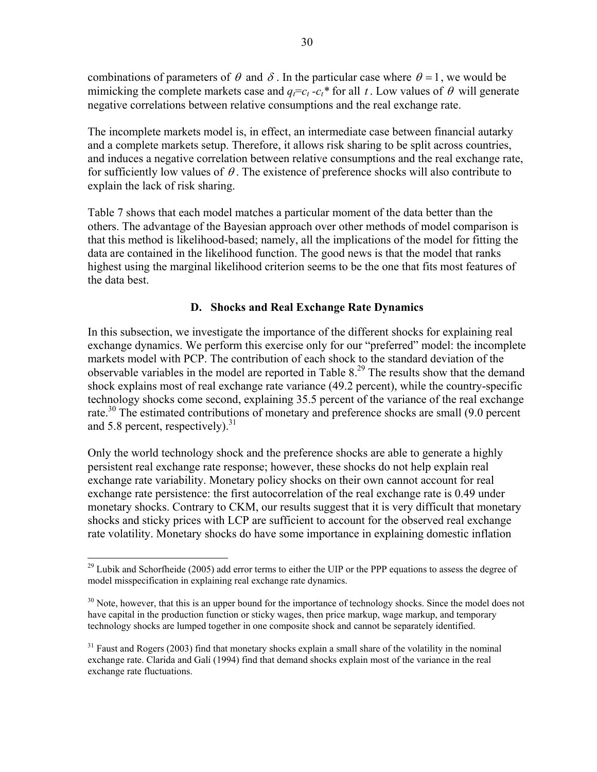combinations of parameters of $\theta$ and $\delta$. In the particular case where $\theta = 1$, we would be mimicking the complete markets case and $q_t = c_t - c_t^*$ for all $t$. Low values of $\theta$ will generate negative correlations between relative consumptions and the real exchange rate.

The incomplete markets model is, in effect, an intermediate case between financial autarky and a complete markets setup. Therefore, it allows risk sharing to be split across countries, and induces a negative correlation between relative consumptions and the real exchange rate, for sufficiently low values of $\theta$. The existence of preference shocks will also contribute to explain the lack of risk sharing.

Table 7 shows that each model matches a particular moment of the data better than the others. The advantage of the Bayesian approach over other methods of model comparison is that this method is likelihood-based; namely, all the implications of the model for fitting the data are contained in the likelihood function. The good news is that the model that ranks highest using the marginal likelihood criterion seems to be the one that fits most features of the data best.

### D. Shocks and Real Exchange Rate Dynamics

In this subsection, we investigate the importance of the different shocks for explaining real exchange dynamics. We perform this exercise only for our "preferred" model: the incomplete markets model with PCP. The contribution of each shock to the standard deviation of the observable variables in the model are reported in Table 8.[29] The results show that the demand shock explains most of real exchange rate variance (49.2 percent), while the country-specific technology shocks come second, explaining 35.5 percent of the variance of the real exchange rate.[30] The estimated contributions of monetary and preference shocks are small (9.0 percent and 5.8 percent, respectively).[31]

Only the world technology shock and the preference shocks are able to generate a highly persistent real exchange rate response; however, these shocks do not help explain real exchange rate variability. Monetary policy shocks on their own cannot account for real exchange rate persistence: the first autocorrelation of the real exchange rate is 0.49 under monetary shocks. Contrary to CKM, our results suggest that it is very difficult that monetary shocks and sticky prices with LCP are sufficient to account for the observed real exchange rate volatility. Monetary shocks do have some importance in explaining domestic inflation

---

[29] Lubik and Schorfheide (2005) add error terms to either the UIP or the PPP equations to assess the degree of model misspecification in explaining real exchange rate dynamics.

[30] Note, however, that this is an upper bound for the importance of technology shocks. Since the model does not have capital in the production function or sticky wages, then price markup, wage markup, and temporary technology shocks are lumped together in one composite shock and cannot be separately identified.

[31] Faust and Rogers (2003) find that monetary shocks explain a small share of the volatility in the nominal exchange rate. Clarida and Galí (1994) find that demand shocks explain most of the variance in the real exchange rate fluctuations.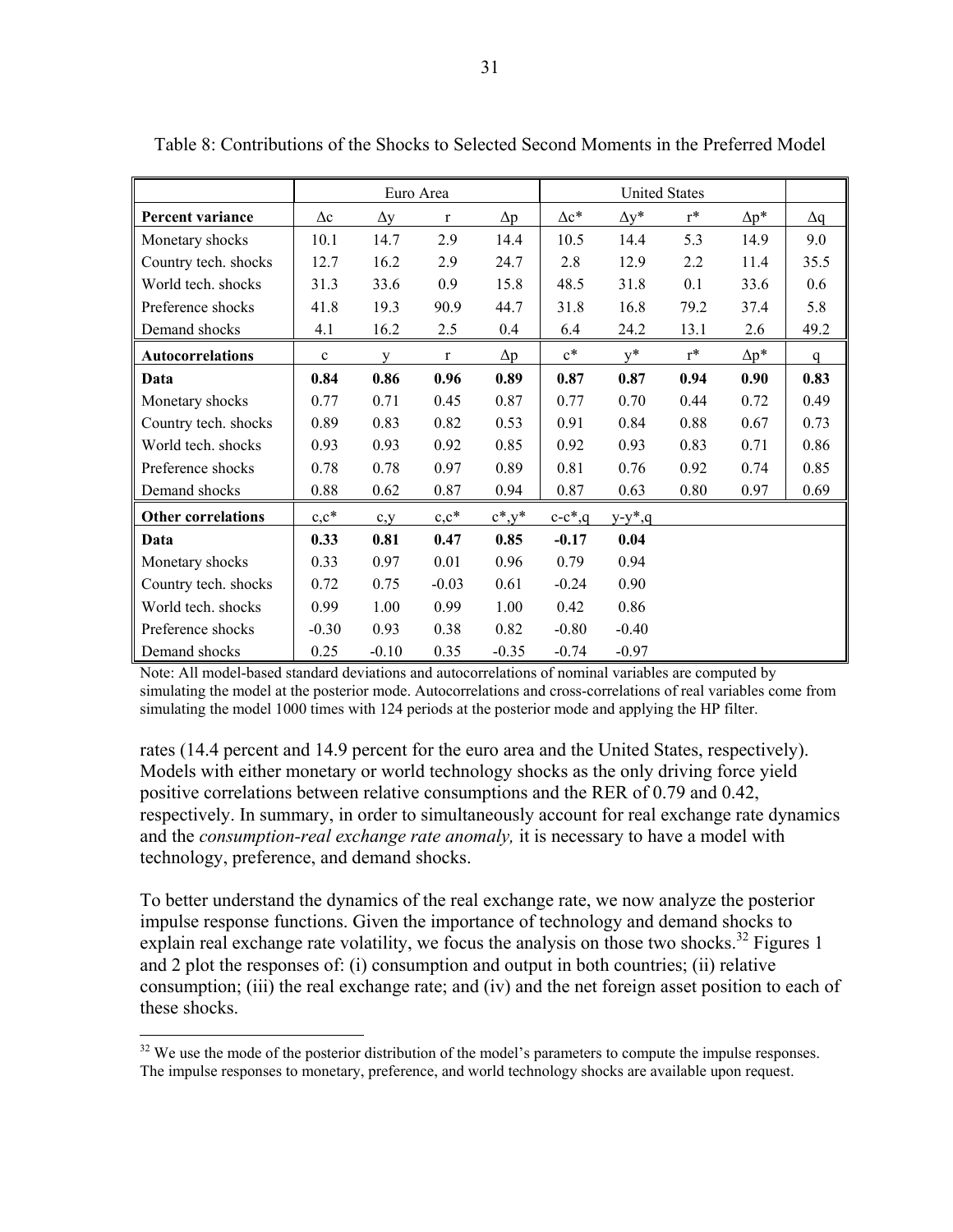Table 8: Contributions of the Shocks to Selected Second Moments in the Preferred Model

| | Euro Area | | | | United States | | | | |
|---|---|---|---|---|---|---|---|---|---|
| **Percent variance** | $\Delta c$ | $\Delta y$ | $r$ | $\Delta p$ | $\Delta c^*$ | $\Delta y^*$ | $r^*$ | $\Delta p^*$ | $\Delta q$ |
| Monetary shocks | 10.1 | 14.7 | 2.9 | 14.4 | 10.5 | 14.4 | 5.3 | 14.9 | 9.0 |
| Country tech. shocks | 12.7 | 16.2 | 2.9 | 24.7 | 2.8 | 12.9 | 2.2 | 11.4 | 35.5 |
| World tech. shocks | 31.3 | 33.6 | 0.9 | 15.8 | 48.5 | 31.8 | 0.1 | 33.6 | 0.6 |
| Preference shocks | 41.8 | 19.3 | 90.9 | 44.7 | 31.8 | 16.8 | 79.2 | 37.4 | 5.8 |
| Demand shocks | 4.1 | 16.2 | 2.5 | 0.4 | 6.4 | 24.2 | 13.1 | 2.6 | 49.2 |
| **Autocorrelations** | $c$ | $y$ | $r$ | $\Delta p$ | $c^*$ | $y^*$ | $r^*$ | $\Delta p^*$ | $q$ |
| **Data** | **0.84** | **0.86** | **0.96** | **0.89** | **0.87** | **0.87** | **0.94** | **0.90** | **0.83** |
| Monetary shocks | 0.77 | 0.71 | 0.45 | 0.87 | 0.77 | 0.70 | 0.44 | 0.72 | 0.49 |
| Country tech. shocks | 0.89 | 0.83 | 0.82 | 0.53 | 0.91 | 0.84 | 0.88 | 0.67 | 0.73 |
| World tech. shocks | 0.93 | 0.93 | 0.92 | 0.85 | 0.92 | 0.93 | 0.83 | 0.71 | 0.86 |
| Preference shocks | 0.78 | 0.78 | 0.97 | 0.89 | 0.81 | 0.76 | 0.92 | 0.74 | 0.85 |
| Demand shocks | 0.88 | 0.62 | 0.87 | 0.94 | 0.87 | 0.63 | 0.80 | 0.97 | 0.69 |
| **Other correlations** | $c,c^*$ | $c,y$ | $c,c^*$ | $c^*,y^*$ | $c-c^*,q$ | $y-y^*,q$ | | | |
| **Data** | **0.33** | **0.81** | **0.47** | **0.85** | **-0.17** | **0.04** | | | |
| Monetary shocks | 0.33 | 0.97 | 0.01 | 0.96 | 0.79 | 0.94 | | | |
| Country tech. shocks | 0.72 | 0.75 | -0.03 | 0.61 | -0.24 | 0.90 | | | |
| World tech. shocks | 0.99 | 1.00 | 0.99 | 1.00 | 0.42 | 0.86 | | | |
| Preference shocks | -0.30 | 0.93 | 0.38 | 0.82 | -0.80 | -0.40 | | | |
| Demand shocks | 0.25 | -0.10 | 0.35 | -0.35 | -0.74 | -0.97 | | | |

Note: All model-based standard deviations and autocorrelations of nominal variables are computed by simulating the model at the posterior mode. Autocorrelations and cross-correlations of real variables come from simulating the model 1000 times with 124 periods at the posterior mode and applying the HP filter.

rates (14.4 percent and 14.9 percent for the euro area and the United States, respectively). Models with either monetary or world technology shocks as the only driving force yield positive correlations between relative consumptions and the RER of 0.79 and 0.42, respectively. In summary, in order to simultaneously account for real exchange rate dynamics and the *consumption-real exchange rate anomaly,* it is necessary to have a model with technology, preference, and demand shocks.

To better understand the dynamics of the real exchange rate, we now analyze the posterior impulse response functions. Given the importance of technology and demand shocks to explain real exchange rate volatility, we focus the analysis on those two shocks.[32] Figures 1 and 2 plot the responses of: (i) consumption and output in both countries; (ii) relative consumption; (iii) the real exchange rate; and (iv) and the net foreign asset position to each of these shocks.

[32] We use the mode of the posterior distribution of the model's parameters to compute the impulse responses. The impulse responses to monetary, preference, and world technology shocks are available upon request.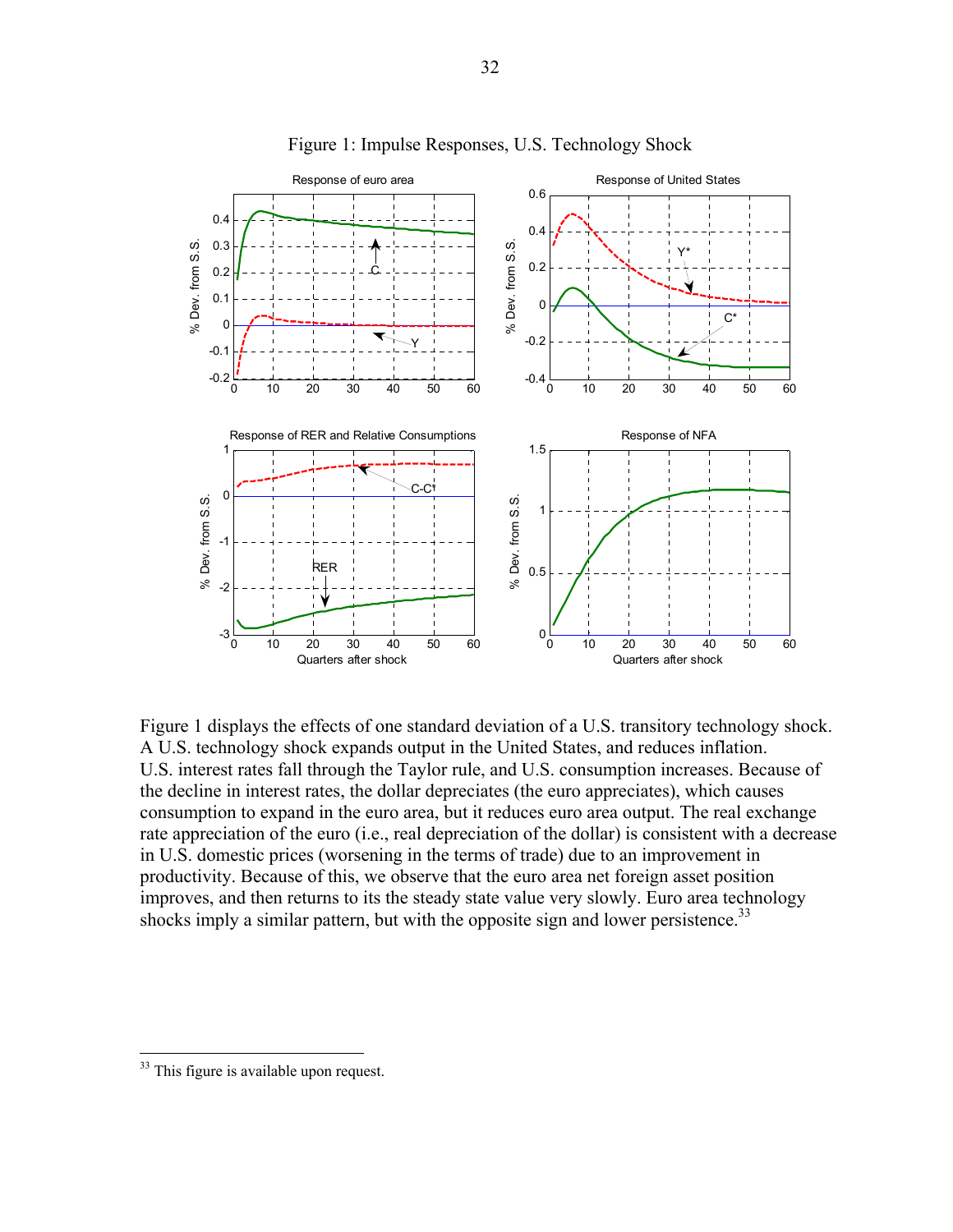Figure 1: Impulse Responses, U.S. Technology Shock

Figure 1 displays the effects of one standard deviation of a U.S. transitory technology shock. A U.S. technology shock expands output in the United States, and reduces inflation. U.S. interest rates fall through the Taylor rule, and U.S. consumption increases. Because of the decline in interest rates, the dollar depreciates (the euro appreciates), which causes consumption to expand in the euro area, but it reduces euro area output. The real exchange rate appreciation of the euro (i.e., real depreciation of the dollar) is consistent with a decrease in U.S. domestic prices (worsening in the terms of trade) due to an improvement in productivity. Because of this, we observe that the euro area net foreign asset position improves, and then returns to its the steady state value very slowly. Euro area technology shocks imply a similar pattern, but with the opposite sign and lower persistence.[33]

[33] This figure is available upon request.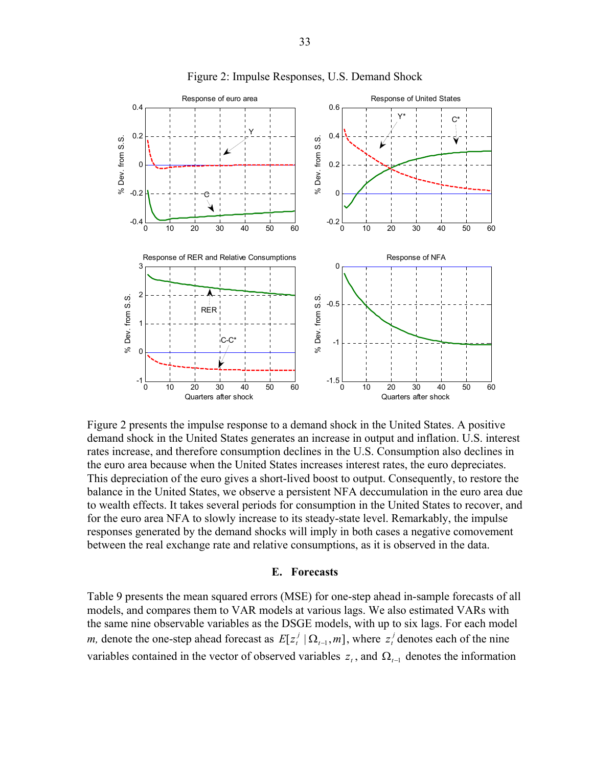Figure 2: Impulse Responses, U.S. Demand Shock

Figure 2 presents the impulse response to a demand shock in the United States. A positive demand shock in the United States generates an increase in output and inflation. U.S. interest rates increase, and therefore consumption declines in the U.S. Consumption also declines in the euro area because when the United States increases interest rates, the euro depreciates. This depreciation of the euro gives a short-lived boost to output. Consequently, to restore the balance in the United States, we observe a persistent NFA deccumulation in the euro area due to wealth effects. It takes several periods for consumption in the United States to recover, and for the euro area NFA to slowly increase to its steady-state level. Remarkably, the impulse responses generated by the demand shocks will imply in both cases a negative comovement between the real exchange rate and relative consumptions, as it is observed in the data.

### E. Forecasts

Table 9 presents the mean squared errors (MSE) for one-step ahead in-sample forecasts of all models, and compares them to VAR models at various lags. We also estimated VARs with the same nine observable variables as the DSGE models, with up to six lags. For each model *m,* denote the one-step ahead forecast as $E[z_t^j \mid \Omega_{t-1}, m]$, where $z_t^j$ denotes each of the nine variables contained in the vector of observed variables $z_t$, and $\Omega_{t-1}$ denotes the information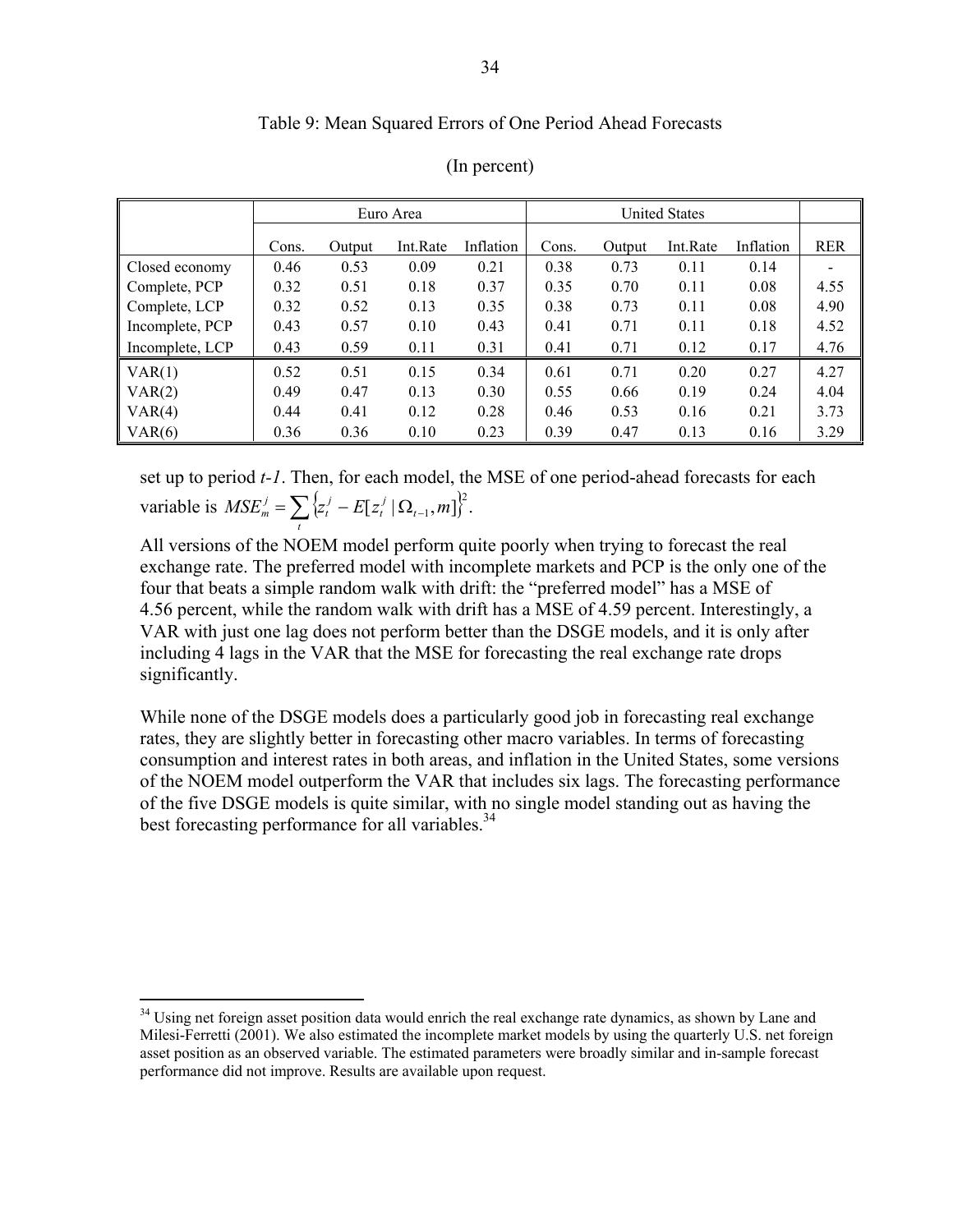Table 9: Mean Squared Errors of One Period Ahead Forecasts

(In percent)

| | Euro Area | | | | United States | | | | |
|---|---|---|---|---|---|---|---|---|---|
| | Cons. | Output | Int.Rate | Inflation | Cons. | Output | Int.Rate | Inflation | RER |
| Closed economy | 0.46 | 0.53 | 0.09 | 0.21 | 0.38 | 0.73 | 0.11 | 0.14 | - |
| Complete, PCP | 0.32 | 0.51 | 0.18 | 0.37 | 0.35 | 0.70 | 0.11 | 0.08 | 4.55 |
| Complete, LCP | 0.32 | 0.52 | 0.13 | 0.35 | 0.38 | 0.73 | 0.11 | 0.08 | 4.90 |
| Incomplete, PCP | 0.43 | 0.57 | 0.10 | 0.43 | 0.41 | 0.71 | 0.11 | 0.18 | 4.52 |
| Incomplete, LCP | 0.43 | 0.59 | 0.11 | 0.31 | 0.41 | 0.71 | 0.12 | 0.17 | 4.76 |
| VAR(1) | 0.52 | 0.51 | 0.15 | 0.34 | 0.61 | 0.71 | 0.20 | 0.27 | 4.27 |
| VAR(2) | 0.49 | 0.47 | 0.13 | 0.30 | 0.55 | 0.66 | 0.19 | 0.24 | 4.04 |
| VAR(4) | 0.44 | 0.41 | 0.12 | 0.28 | 0.46 | 0.53 | 0.16 | 0.21 | 3.73 |
| VAR(6) | 0.36 | 0.36 | 0.10 | 0.23 | 0.39 | 0.47 | 0.13 | 0.16 | 3.29 |

set up to period *t-1*. Then, for each model, the MSE of one period-ahead forecasts for each variable is $MSE_m^j = \sum_t \left\{ z_t^j - E[z_t^j \mid \Omega_{t-1}, m] \right\}^2$.

All versions of the NOEM model perform quite poorly when trying to forecast the real exchange rate. The preferred model with incomplete markets and PCP is the only one of the four that beats a simple random walk with drift: the "preferred model" has a MSE of 4.56 percent, while the random walk with drift has a MSE of 4.59 percent. Interestingly, a VAR with just one lag does not perform better than the DSGE models, and it is only after including 4 lags in the VAR that the MSE for forecasting the real exchange rate drops significantly.

While none of the DSGE models does a particularly good job in forecasting real exchange rates, they are slightly better in forecasting other macro variables. In terms of forecasting consumption and interest rates in both areas, and inflation in the United States, some versions of the NOEM model outperform the VAR that includes six lags. The forecasting performance of the five DSGE models is quite similar, with no single model standing out as having the best forecasting performance for all variables.[34]

[34] Using net foreign asset position data would enrich the real exchange rate dynamics, as shown by Lane and Milesi-Ferretti (2001). We also estimated the incomplete market models by using the quarterly U.S. net foreign asset position as an observed variable. The estimated parameters were broadly similar and in-sample forecast performance did not improve. Results are available upon request.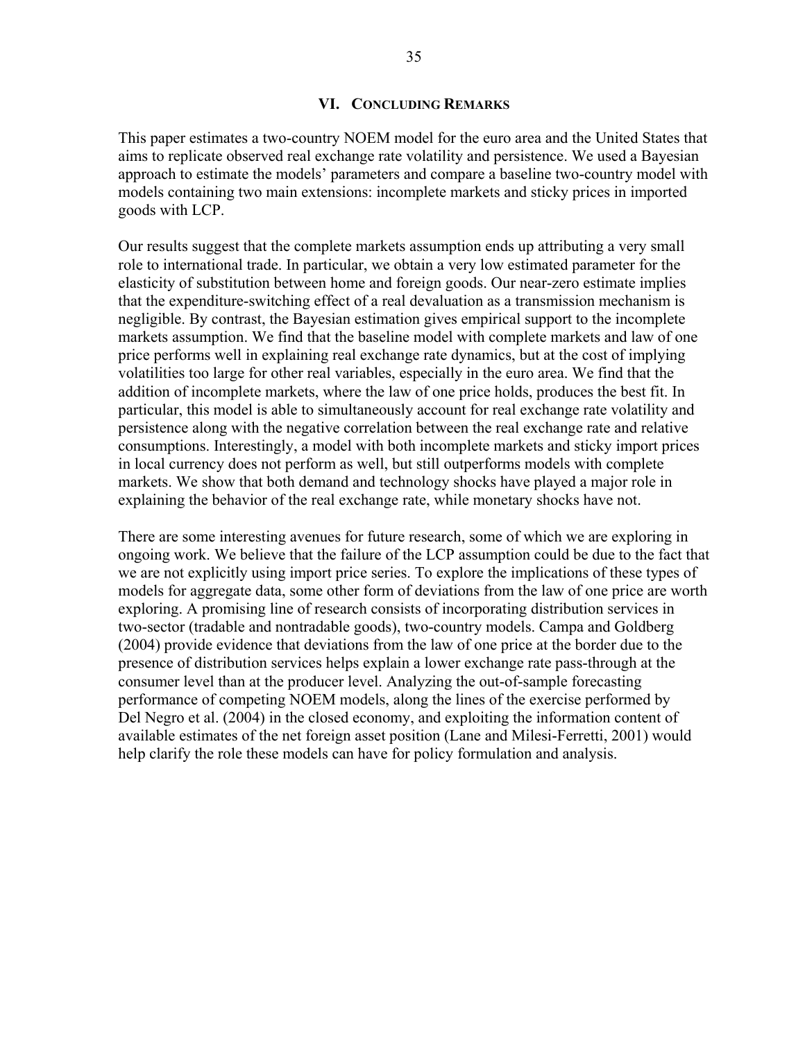## VI. Concluding Remarks

This paper estimates a two-country NOEM model for the euro area and the United States that aims to replicate observed real exchange rate volatility and persistence. We used a Bayesian approach to estimate the models' parameters and compare a baseline two-country model with models containing two main extensions: incomplete markets and sticky prices in imported goods with LCP.

Our results suggest that the complete markets assumption ends up attributing a very small role to international trade. In particular, we obtain a very low estimated parameter for the elasticity of substitution between home and foreign goods. Our near-zero estimate implies that the expenditure-switching effect of a real devaluation as a transmission mechanism is negligible. By contrast, the Bayesian estimation gives empirical support to the incomplete markets assumption. We find that the baseline model with complete markets and law of one price performs well in explaining real exchange rate dynamics, but at the cost of implying volatilities too large for other real variables, especially in the euro area. We find that the addition of incomplete markets, where the law of one price holds, produces the best fit. In particular, this model is able to simultaneously account for real exchange rate volatility and persistence along with the negative correlation between the real exchange rate and relative consumptions. Interestingly, a model with both incomplete markets and sticky import prices in local currency does not perform as well, but still outperforms models with complete markets. We show that both demand and technology shocks have played a major role in explaining the behavior of the real exchange rate, while monetary shocks have not.

There are some interesting avenues for future research, some of which we are exploring in ongoing work. We believe that the failure of the LCP assumption could be due to the fact that we are not explicitly using import price series. To explore the implications of these types of models for aggregate data, some other form of deviations from the law of one price are worth exploring. A promising line of research consists of incorporating distribution services in two-sector (tradable and nontradable goods), two-country models. Campa and Goldberg (2004) provide evidence that deviations from the law of one price at the border due to the presence of distribution services helps explain a lower exchange rate pass-through at the consumer level than at the producer level. Analyzing the out-of-sample forecasting performance of competing NOEM models, along the lines of the exercise performed by Del Negro et al. (2004) in the closed economy, and exploiting the information content of available estimates of the net foreign asset position (Lane and Milesi-Ferretti, 2001) would help clarify the role these models can have for policy formulation and analysis.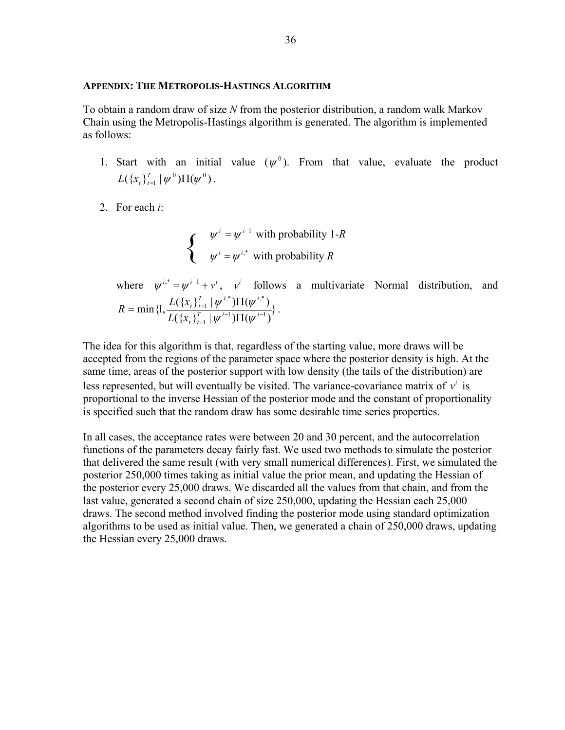## APPENDIX: THE METROPOLIS-HASTINGS ALGORITHM

To obtain a random draw of size *N* from the posterior distribution, a random walk Markov Chain using the Metropolis-Hastings algorithm is generated. The algorithm is implemented as follows:

1. Start with an initial value ($\psi^0$). From that value, evaluate the product $L(\{x_t\}_{t=1}^T \mid \psi^0)\Pi(\psi^0)$.

2. For each *i*:

$$\begin{cases} \psi^i = \psi^{i-1} \text{ with probability } 1\text{-}R \\ \psi^i = \psi^{i,*} \text{ with probability } R \end{cases}$$

   where $\psi^{i,*} = \psi^{i-1} + v^i$, $v^i$ follows a multivariate Normal distribution, and $R = \min\{1, \dfrac{L(\{x_t\}_{t=1}^T \mid \psi^{i,*})\Pi(\psi^{i,*})}{L(\{x_t\}_{t=1}^T \mid \psi^{i-1})\Pi(\psi^{i-1})}\}$.

The idea for this algorithm is that, regardless of the starting value, more draws will be accepted from the regions of the parameter space where the posterior density is high. At the same time, areas of the posterior support with low density (the tails of the distribution) are less represented, but will eventually be visited. The variance-covariance matrix of $v^i$ is proportional to the inverse Hessian of the posterior mode and the constant of proportionality is specified such that the random draw has some desirable time series properties.

In all cases, the acceptance rates were between 20 and 30 percent, and the autocorrelation functions of the parameters decay fairly fast. We used two methods to simulate the posterior that delivered the same result (with very small numerical differences). First, we simulated the posterior 250,000 times taking as initial value the prior mean, and updating the Hessian of the posterior every 25,000 draws. We discarded all the values from that chain, and from the last value, generated a second chain of size 250,000, updating the Hessian each 25,000 draws. The second method involved finding the posterior mode using standard optimization algorithms to be used as initial value. Then, we generated a chain of 250,000 draws, updating the Hessian every 25,000 draws.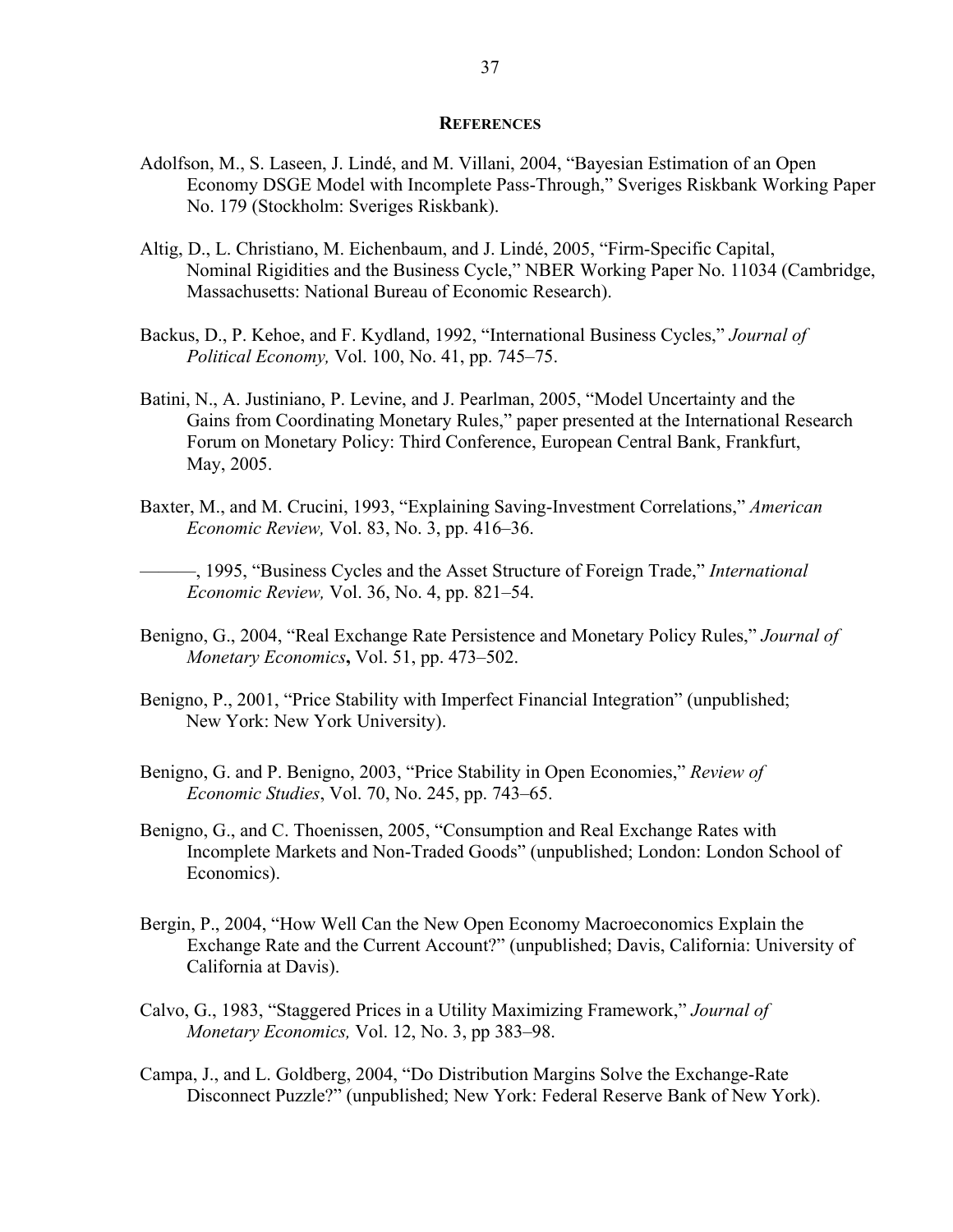## REFERENCES

Adolfson, M., S. Laseen, J. Lindé, and M. Villani, 2004, "Bayesian Estimation of an Open Economy DSGE Model with Incomplete Pass-Through," Sveriges Riskbank Working Paper No. 179 (Stockholm: Sveriges Riskbank).

Altig, D., L. Christiano, M. Eichenbaum, and J. Lindé, 2005, "Firm-Specific Capital, Nominal Rigidities and the Business Cycle," NBER Working Paper No. 11034 (Cambridge, Massachusetts: National Bureau of Economic Research).

Backus, D., P. Kehoe, and F. Kydland, 1992, "International Business Cycles," *Journal of Political Economy,* Vol. 100, No. 41, pp. 745–75.

Batini, N., A. Justiniano, P. Levine, and J. Pearlman, 2005, "Model Uncertainty and the Gains from Coordinating Monetary Rules," paper presented at the International Research Forum on Monetary Policy: Third Conference, European Central Bank, Frankfurt, May, 2005.

Baxter, M., and M. Crucini, 1993, "Explaining Saving-Investment Correlations," *American Economic Review,* Vol. 83, No. 3, pp. 416–36.

———, 1995, "Business Cycles and the Asset Structure of Foreign Trade," *International Economic Review,* Vol. 36, No. 4, pp. 821–54.

Benigno, G., 2004, "Real Exchange Rate Persistence and Monetary Policy Rules," *Journal of Monetary Economics***,** Vol. 51, pp. 473–502.

Benigno, P., 2001, "Price Stability with Imperfect Financial Integration" (unpublished; New York: New York University).

Benigno, G. and P. Benigno, 2003, "Price Stability in Open Economies," *Review of Economic Studies*, Vol. 70, No. 245, pp. 743–65.

Benigno, G., and C. Thoenissen, 2005, "Consumption and Real Exchange Rates with Incomplete Markets and Non-Traded Goods" (unpublished; London: London School of Economics).

Bergin, P., 2004, "How Well Can the New Open Economy Macroeconomics Explain the Exchange Rate and the Current Account?" (unpublished; Davis, California: University of California at Davis).

Calvo, G., 1983, "Staggered Prices in a Utility Maximizing Framework," *Journal of Monetary Economics,* Vol. 12, No. 3, pp 383–98.

Campa, J., and L. Goldberg, 2004, "Do Distribution Margins Solve the Exchange-Rate Disconnect Puzzle?" (unpublished; New York: Federal Reserve Bank of New York).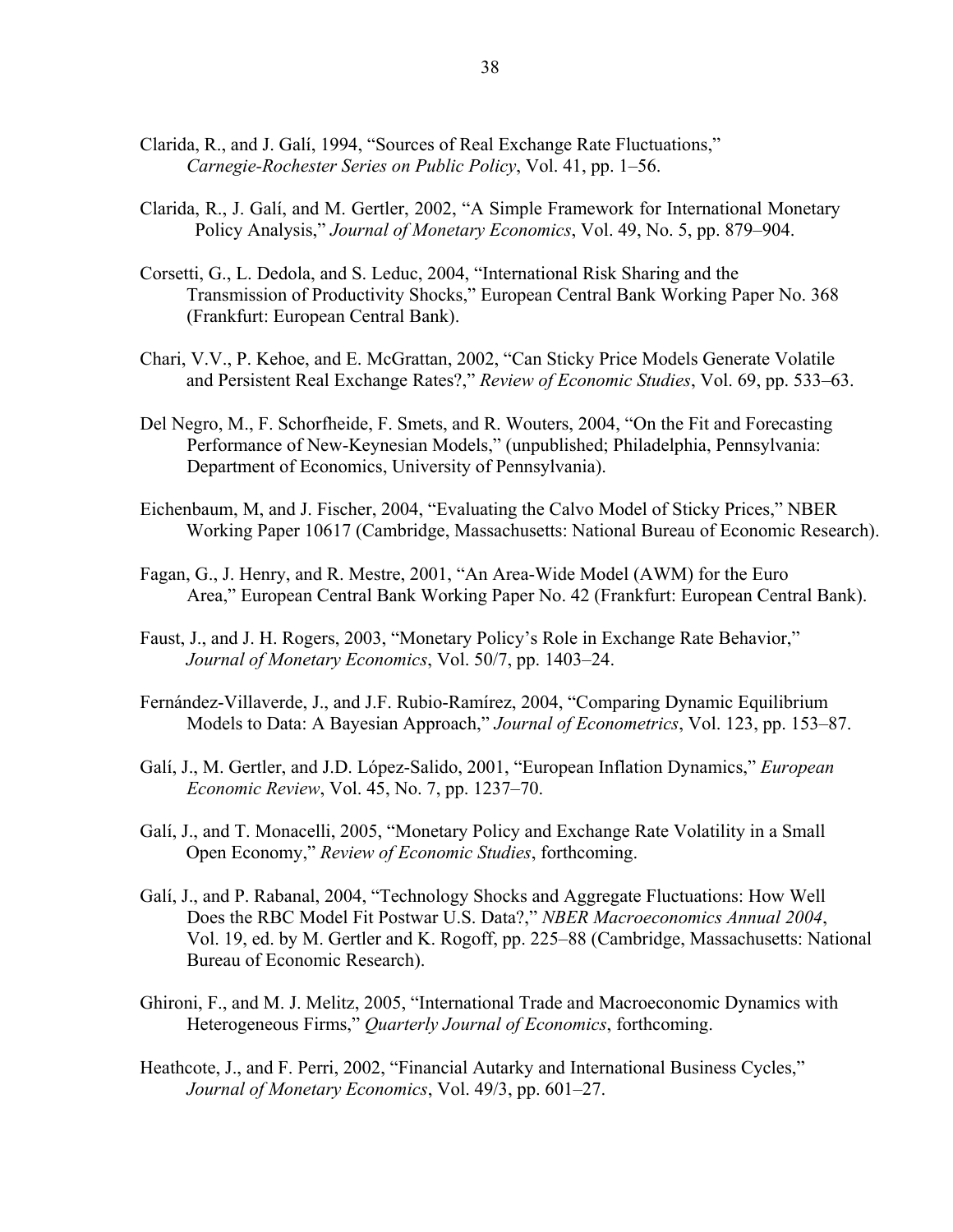Clarida, R., and J. Galí, 1994, "Sources of Real Exchange Rate Fluctuations," *Carnegie-Rochester Series on Public Policy*, Vol. 41, pp. 1–56.

Clarida, R., J. Galí, and M. Gertler, 2002, "A Simple Framework for International Monetary Policy Analysis," *Journal of Monetary Economics*, Vol. 49, No. 5, pp. 879–904.

Corsetti, G., L. Dedola, and S. Leduc, 2004, "International Risk Sharing and the Transmission of Productivity Shocks," European Central Bank Working Paper No. 368 (Frankfurt: European Central Bank).

Chari, V.V., P. Kehoe, and E. McGrattan, 2002, "Can Sticky Price Models Generate Volatile and Persistent Real Exchange Rates?," *Review of Economic Studies*, Vol. 69, pp. 533–63.

Del Negro, M., F. Schorfheide, F. Smets, and R. Wouters, 2004, "On the Fit and Forecasting Performance of New-Keynesian Models," (unpublished; Philadelphia, Pennsylvania: Department of Economics, University of Pennsylvania).

Eichenbaum, M, and J. Fischer, 2004, "Evaluating the Calvo Model of Sticky Prices," NBER Working Paper 10617 (Cambridge, Massachusetts: National Bureau of Economic Research).

Fagan, G., J. Henry, and R. Mestre, 2001, "An Area-Wide Model (AWM) for the Euro Area," European Central Bank Working Paper No. 42 (Frankfurt: European Central Bank).

Faust, J., and J. H. Rogers, 2003, "Monetary Policy's Role in Exchange Rate Behavior," *Journal of Monetary Economics*, Vol. 50/7, pp. 1403–24.

Fernández-Villaverde, J., and J.F. Rubio-Ramírez, 2004, "Comparing Dynamic Equilibrium Models to Data: A Bayesian Approach," *Journal of Econometrics*, Vol. 123, pp. 153–87.

Galí, J., M. Gertler, and J.D. López-Salido, 2001, "European Inflation Dynamics," *European Economic Review*, Vol. 45, No. 7, pp. 1237–70.

Galí, J., and T. Monacelli, 2005, "Monetary Policy and Exchange Rate Volatility in a Small Open Economy," *Review of Economic Studies*, forthcoming.

Galí, J., and P. Rabanal, 2004, "Technology Shocks and Aggregate Fluctuations: How Well Does the RBC Model Fit Postwar U.S. Data?," *NBER Macroeconomics Annual 2004*, Vol. 19, ed. by M. Gertler and K. Rogoff, pp. 225–88 (Cambridge, Massachusetts: National Bureau of Economic Research).

Ghironi, F., and M. J. Melitz, 2005, "International Trade and Macroeconomic Dynamics with Heterogeneous Firms," *Quarterly Journal of Economics*, forthcoming.

Heathcote, J., and F. Perri, 2002, "Financial Autarky and International Business Cycles," *Journal of Monetary Economics*, Vol. 49/3, pp. 601–27.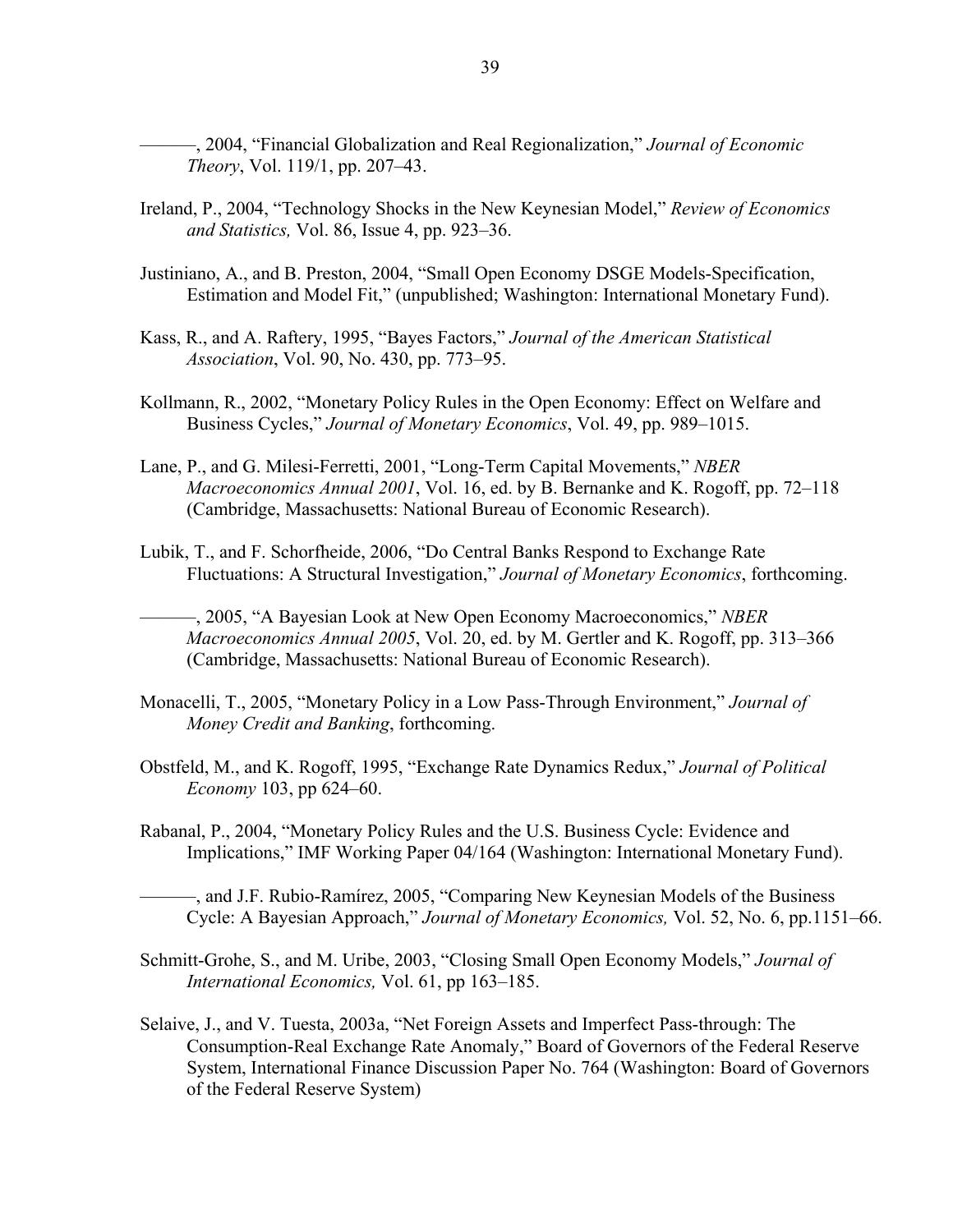———, 2004, "Financial Globalization and Real Regionalization," *Journal of Economic Theory*, Vol. 119/1, pp. 207–43.

Ireland, P., 2004, "Technology Shocks in the New Keynesian Model," *Review of Economics and Statistics,* Vol. 86, Issue 4, pp. 923–36.

Justiniano, A., and B. Preston, 2004, "Small Open Economy DSGE Models-Specification, Estimation and Model Fit," (unpublished; Washington: International Monetary Fund).

Kass, R., and A. Raftery, 1995, "Bayes Factors," *Journal of the American Statistical Association*, Vol. 90, No. 430, pp. 773–95.

Kollmann, R., 2002, "Monetary Policy Rules in the Open Economy: Effect on Welfare and Business Cycles," *Journal of Monetary Economics*, Vol. 49, pp. 989–1015.

Lane, P., and G. Milesi-Ferretti, 2001, "Long-Term Capital Movements," *NBER Macroeconomics Annual 2001*, Vol. 16, ed. by B. Bernanke and K. Rogoff, pp. 72–118 (Cambridge, Massachusetts: National Bureau of Economic Research).

Lubik, T., and F. Schorfheide, 2006, "Do Central Banks Respond to Exchange Rate Fluctuations: A Structural Investigation," *Journal of Monetary Economics*, forthcoming.

———, 2005, "A Bayesian Look at New Open Economy Macroeconomics," *NBER Macroeconomics Annual 2005*, Vol. 20, ed. by M. Gertler and K. Rogoff, pp. 313–366 (Cambridge, Massachusetts: National Bureau of Economic Research).

Monacelli, T., 2005, "Monetary Policy in a Low Pass-Through Environment," *Journal of Money Credit and Banking*, forthcoming.

Obstfeld, M., and K. Rogoff, 1995, "Exchange Rate Dynamics Redux," *Journal of Political Economy* 103, pp 624–60.

Rabanal, P., 2004, "Monetary Policy Rules and the U.S. Business Cycle: Evidence and Implications," IMF Working Paper 04/164 (Washington: International Monetary Fund).

———, and J.F. Rubio-Ramírez, 2005, "Comparing New Keynesian Models of the Business Cycle: A Bayesian Approach," *Journal of Monetary Economics,* Vol. 52, No. 6, pp.1151–66.

Schmitt-Grohe, S., and M. Uribe, 2003, "Closing Small Open Economy Models," *Journal of International Economics,* Vol. 61, pp 163–185.

Selaive, J., and V. Tuesta, 2003a, "Net Foreign Assets and Imperfect Pass-through: The Consumption-Real Exchange Rate Anomaly," Board of Governors of the Federal Reserve System, International Finance Discussion Paper No. 764 (Washington: Board of Governors of the Federal Reserve System)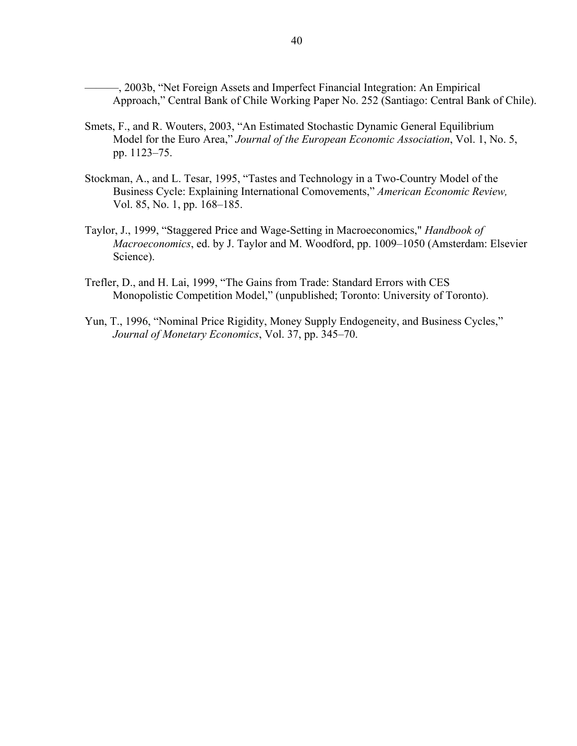———, 2003b, "Net Foreign Assets and Imperfect Financial Integration: An Empirical Approach," Central Bank of Chile Working Paper No. 252 (Santiago: Central Bank of Chile).

Smets, F., and R. Wouters, 2003, "An Estimated Stochastic Dynamic General Equilibrium Model for the Euro Area," *Journal of the European Economic Association*, Vol. 1, No. 5, pp. 1123–75.

Stockman, A., and L. Tesar, 1995, "Tastes and Technology in a Two-Country Model of the Business Cycle: Explaining International Comovements," *American Economic Review,* Vol. 85, No. 1, pp. 168–185.

Taylor, J., 1999, "Staggered Price and Wage-Setting in Macroeconomics," *Handbook of Macroeconomics*, ed. by J. Taylor and M. Woodford, pp. 1009–1050 (Amsterdam: Elsevier Science).

Trefler, D., and H. Lai, 1999, "The Gains from Trade: Standard Errors with CES Monopolistic Competition Model," (unpublished; Toronto: University of Toronto).

Yun, T., 1996, "Nominal Price Rigidity, Money Supply Endogeneity, and Business Cycles," *Journal of Monetary Economics*, Vol. 37, pp. 345–70.